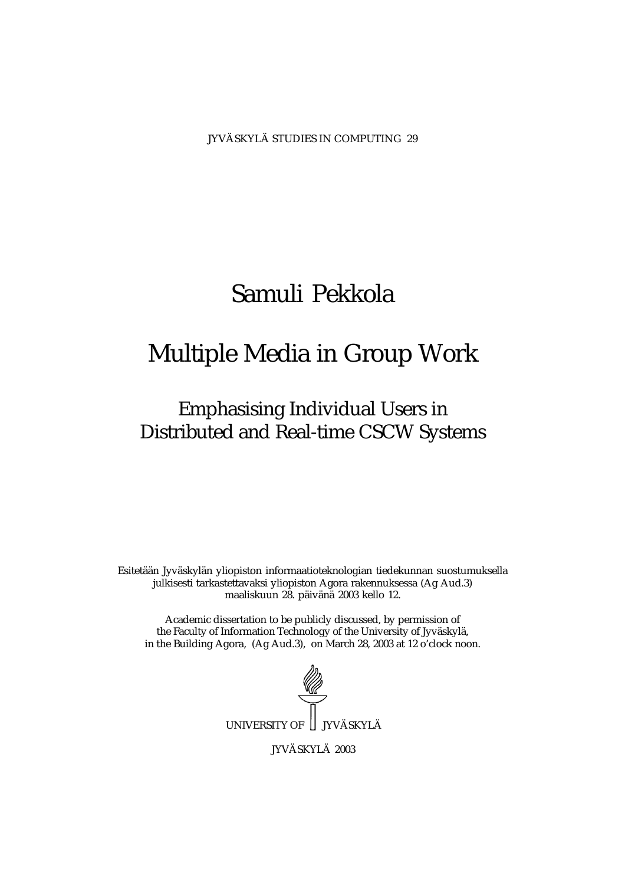JYVÄSKYLÄ STUDIES IN COMPUTING 29

# Samuli Pekkola

# Multiple Media in Group Work

## Emphasising Individual Users in Distributed and Real-time CSCW Systems

Esitetään Jyväskylän yliopiston informaatioteknologian tiedekunnan suostumuksella julkisesti tarkastettavaksi yliopiston Agora rakennuksessa (Ag Aud.3) maaliskuun 28. päivänä 2003 kello 12.

Academic dissertation to be publicly discussed, by permission of the Faculty of Information Technology of the University of Jyväskylä, in the Building Agora, (Ag Aud.3), on March 28, 2003 at 12 o'clock noon.

UNIVERSITY OF JYVÄSKYLÄ

JYVÄSKYLÄ 2003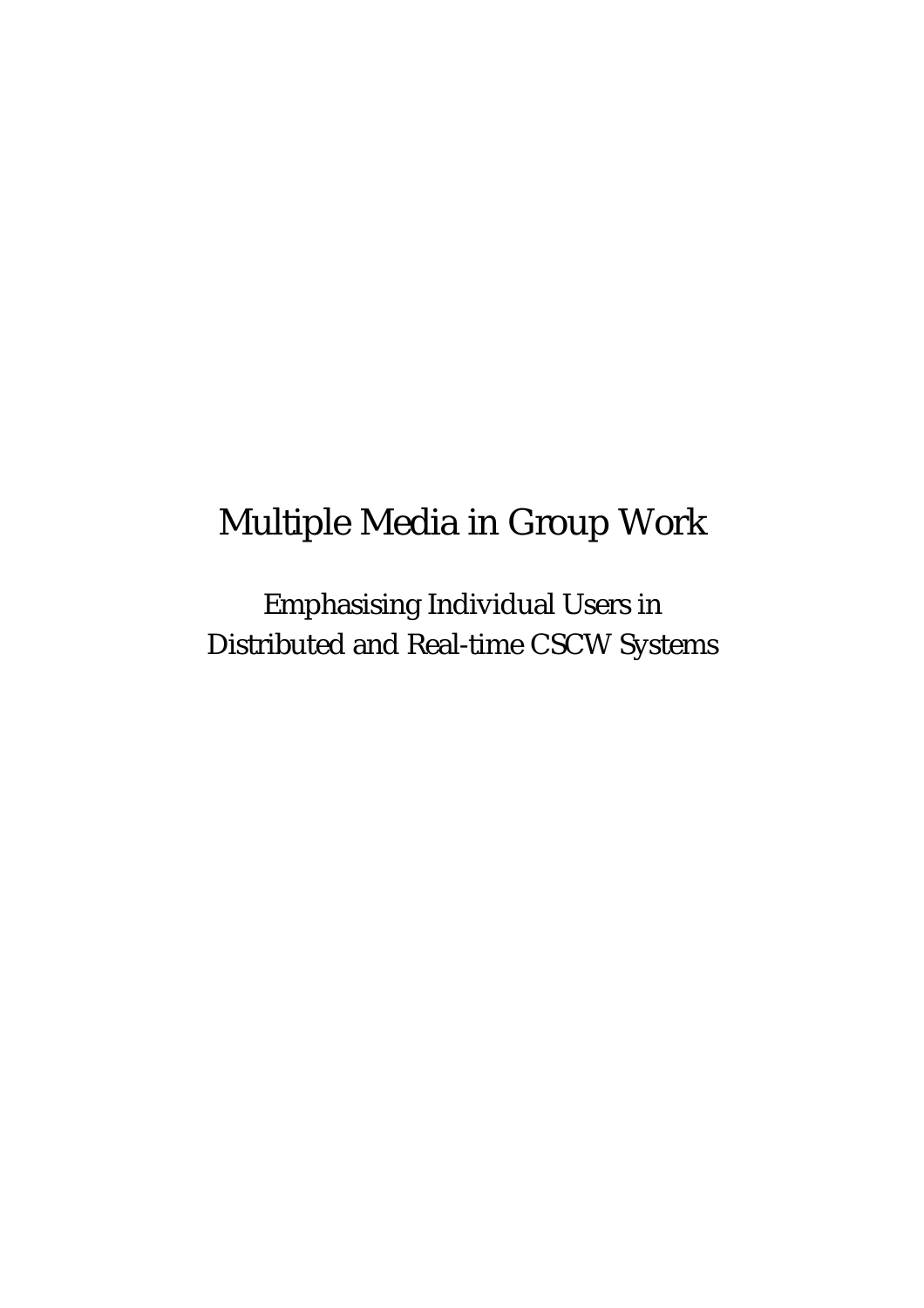# Multiple Media in Group Work

Emphasising Individual Users in
Distributed and Real-time CSCW Systems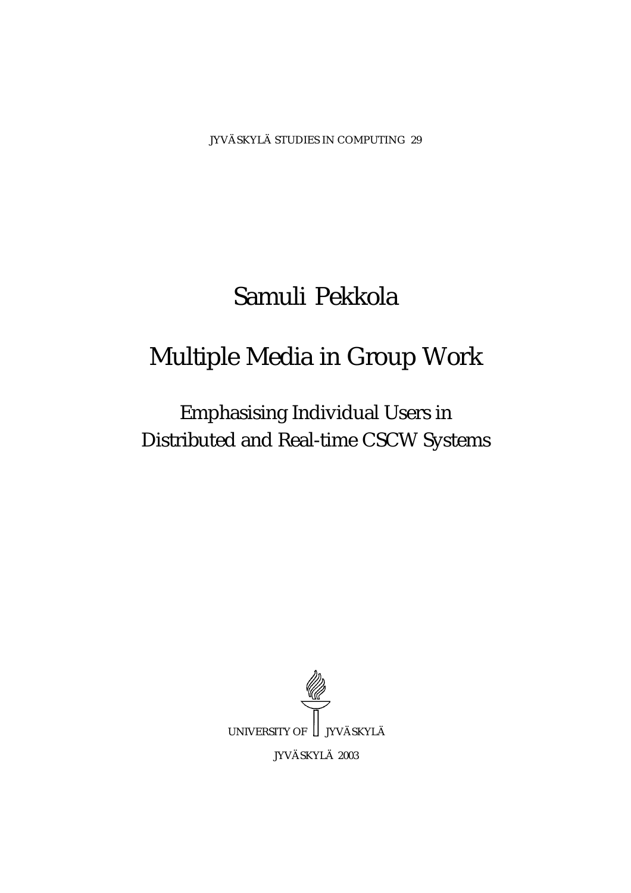JYVÄSKYLÄ STUDIES IN COMPUTING 29

# Samuli Pekkola

# Multiple Media in Group Work

## Emphasising Individual Users in Distributed and Real-time CSCW Systems

UNIVERSITY OF JYVÄSKYLÄ

JYVÄSKYLÄ 2003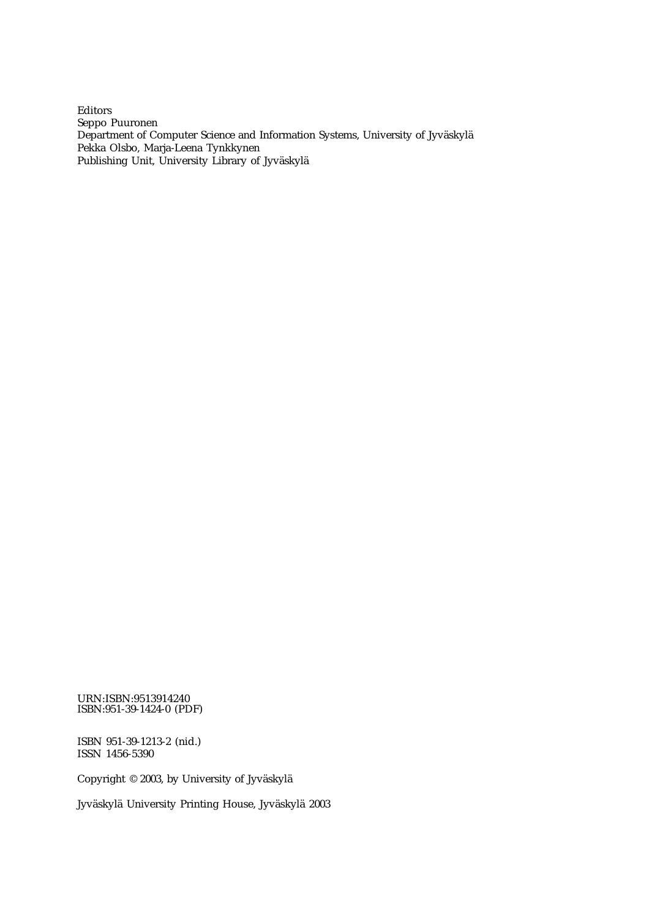Editors
Seppo Puuronen
Department of Computer Science and Information Systems, University of Jyväskylä
Pekka Olsbo, Marja-Leena Tynkkynen
Publishing Unit, University Library of Jyväskylä

URN:ISBN:9513914240
ISBN:951-39-1424-0 (PDF)

ISBN 951-39-1213-2 (nid.)
ISSN 1456-5390

Copyright © 2003, by University of Jyväskylä

Jyväskylä University Printing House, Jyväskylä 2003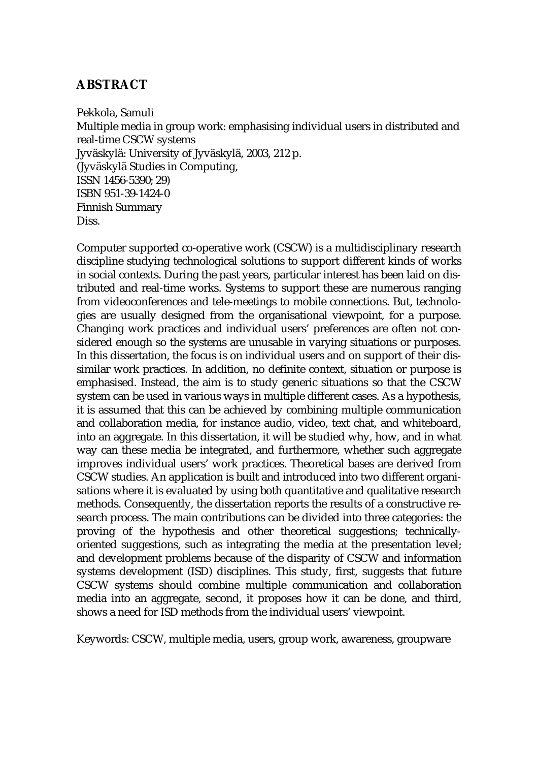# ABSTRACT

Pekkola, Samuli
Multiple media in group work: emphasising individual users in distributed and real-time CSCW systems
Jyväskylä: University of Jyväskylä, 2003, 212 p.
(Jyväskylä Studies in Computing,
ISSN 1456-5390; 29)
ISBN 951-39-1424-0
Finnish Summary
Diss.

Computer supported co-operative work (CSCW) is a multidisciplinary research discipline studying technological solutions to support different kinds of works in social contexts. During the past years, particular interest has been laid on distributed and real-time works. Systems to support these are numerous ranging from videoconferences and tele-meetings to mobile connections. But, technologies are usually designed from the organisational viewpoint, for a purpose. Changing work practices and individual users' preferences are often not considered enough so the systems are unusable in varying situations or purposes. In this dissertation, the focus is on individual users and on support of their dissimilar work practices. In addition, no definite context, situation or purpose is emphasised. Instead, the aim is to study generic situations so that the CSCW system can be used in various ways in multiple different cases. As a hypothesis, it is assumed that this can be achieved by combining multiple communication and collaboration media, for instance audio, video, text chat, and whiteboard, into an aggregate. In this dissertation, it will be studied why, how, and in what way can these media be integrated, and furthermore, whether such aggregate improves individual users' work practices. Theoretical bases are derived from CSCW studies. An application is built and introduced into two different organisations where it is evaluated by using both quantitative and qualitative research methods. Consequently, the dissertation reports the results of a constructive research process. The main contributions can be divided into three categories: the proving of the hypothesis and other theoretical suggestions; technically-oriented suggestions, such as integrating the media at the presentation level; and development problems because of the disparity of CSCW and information systems development (ISD) disciplines. This study, first, suggests that future CSCW systems should combine multiple communication and collaboration media into an aggregate, second, it proposes how it can be done, and third, shows a need for ISD methods from the individual users' viewpoint.

Keywords: CSCW, multiple media, users, group work, awareness, groupware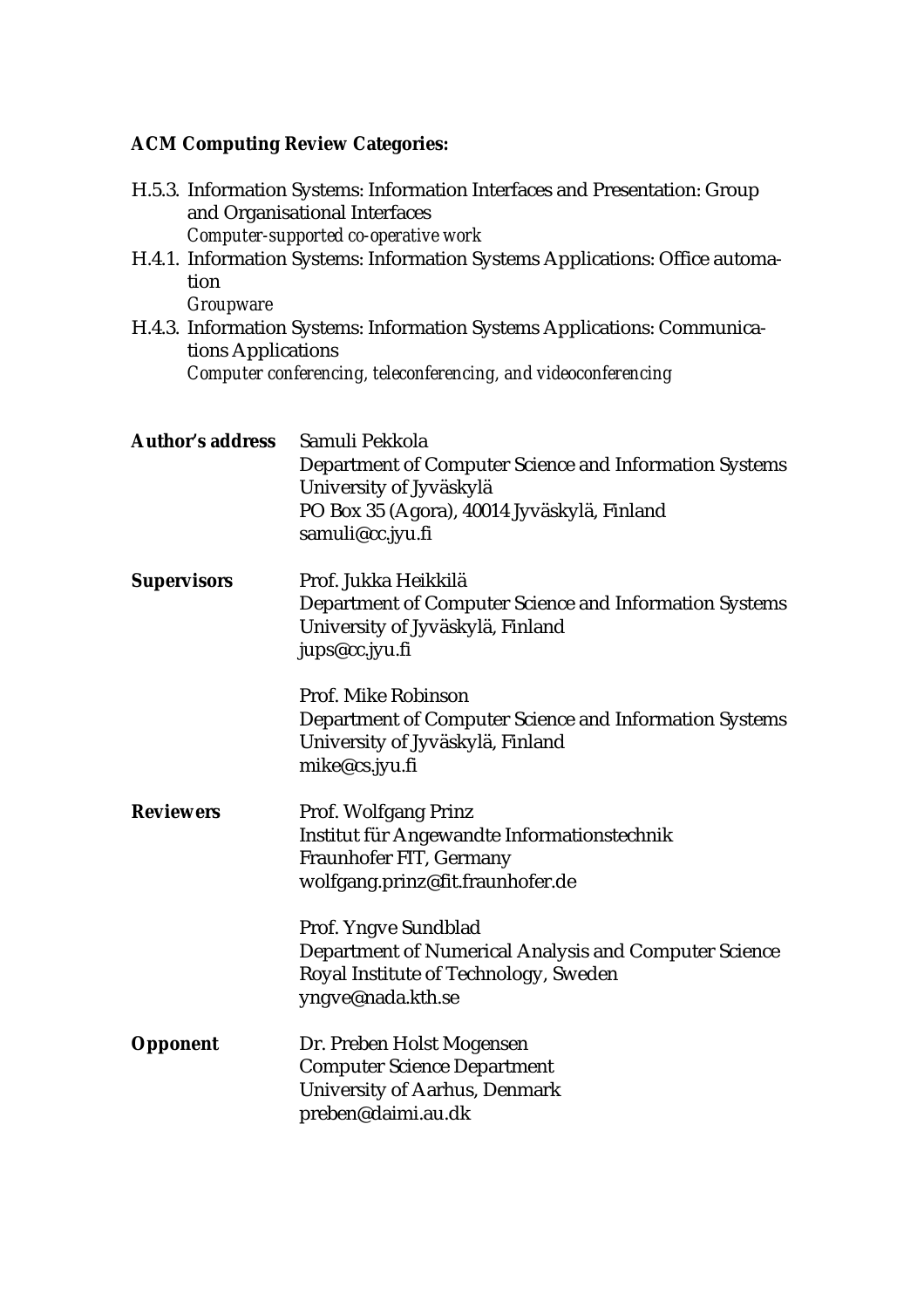**ACM Computing Review Categories:**

H.5.3. Information Systems: Information Interfaces and Presentation: Group and Organisational Interfaces
*Computer-supported co-operative work*

H.4.1. Information Systems: Information Systems Applications: Office automation
*Groupware*

H.4.3. Information Systems: Information Systems Applications: Communications Applications
*Computer conferencing, teleconferencing, and videoconferencing*

**Author's address**
Samuli Pekkola
Department of Computer Science and Information Systems
University of Jyväskylä
PO Box 35 (Agora), 40014 Jyväskylä, Finland
samuli@cc.jyu.fi

**Supervisors**
Prof. Jukka Heikkilä
Department of Computer Science and Information Systems
University of Jyväskylä, Finland
jups@cc.jyu.fi

Prof. Mike Robinson
Department of Computer Science and Information Systems
University of Jyväskylä, Finland
mike@cs.jyu.fi

**Reviewers**
Prof. Wolfgang Prinz
Institut für Angewandte Informationstechnik
Fraunhofer FIT, Germany
wolfgang.prinz@fit.fraunhofer.de

Prof. Yngve Sundblad
Department of Numerical Analysis and Computer Science
Royal Institute of Technology, Sweden
yngve@nada.kth.se

**Opponent**
Dr. Preben Holst Mogensen
Computer Science Department
University of Aarhus, Denmark
preben@daimi.au.dk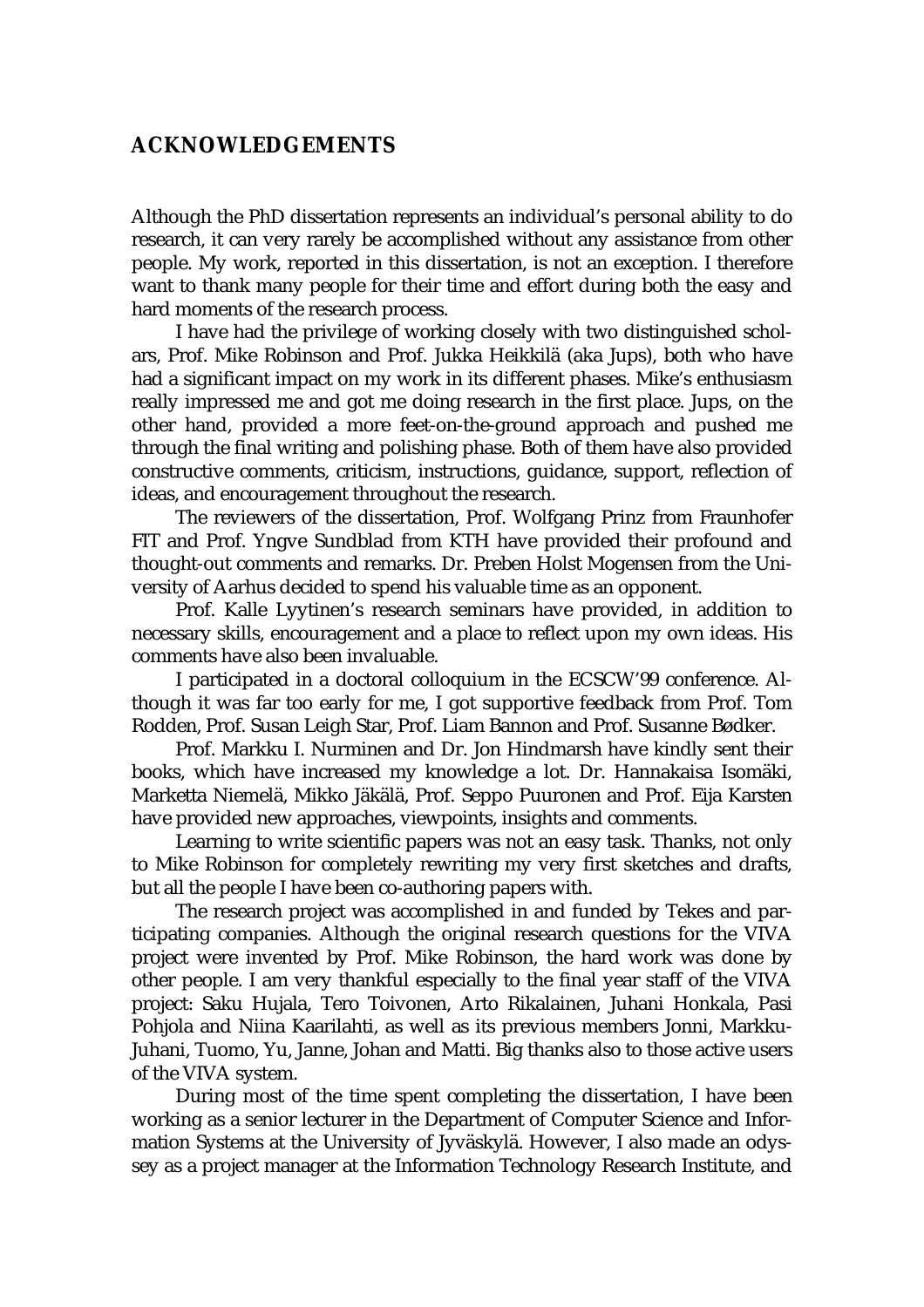## ACKNOWLEDGEMENTS

Although the PhD dissertation represents an individual's personal ability to do research, it can very rarely be accomplished without any assistance from other people. My work, reported in this dissertation, is not an exception. I therefore want to thank many people for their time and effort during both the easy and hard moments of the research process.

I have had the privilege of working closely with two distinguished scholars, Prof. Mike Robinson and Prof. Jukka Heikkilä (aka Jups), both who have had a significant impact on my work in its different phases. Mike's enthusiasm really impressed me and got me doing research in the first place. Jups, on the other hand, provided a more feet-on-the-ground approach and pushed me through the final writing and polishing phase. Both of them have also provided constructive comments, criticism, instructions, guidance, support, reflection of ideas, and encouragement throughout the research.

The reviewers of the dissertation, Prof. Wolfgang Prinz from Fraunhofer FIT and Prof. Yngve Sundblad from KTH have provided their profound and thought-out comments and remarks. Dr. Preben Holst Mogensen from the University of Aarhus decided to spend his valuable time as an opponent.

Prof. Kalle Lyytinen's research seminars have provided, in addition to necessary skills, encouragement and a place to reflect upon my own ideas. His comments have also been invaluable.

I participated in a doctoral colloquium in the ECSCW'99 conference. Although it was far too early for me, I got supportive feedback from Prof. Tom Rodden, Prof. Susan Leigh Star, Prof. Liam Bannon and Prof. Susanne Bødker.

Prof. Markku I. Nurminen and Dr. Jon Hindmarsh have kindly sent their books, which have increased my knowledge a lot. Dr. Hannakaisa Isomäki, Marketta Niemelä, Mikko Jäkälä, Prof. Seppo Puuronen and Prof. Eija Karsten have provided new approaches, viewpoints, insights and comments.

Learning to write scientific papers was not an easy task. Thanks, not only to Mike Robinson for completely rewriting my very first sketches and drafts, but all the people I have been co-authoring papers with.

The research project was accomplished in and funded by Tekes and participating companies. Although the original research questions for the VIVA project were invented by Prof. Mike Robinson, the hard work was done by other people. I am very thankful especially to the final year staff of the VIVA project: Saku Hujala, Tero Toivonen, Arto Rikalainen, Juhani Honkala, Pasi Pohjola and Niina Kaarilahti, as well as its previous members Jonni, Markku-Juhani, Tuomo, Yu, Janne, Johan and Matti. Big thanks also to those active users of the VIVA system.

During most of the time spent completing the dissertation, I have been working as a senior lecturer in the Department of Computer Science and Information Systems at the University of Jyväskylä. However, I also made an odyssey as a project manager at the Information Technology Research Institute, and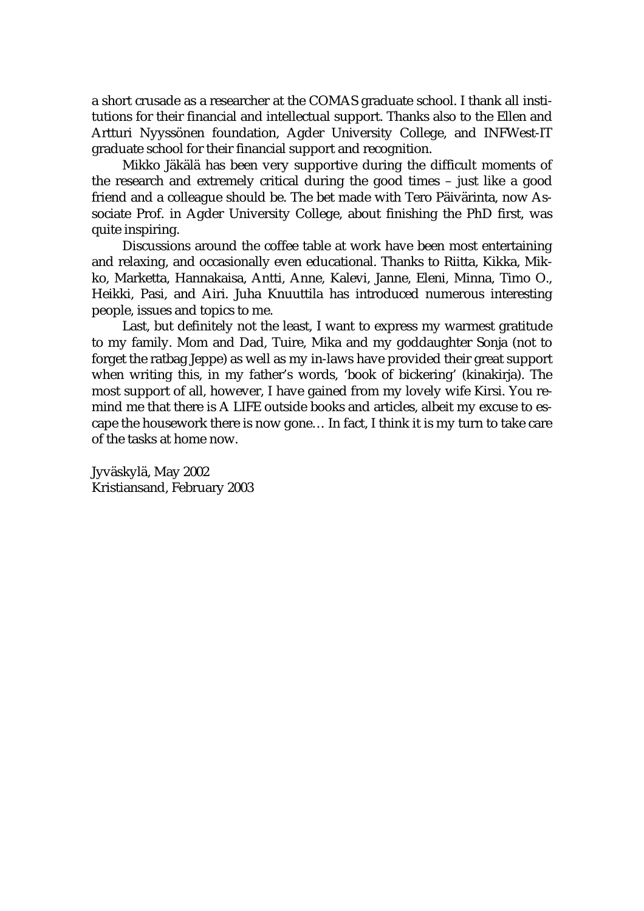a short crusade as a researcher at the COMAS graduate school. I thank all institutions for their financial and intellectual support. Thanks also to the Ellen and Artturi Nyyssönen foundation, Agder University College, and INFWest-IT graduate school for their financial support and recognition.

Mikko Jäkälä has been very supportive during the difficult moments of the research and extremely critical during the good times – just like a good friend and a colleague should be. The bet made with Tero Päivärinta, now Associate Prof. in Agder University College, about finishing the PhD first, was quite inspiring.

Discussions around the coffee table at work have been most entertaining and relaxing, and occasionally even educational. Thanks to Riitta, Kikka, Mikko, Marketta, Hannakaisa, Antti, Anne, Kalevi, Janne, Eleni, Minna, Timo O., Heikki, Pasi, and Airi. Juha Knuuttila has introduced numerous interesting people, issues and topics to me.

Last, but definitely not the least, I want to express my warmest gratitude to my family. Mom and Dad, Tuire, Mika and my goddaughter Sonja (not to forget the ratbag Jeppe) as well as my in-laws have provided their great support when writing this, in my father's words, 'book of bickering' (kinakirja). The most support of all, however, I have gained from my lovely wife Kirsi. You remind me that there is A LIFE outside books and articles, albeit my excuse to escape the housework there is now gone… In fact, I think it is my turn to take care of the tasks at home now.

Jyväskylä, May 2002
Kristiansand, February 2003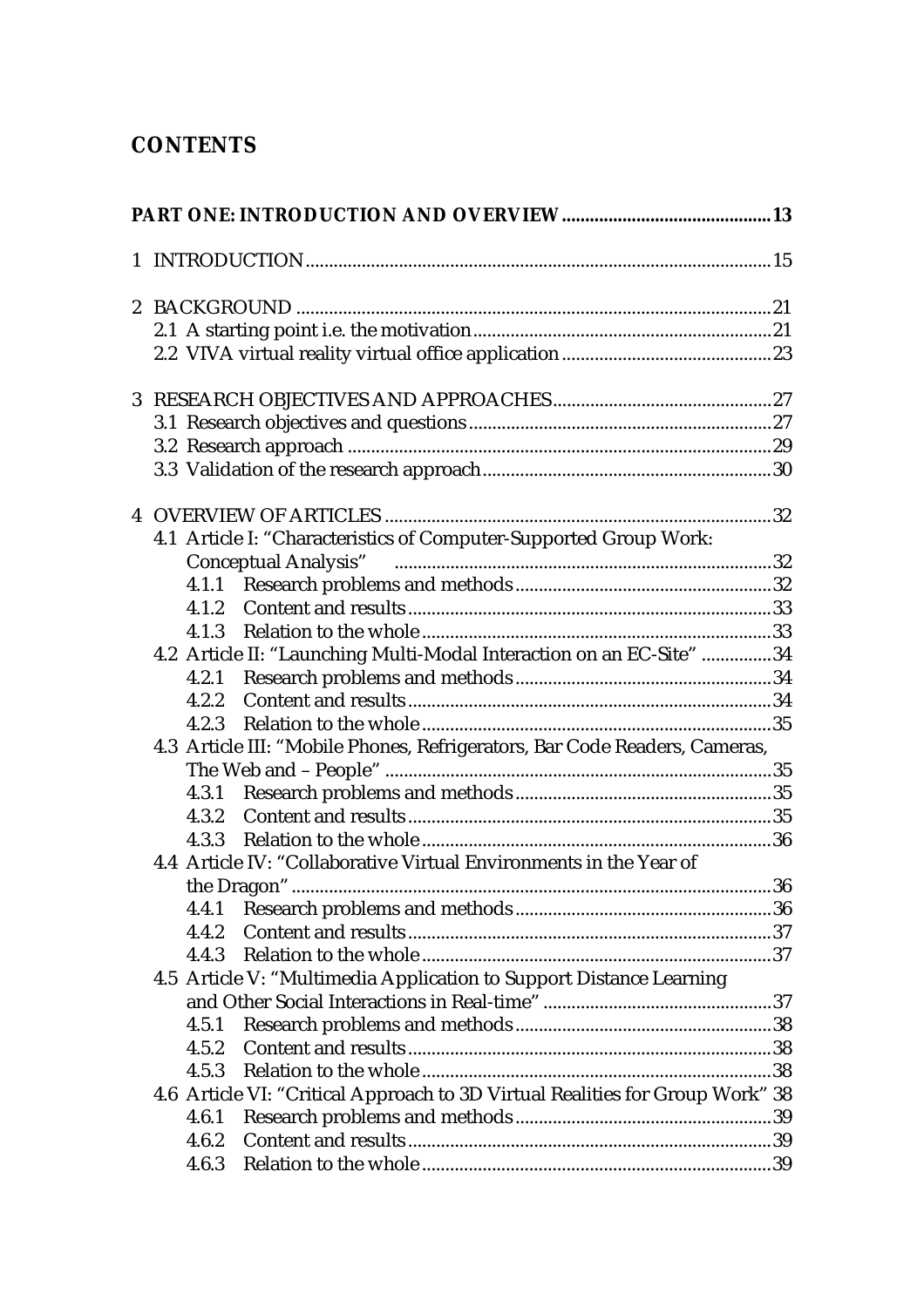# CONTENTS

**PART ONE: INTRODUCTION AND OVERVIEW** ............................................ **13**

1 INTRODUCTION ................................................................................................ 15

2 BACKGROUND ................................................................................................. 21
- 2.1 A starting point i.e. the motivation ............................................................... 21
- 2.2 VIVA virtual reality virtual office application ............................................ 23

3 RESEARCH OBJECTIVES AND APPROACHES ............................................. 27
- 3.1 Research objectives and questions ................................................................ 27
- 3.2 Research approach .......................................................................................... 29
- 3.3 Validation of the research approach ............................................................. 30

4 OVERVIEW OF ARTICLES .................................................................................. 32
- 4.1 Article I: "Characteristics of Computer-Supported Group Work: Conceptual Analysis" ................................................................................ 32
  - 4.1.1 Research problems and methods ....................................................... 32
  - 4.1.2 Content and results ............................................................................. 33
  - 4.1.3 Relation to the whole .......................................................................... 33
- 4.2 Article II: "Launching Multi-Modal Interaction on an EC-Site" ............... 34
  - 4.2.1 Research problems and methods ....................................................... 34
  - 4.2.2 Content and results ............................................................................. 34
  - 4.2.3 Relation to the whole .......................................................................... 35
- 4.3 Article III: "Mobile Phones, Refrigerators, Bar Code Readers, Cameras, The Web and – People" .................................................................................. 35
  - 4.3.1 Research problems and methods ....................................................... 35
  - 4.3.2 Content and results ............................................................................. 35
  - 4.3.3 Relation to the whole .......................................................................... 36
- 4.4 Article IV: "Collaborative Virtual Environments in the Year of the Dragon" ....................................................................................................... 36
  - 4.4.1 Research problems and methods ....................................................... 36
  - 4.4.2 Content and results ............................................................................. 37
  - 4.4.3 Relation to the whole .......................................................................... 37
- 4.5 Article V: "Multimedia Application to Support Distance Learning and Other Social Interactions in Real-time" ................................................ 37
  - 4.5.1 Research problems and methods ....................................................... 38
  - 4.5.2 Content and results ............................................................................. 38
  - 4.5.3 Relation to the whole .......................................................................... 38
- 4.6 Article VI: "Critical Approach to 3D Virtual Realities for Group Work" 38
  - 4.6.1 Research problems and methods ....................................................... 39
  - 4.6.2 Content and results ............................................................................. 39
  - 4.6.3 Relation to the whole .......................................................................... 39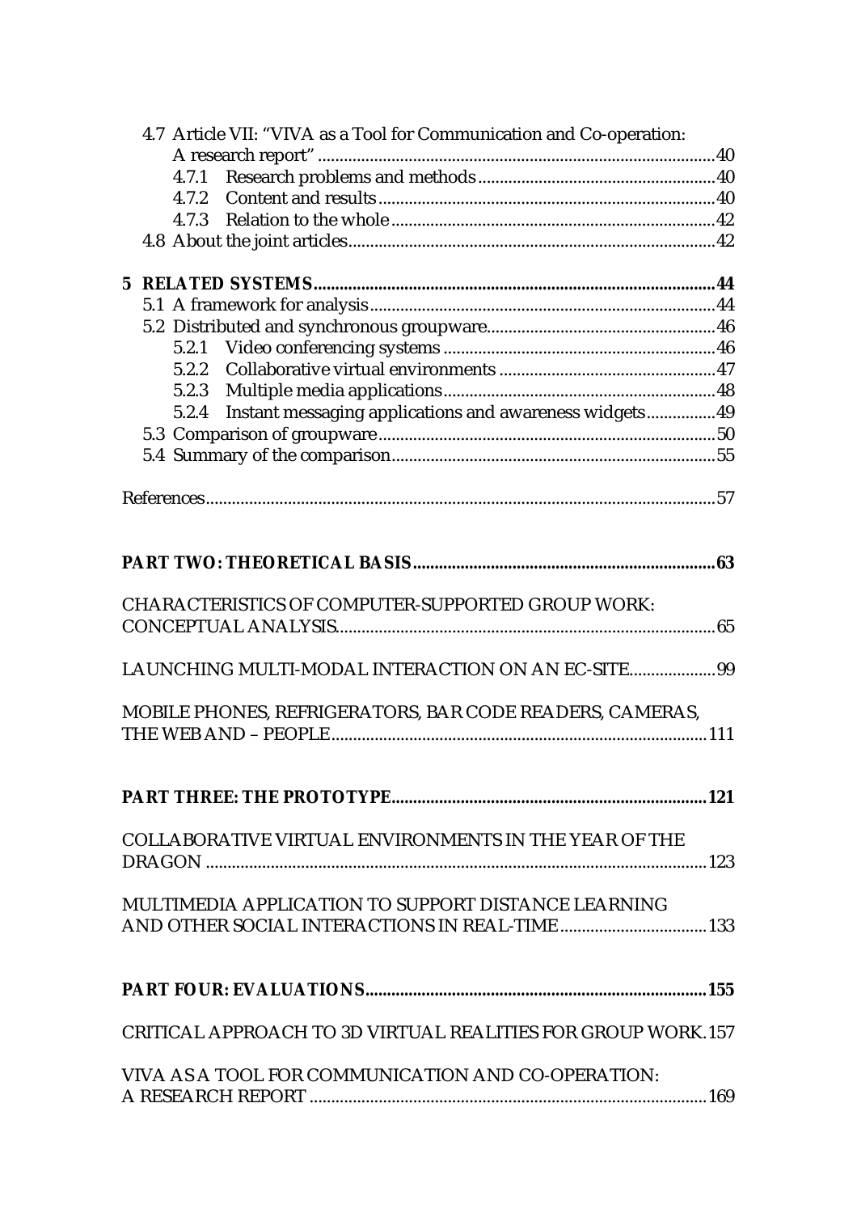4.7 Article VII: "VIVA as a Tool for Communication and Co-operation: A research report" ........ 40
- 4.7.1 Research problems and methods ........ 40
- 4.7.2 Content and results ........ 40
- 4.7.3 Relation to the whole ........ 42

4.8 About the joint articles ........ 42

**5 RELATED SYSTEMS** ........ 44

5.1 A framework for analysis ........ 44

5.2 Distributed and synchronous groupware ........ 46
- 5.2.1 Video conferencing systems ........ 46
- 5.2.2 Collaborative virtual environments ........ 47
- 5.2.3 Multiple media applications ........ 48
- 5.2.4 Instant messaging applications and awareness widgets ........ 49

5.3 Comparison of groupware ........ 50

5.4 Summary of the comparison ........ 55

References ........ 57

**PART TWO: THEORETICAL BASIS** ........ 63

CHARACTERISTICS OF COMPUTER-SUPPORTED GROUP WORK: CONCEPTUAL ANALYSIS ........ 65

LAUNCHING MULTI-MODAL INTERACTION ON AN EC-SITE ........ 99

MOBILE PHONES, REFRIGERATORS, BAR CODE READERS, CAMERAS, THE WEB AND – PEOPLE ........ 111

**PART THREE: THE PROTOTYPE** ........ 121

COLLABORATIVE VIRTUAL ENVIRONMENTS IN THE YEAR OF THE DRAGON ........ 123

MULTIMEDIA APPLICATION TO SUPPORT DISTANCE LEARNING AND OTHER SOCIAL INTERACTIONS IN REAL-TIME ........ 133

**PART FOUR: EVALUATIONS** ........ 155

CRITICAL APPROACH TO 3D VIRTUAL REALITIES FOR GROUP WORK ........ 157

VIVA AS A TOOL FOR COMMUNICATION AND CO-OPERATION: A RESEARCH REPORT ........ 169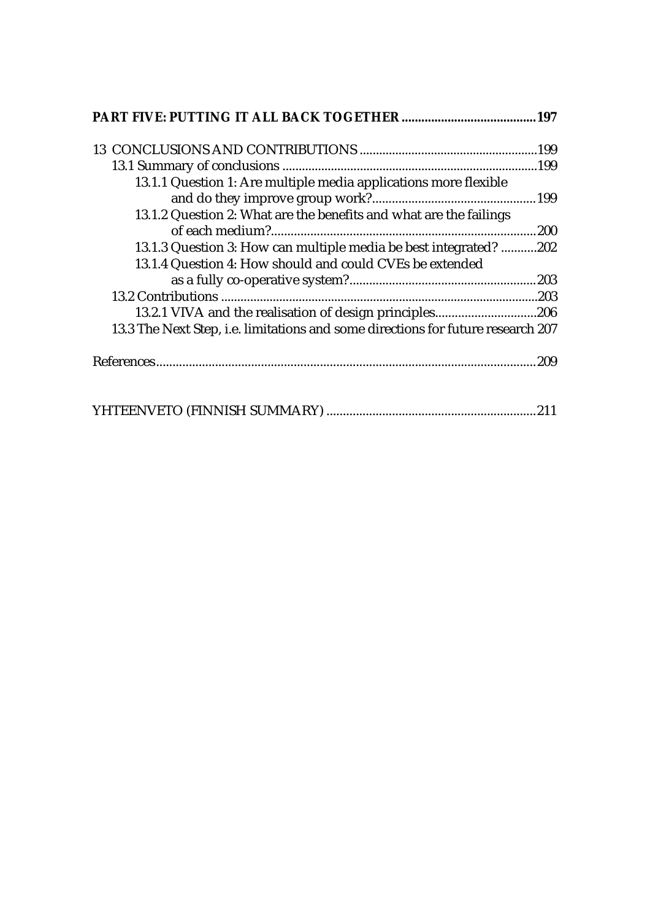**PART FIVE: PUTTING IT ALL BACK TOGETHER** .......................................... **197**

13 CONCLUSIONS AND CONTRIBUTIONS .......................................................199
    13.1 Summary of conclusions ...............................................................................199
        13.1.1 Question 1: Are multiple media applications more flexible and do they improve group work?..................................................199
        13.1.2 Question 2: What are the benefits and what are the failings of each medium?.................................................................................200
        13.1.3 Question 3: How can multiple media be best integrated? ...........202
        13.1.4 Question 4: How should and could CVEs be extended as a fully co-operative system?..........................................................203
    13.2 Contributions ..................................................................................................203
        13.2.1 VIVA and the realisation of design principles...............................206
    13.3 The Next Step, i.e. limitations and some directions for future research 207

References....................................................................................................................209

YHTEENVETO (FINNISH SUMMARY) ................................................................211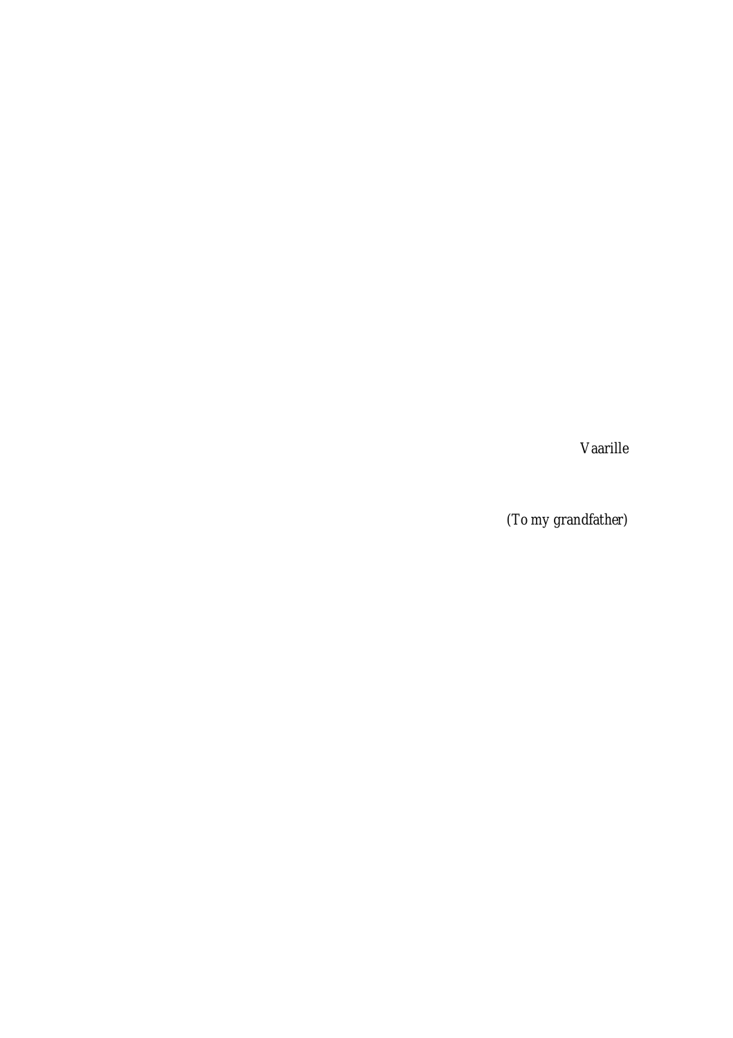*Vaarille*

*(To my grandfather)*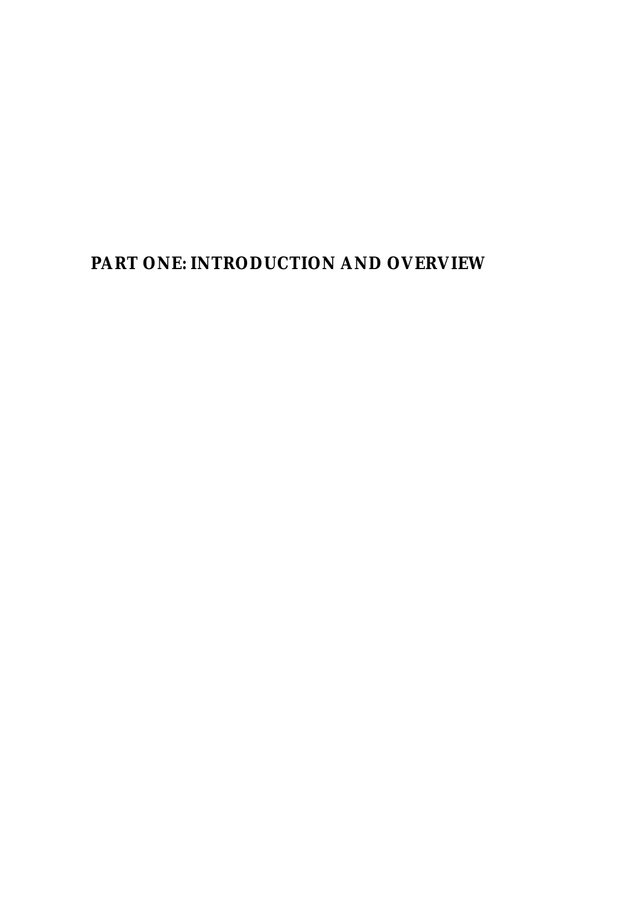# PART ONE: INTRODUCTION AND OVERVIEW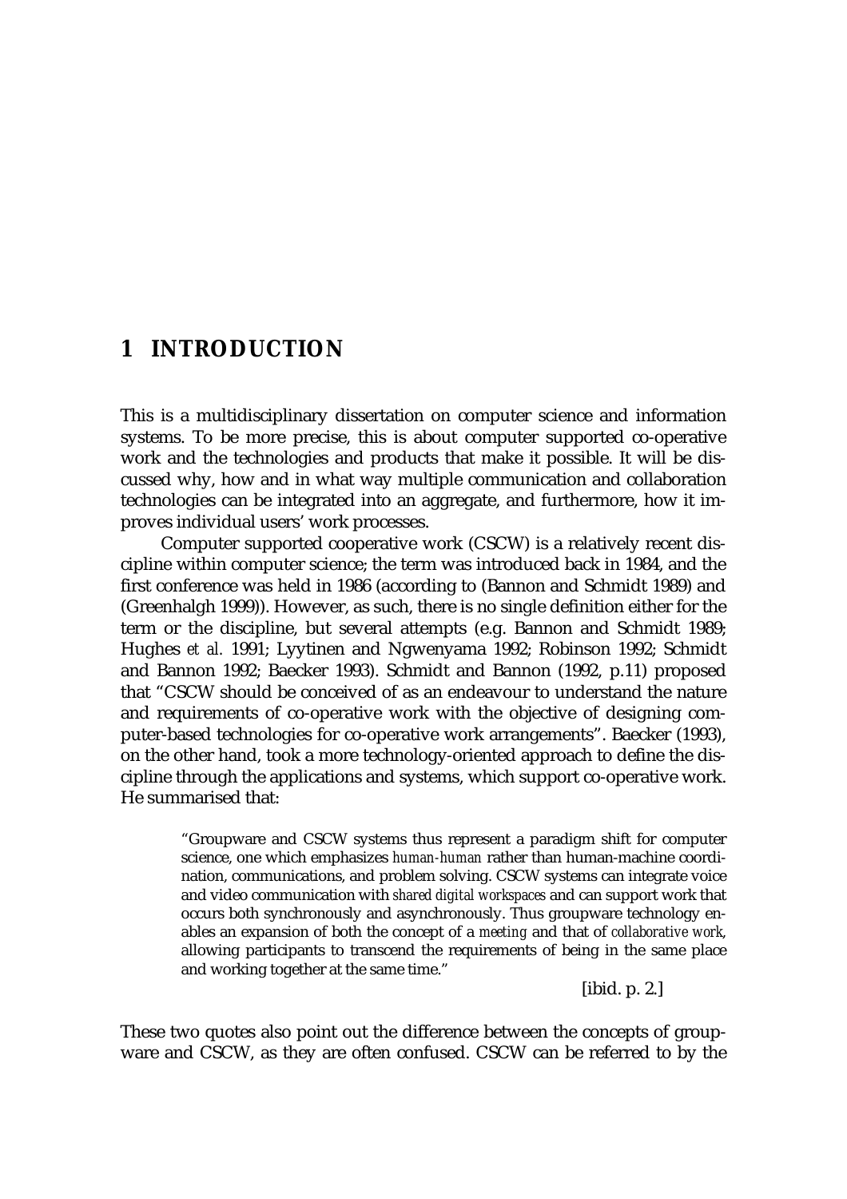# 1 INTRODUCTION

This is a multidisciplinary dissertation on computer science and information systems. To be more precise, this is about computer supported co-operative work and the technologies and products that make it possible. It will be discussed why, how and in what way multiple communication and collaboration technologies can be integrated into an aggregate, and furthermore, how it improves individual users' work processes.

Computer supported cooperative work (CSCW) is a relatively recent discipline within computer science; the term was introduced back in 1984, and the first conference was held in 1986 (according to (Bannon and Schmidt 1989) and (Greenhalgh 1999)). However, as such, there is no single definition either for the term or the discipline, but several attempts (e.g. Bannon and Schmidt 1989; Hughes *et al.* 1991; Lyytinen and Ngwenyama 1992; Robinson 1992; Schmidt and Bannon 1992; Baecker 1993). Schmidt and Bannon (1992, p.11) proposed that "CSCW should be conceived of as an endeavour to understand the nature and requirements of co-operative work with the objective of designing computer-based technologies for co-operative work arrangements". Baecker (1993), on the other hand, took a more technology-oriented approach to define the discipline through the applications and systems, which support co-operative work. He summarised that:

> "Groupware and CSCW systems thus represent a paradigm shift for computer science, one which emphasizes *human-human* rather than human-machine coordination, communications, and problem solving. CSCW systems can integrate voice and video communication with *shared digital workspaces* and can support work that occurs both synchronously and asynchronously. Thus groupware technology enables an expansion of both the concept of a *meeting* and that of *collaborative work*, allowing participants to transcend the requirements of being in the same place and working together at the same time."
>
> [ibid. p. 2.]

These two quotes also point out the difference between the concepts of groupware and CSCW, as they are often confused. CSCW can be referred to by the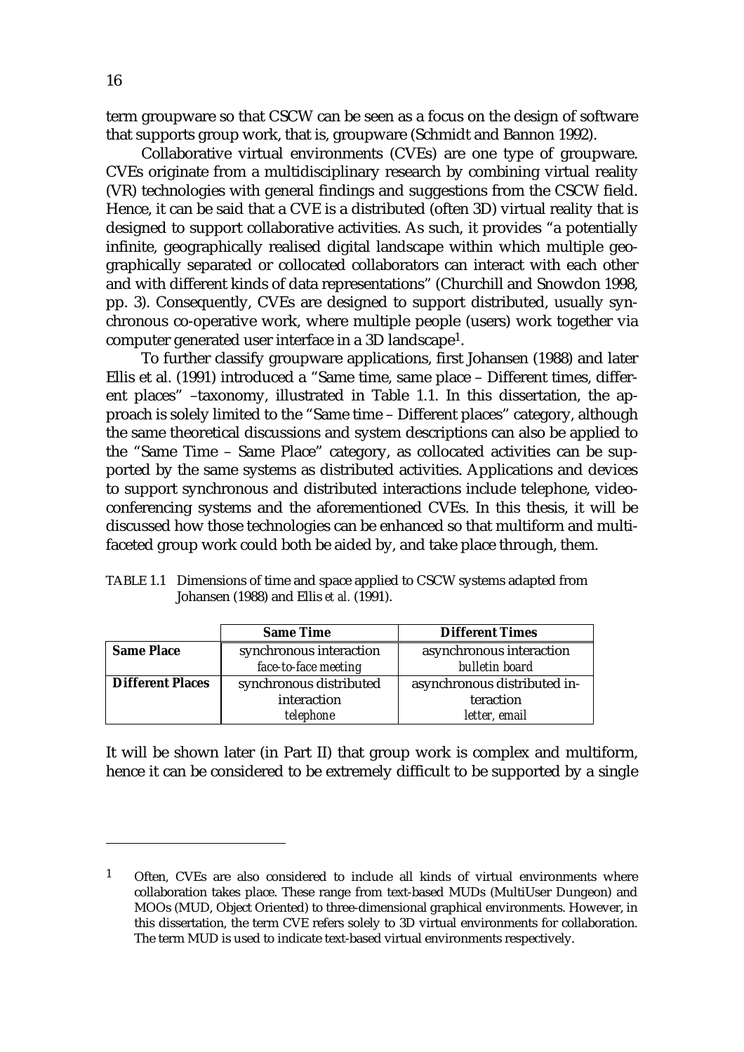term groupware so that CSCW can be seen as a focus on the design of software that supports group work, that is, groupware (Schmidt and Bannon 1992).

Collaborative virtual environments (CVEs) are one type of groupware. CVEs originate from a multidisciplinary research by combining virtual reality (VR) technologies with general findings and suggestions from the CSCW field. Hence, it can be said that a CVE is a distributed (often 3D) virtual reality that is designed to support collaborative activities. As such, it provides "a potentially infinite, geographically realised digital landscape within which multiple geographically separated or collocated collaborators can interact with each other and with different kinds of data representations" (Churchill and Snowdon 1998, pp. 3). Consequently, CVEs are designed to support distributed, usually synchronous co-operative work, where multiple people (users) work together via computer generated user interface in a 3D landscape[1].

To further classify groupware applications, first Johansen (1988) and later Ellis et al. (1991) introduced a "Same time, same place – Different times, different places" –taxonomy, illustrated in Table 1.1. In this dissertation, the approach is solely limited to the "Same time – Different places" category, although the same theoretical discussions and system descriptions can also be applied to the "Same Time – Same Place" category, as collocated activities can be supported by the same systems as distributed activities. Applications and devices to support synchronous and distributed interactions include telephone, videoconferencing systems and the aforementioned CVEs. In this thesis, it will be discussed how those technologies can be enhanced so that multiform and multifaceted group work could both be aided by, and take place through, them.

TABLE 1.1 Dimensions of time and space applied to CSCW systems adapted from Johansen (1988) and Ellis *et al.* (1991).

| | **Same Time** | **Different Times** |
|---|---|---|
| **Same Place** | synchronous interaction<br>*face-to-face meeting* | asynchronous interaction<br>*bulletin board* |
| **Different Places** | synchronous distributed interaction<br>*telephone* | asynchronous distributed interaction<br>*letter, email* |

It will be shown later (in Part II) that group work is complex and multiform, hence it can be considered to be extremely difficult to be supported by a single

---

[1] Often, CVEs are also considered to include all kinds of virtual environments where collaboration takes place. These range from text-based MUDs (MultiUser Dungeon) and MOOs (MUD, Object Oriented) to three-dimensional graphical environments. However, in this dissertation, the term CVE refers solely to 3D virtual environments for collaboration. The term MUD is used to indicate text-based virtual environments respectively.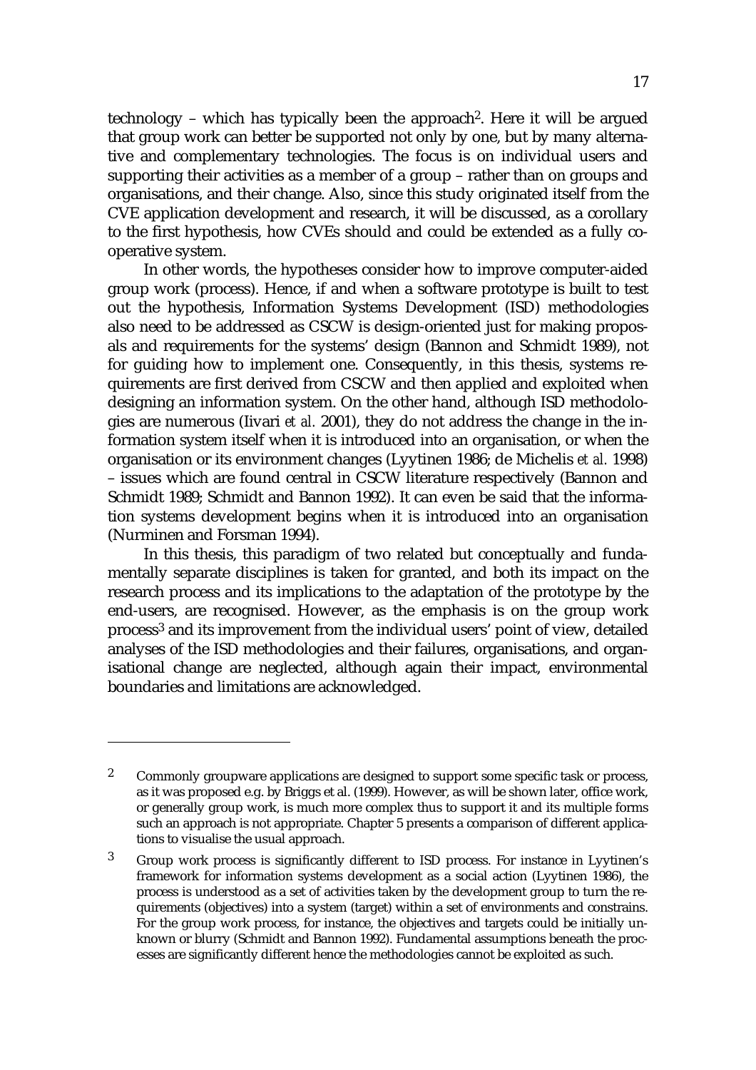technology – which has typically been the approach[2]. Here it will be argued that group work can better be supported not only by one, but by many alternative and complementary technologies. The focus is on individual users and supporting their activities as a member of a group – rather than on groups and organisations, and their change. Also, since this study originated itself from the CVE application development and research, it will be discussed, as a corollary to the first hypothesis, how CVEs should and could be extended as a fully cooperative system.

In other words, the hypotheses consider how to improve computer-aided group work (process). Hence, if and when a software prototype is built to test out the hypothesis, Information Systems Development (ISD) methodologies also need to be addressed as CSCW is design-oriented just for making proposals and requirements for the systems' design (Bannon and Schmidt 1989), not for guiding how to implement one. Consequently, in this thesis, systems requirements are first derived from CSCW and then applied and exploited when designing an information system. On the other hand, although ISD methodologies are numerous (Iivari *et al.* 2001), they do not address the change in the information system itself when it is introduced into an organisation, or when the organisation or its environment changes (Lyytinen 1986; de Michelis *et al.* 1998) – issues which are found central in CSCW literature respectively (Bannon and Schmidt 1989; Schmidt and Bannon 1992). It can even be said that the information systems development begins when it is introduced into an organisation (Nurminen and Forsman 1994).

In this thesis, this paradigm of two related but conceptually and fundamentally separate disciplines is taken for granted, and both its impact on the research process and its implications to the adaptation of the prototype by the end-users, are recognised. However, as the emphasis is on the group work process[3] and its improvement from the individual users' point of view, detailed analyses of the ISD methodologies and their failures, organisations, and organisational change are neglected, although again their impact, environmental boundaries and limitations are acknowledged.

---

[2] Commonly groupware applications are designed to support some specific task or process, as it was proposed e.g. by Briggs et al. (1999). However, as will be shown later, office work, or generally group work, is much more complex thus to support it and its multiple forms such an approach is not appropriate. Chapter 5 presents a comparison of different applications to visualise the usual approach.

[3] Group work process is significantly different to ISD process. For instance in Lyytinen's framework for information systems development as a social action (Lyytinen 1986), the process is understood as a set of activities taken by the development group to turn the requirements (objectives) into a system (target) within a set of environments and constrains. For the group work process, for instance, the objectives and targets could be initially unknown or blurry (Schmidt and Bannon 1992). Fundamental assumptions beneath the processes are significantly different hence the methodologies cannot be exploited as such.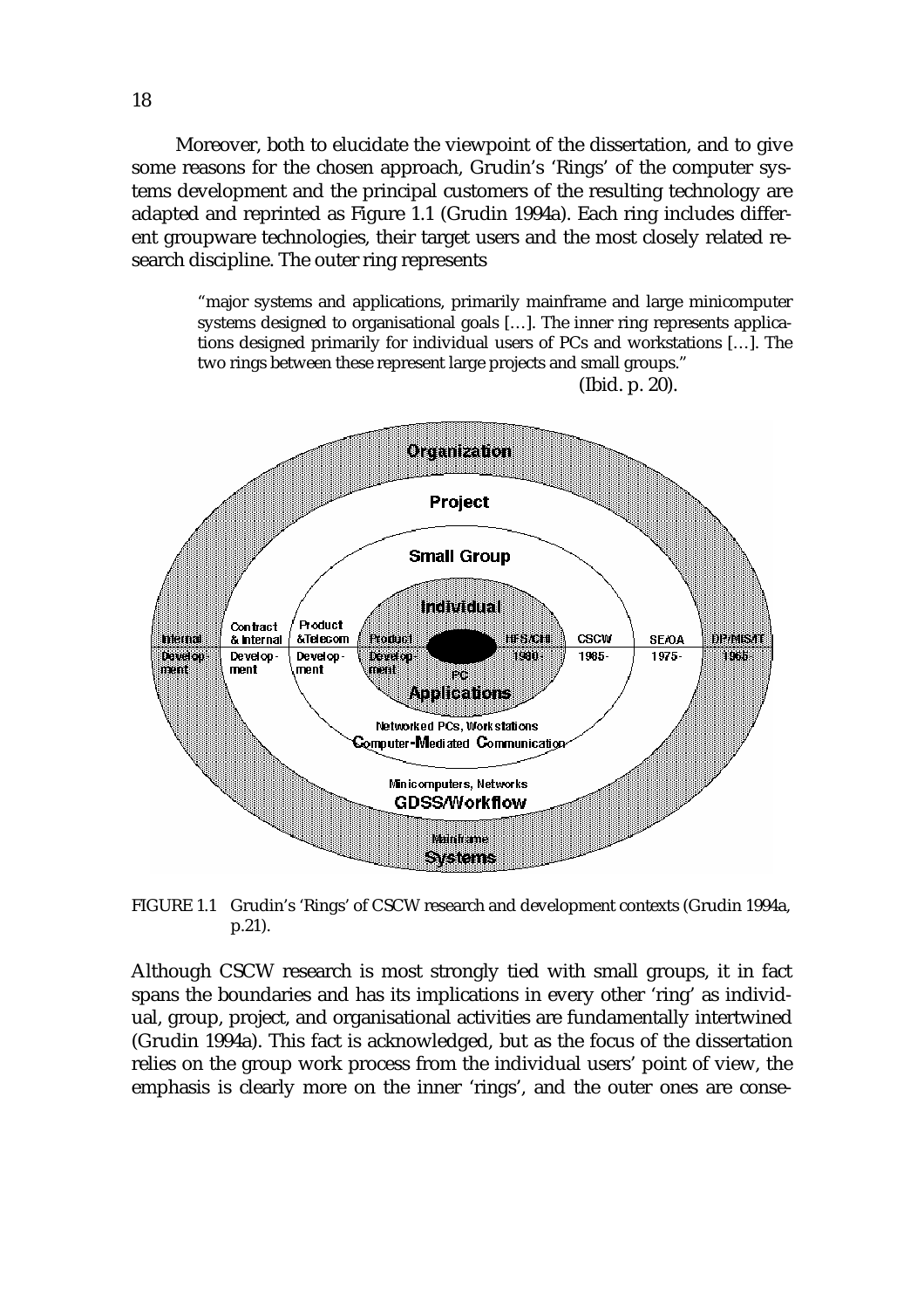Moreover, both to elucidate the viewpoint of the dissertation, and to give some reasons for the chosen approach, Grudin's 'Rings' of the computer systems development and the principal customers of the resulting technology are adapted and reprinted as Figure 1.1 (Grudin 1994a). Each ring includes different groupware technologies, their target users and the most closely related research discipline. The outer ring represents

> "major systems and applications, primarily mainframe and large minicomputer systems designed to organisational goals […]. The inner ring represents applications designed primarily for individual users of PCs and workstations […]. The two rings between these represent large projects and small groups."
>
> (Ibid. p. 20).

FIGURE 1.1 Grudin's 'Rings' of CSCW research and development contexts (Grudin 1994a, p.21).

Although CSCW research is most strongly tied with small groups, it in fact spans the boundaries and has its implications in every other 'ring' as individual, group, project, and organisational activities are fundamentally intertwined (Grudin 1994a). This fact is acknowledged, but as the focus of the dissertation relies on the group work process from the individual users' point of view, the emphasis is clearly more on the inner 'rings', and the outer ones are conse-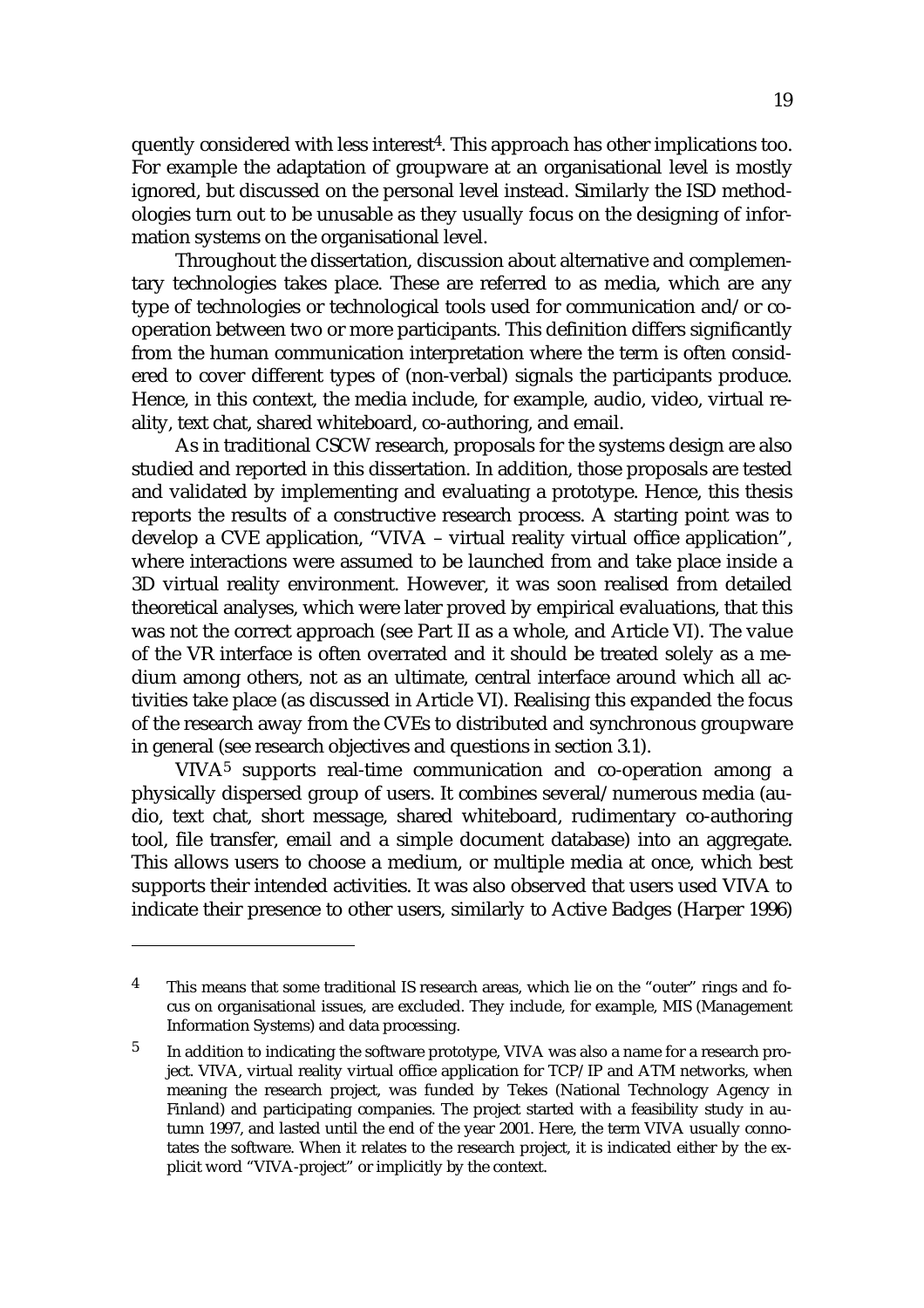quently considered with less interest[4]. This approach has other implications too. For example the adaptation of groupware at an organisational level is mostly ignored, but discussed on the personal level instead. Similarly the ISD methodologies turn out to be unusable as they usually focus on the designing of information systems on the organisational level.

Throughout the dissertation, discussion about alternative and complementary technologies takes place. These are referred to as media, which are any type of technologies or technological tools used for communication and/or co-operation between two or more participants. This definition differs significantly from the human communication interpretation where the term is often considered to cover different types of (non-verbal) signals the participants produce. Hence, in this context, the media include, for example, audio, video, virtual reality, text chat, shared whiteboard, co-authoring, and email.

As in traditional CSCW research, proposals for the systems design are also studied and reported in this dissertation. In addition, those proposals are tested and validated by implementing and evaluating a prototype. Hence, this thesis reports the results of a constructive research process. A starting point was to develop a CVE application, "VIVA – virtual reality virtual office application", where interactions were assumed to be launched from and take place inside a 3D virtual reality environment. However, it was soon realised from detailed theoretical analyses, which were later proved by empirical evaluations, that this was not the correct approach (see Part II as a whole, and Article VI). The value of the VR interface is often overrated and it should be treated solely as a medium among others, not as an ultimate, central interface around which all activities take place (as discussed in Article VI). Realising this expanded the focus of the research away from the CVEs to distributed and synchronous groupware in general (see research objectives and questions in section 3.1).

VIVA[5] supports real-time communication and co-operation among a physically dispersed group of users. It combines several/numerous media (audio, text chat, short message, shared whiteboard, rudimentary co-authoring tool, file transfer, email and a simple document database) into an aggregate. This allows users to choose a medium, or multiple media at once, which best supports their intended activities. It was also observed that users used VIVA to indicate their presence to other users, similarly to Active Badges (Harper 1996)

---

[4] This means that some traditional IS research areas, which lie on the "outer" rings and focus on organisational issues, are excluded. They include, for example, MIS (Management Information Systems) and data processing.

[5] In addition to indicating the software prototype, VIVA was also a name for a research project. VIVA, virtual reality virtual office application for TCP/IP and ATM networks, when meaning the research project, was funded by Tekes (National Technology Agency in Finland) and participating companies. The project started with a feasibility study in autumn 1997, and lasted until the end of the year 2001. Here, the term VIVA usually connotates the software. When it relates to the research project, it is indicated either by the explicit word "VIVA-project" or implicitly by the context.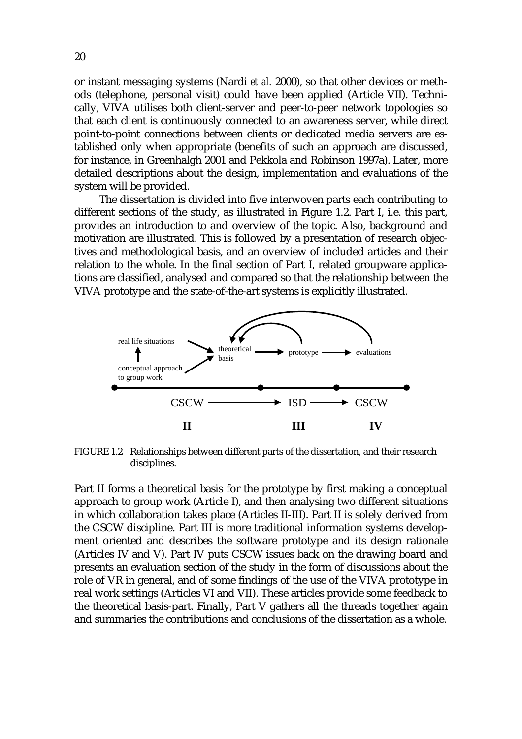or instant messaging systems (Nardi *et al.* 2000), so that other devices or methods (telephone, personal visit) could have been applied (Article VII). Technically, VIVA utilises both client-server and peer-to-peer network topologies so that each client is continuously connected to an awareness server, while direct point-to-point connections between clients or dedicated media servers are established only when appropriate (benefits of such an approach are discussed, for instance, in Greenhalgh 2001 and Pekkola and Robinson 1997a). Later, more detailed descriptions about the design, implementation and evaluations of the system will be provided.

The dissertation is divided into five interwoven parts each contributing to different sections of the study, as illustrated in Figure 1.2. Part I, i.e. this part, provides an introduction to and overview of the topic. Also, background and motivation are illustrated. This is followed by a presentation of research objectives and methodological basis, and an overview of included articles and their relation to the whole. In the final section of Part I, related groupware applications are classified, analysed and compared so that the relationship between the VIVA prototype and the state-of-the-art systems is explicitly illustrated.

FIGURE 1.2 Relationships between different parts of the dissertation, and their research disciplines.

Part II forms a theoretical basis for the prototype by first making a conceptual approach to group work (Article I), and then analysing two different situations in which collaboration takes place (Articles II-III). Part II is solely derived from the CSCW discipline. Part III is more traditional information systems development oriented and describes the software prototype and its design rationale (Articles IV and V). Part IV puts CSCW issues back on the drawing board and presents an evaluation section of the study in the form of discussions about the role of VR in general, and of some findings of the use of the VIVA prototype in real work settings (Articles VI and VII). These articles provide some feedback to the theoretical basis-part. Finally, Part V gathers all the threads together again and summaries the contributions and conclusions of the dissertation as a whole.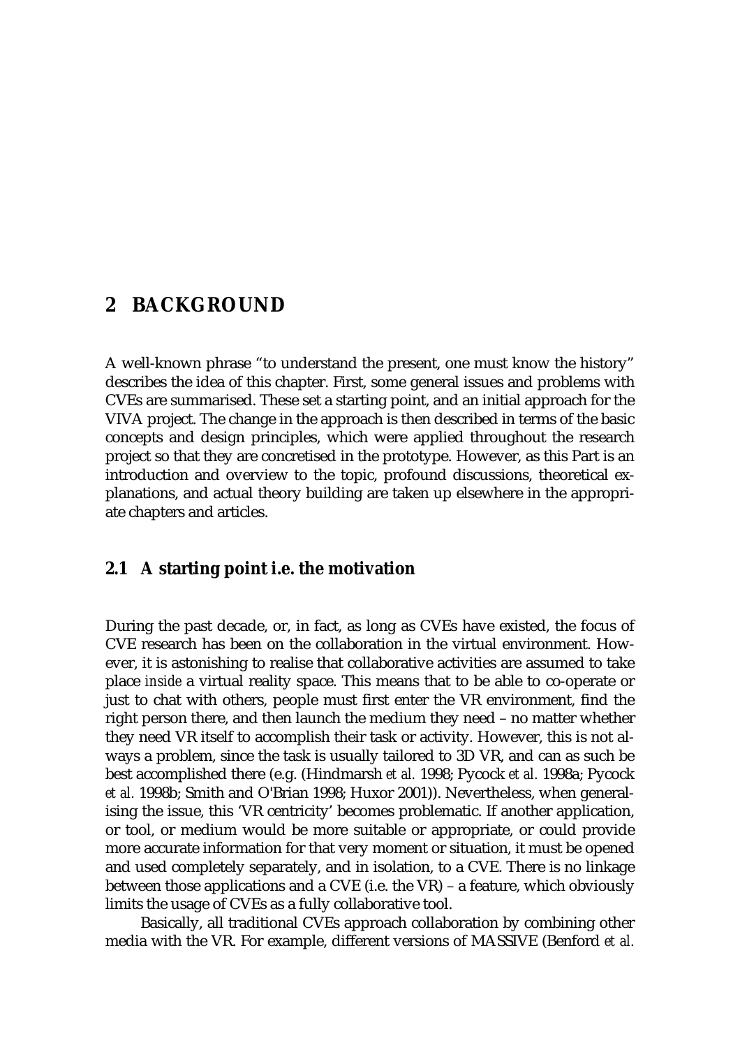# 2 BACKGROUND

A well-known phrase "to understand the present, one must know the history" describes the idea of this chapter. First, some general issues and problems with CVEs are summarised. These set a starting point, and an initial approach for the VIVA project. The change in the approach is then described in terms of the basic concepts and design principles, which were applied throughout the research project so that they are concretised in the prototype. However, as this Part is an introduction and overview to the topic, profound discussions, theoretical explanations, and actual theory building are taken up elsewhere in the appropriate chapters and articles.

## 2.1 A starting point i.e. the motivation

During the past decade, or, in fact, as long as CVEs have existed, the focus of CVE research has been on the collaboration in the virtual environment. However, it is astonishing to realise that collaborative activities are assumed to take place *inside* a virtual reality space. This means that to be able to co-operate or just to chat with others, people must first enter the VR environment, find the right person there, and then launch the medium they need – no matter whether they need VR itself to accomplish their task or activity. However, this is not always a problem, since the task is usually tailored to 3D VR, and can as such be best accomplished there (e.g. (Hindmarsh *et al.* 1998; Pycock *et al.* 1998a; Pycock *et al.* 1998b; Smith and O'Brian 1998; Huxor 2001)). Nevertheless, when generalising the issue, this 'VR centricity' becomes problematic. If another application, or tool, or medium would be more suitable or appropriate, or could provide more accurate information for that very moment or situation, it must be opened and used completely separately, and in isolation, to a CVE. There is no linkage between those applications and a CVE (i.e. the VR) – a feature, which obviously limits the usage of CVEs as a fully collaborative tool.

Basically, all traditional CVEs approach collaboration by combining other media with the VR. For example, different versions of MASSIVE (Benford *et al.*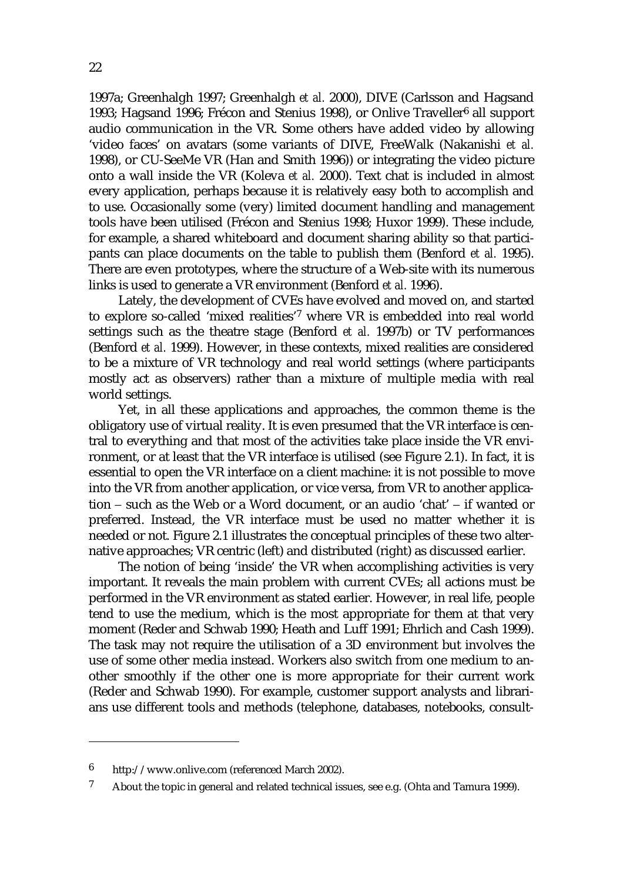1997a; Greenhalgh 1997; Greenhalgh *et al.* 2000), DIVE (Carlsson and Hagsand 1993; Hagsand 1996; Frécon and Stenius 1998), or Onlive Traveller[6] all support audio communication in the VR. Some others have added video by allowing 'video faces' on avatars (some variants of DIVE, FreeWalk (Nakanishi *et al.* 1998), or CU-SeeMe VR (Han and Smith 1996)) or integrating the video picture onto a wall inside the VR (Koleva *et al.* 2000). Text chat is included in almost every application, perhaps because it is relatively easy both to accomplish and to use. Occasionally some (very) limited document handling and management tools have been utilised (Frécon and Stenius 1998; Huxor 1999). These include, for example, a shared whiteboard and document sharing ability so that participants can place documents on the table to publish them (Benford *et al.* 1995). There are even prototypes, where the structure of a Web-site with its numerous links is used to generate a VR environment (Benford *et al.* 1996).

Lately, the development of CVEs have evolved and moved on, and started to explore so-called 'mixed realities'[7] where VR is embedded into real world settings such as the theatre stage (Benford *et al.* 1997b) or TV performances (Benford *et al.* 1999). However, in these contexts, mixed realities are considered to be a mixture of VR technology and real world settings (where participants mostly act as observers) rather than a mixture of multiple media with real world settings.

Yet, in all these applications and approaches, the common theme is the obligatory use of virtual reality. It is even presumed that the VR interface is central to everything and that most of the activities take place inside the VR environment, or at least that the VR interface is utilised (see Figure 2.1). In fact, it is essential to open the VR interface on a client machine: it is not possible to move into the VR from another application, or vice versa, from VR to another application – such as the Web or a Word document, or an audio 'chat' – if wanted or preferred. Instead, the VR interface must be used no matter whether it is needed or not. Figure 2.1 illustrates the conceptual principles of these two alternative approaches; VR centric (left) and distributed (right) as discussed earlier.

The notion of being 'inside' the VR when accomplishing activities is very important. It reveals the main problem with current CVEs; all actions must be performed in the VR environment as stated earlier. However, in real life, people tend to use the medium, which is the most appropriate for them at that very moment (Reder and Schwab 1990; Heath and Luff 1991; Ehrlich and Cash 1999). The task may not require the utilisation of a 3D environment but involves the use of some other media instead. Workers also switch from one medium to another smoothly if the other one is more appropriate for their current work (Reder and Schwab 1990). For example, customer support analysts and librarians use different tools and methods (telephone, databases, notebooks, consult-

---

[6] http://www.onlive.com (referenced March 2002).

[7] About the topic in general and related technical issues, see e.g. (Ohta and Tamura 1999).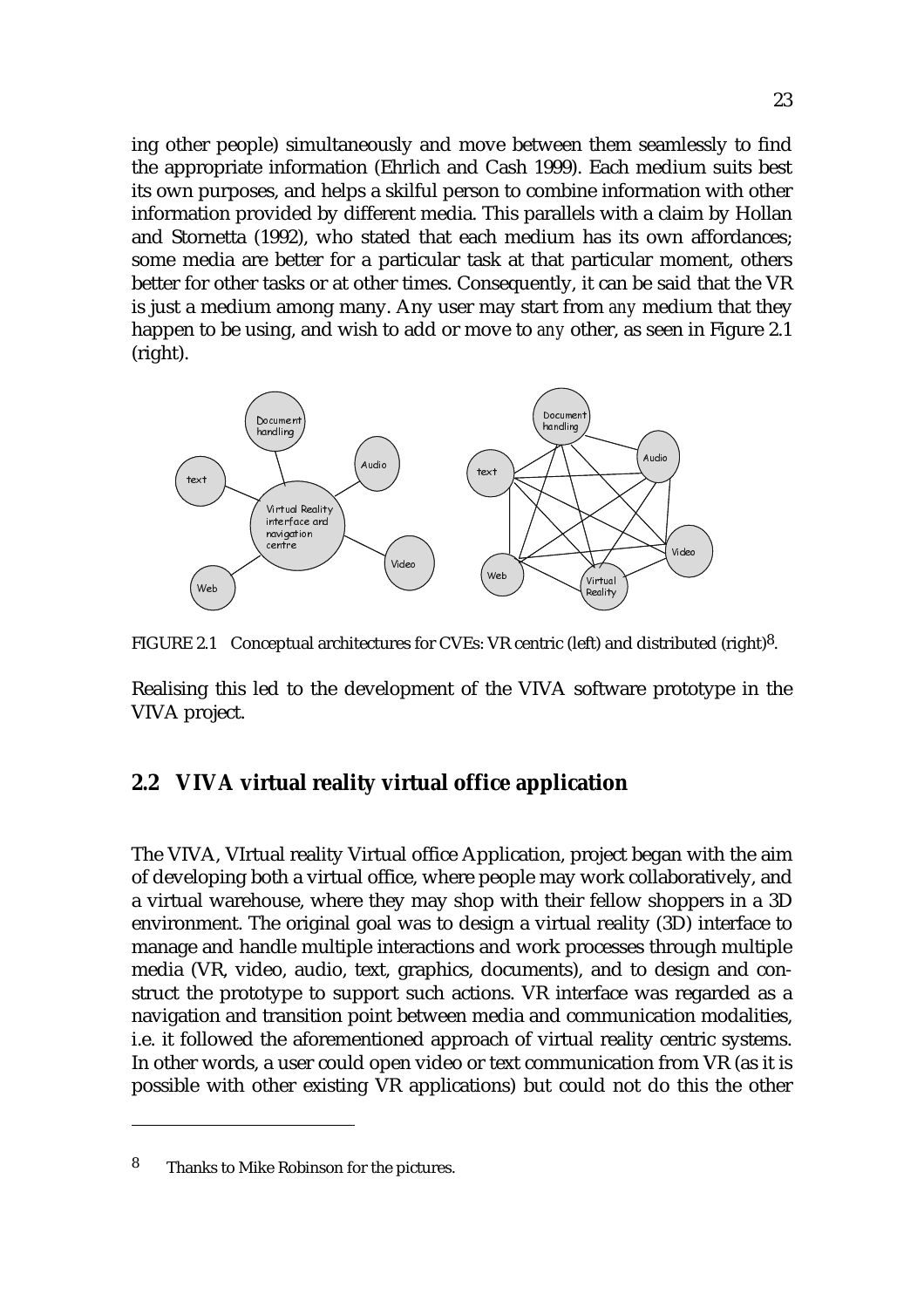ing other people) simultaneously and move between them seamlessly to find the appropriate information (Ehrlich and Cash 1999). Each medium suits best its own purposes, and helps a skilful person to combine information with other information provided by different media. This parallels with a claim by Hollan and Stornetta (1992), who stated that each medium has its own affordances; some media are better for a particular task at that particular moment, others better for other tasks or at other times. Consequently, it can be said that the VR is just a medium among many. Any user may start from *any* medium that they happen to be using, and wish to add or move to *any* other, as seen in Figure 2.1 (right).

FIGURE 2.1 Conceptual architectures for CVEs: VR centric (left) and distributed (right)[8].

Realising this led to the development of the VIVA software prototype in the VIVA project.

## 2.2 VIVA virtual reality virtual office application

The VIVA, VIrtual reality Virtual office Application, project began with the aim of developing both a virtual office, where people may work collaboratively, and a virtual warehouse, where they may shop with their fellow shoppers in a 3D environment. The original goal was to design a virtual reality (3D) interface to manage and handle multiple interactions and work processes through multiple media (VR, video, audio, text, graphics, documents), and to design and construct the prototype to support such actions. VR interface was regarded as a navigation and transition point between media and communication modalities, i.e. it followed the aforementioned approach of virtual reality centric systems. In other words, a user could open video or text communication from VR (as it is possible with other existing VR applications) but could not do this the other

8 Thanks to Mike Robinson for the pictures.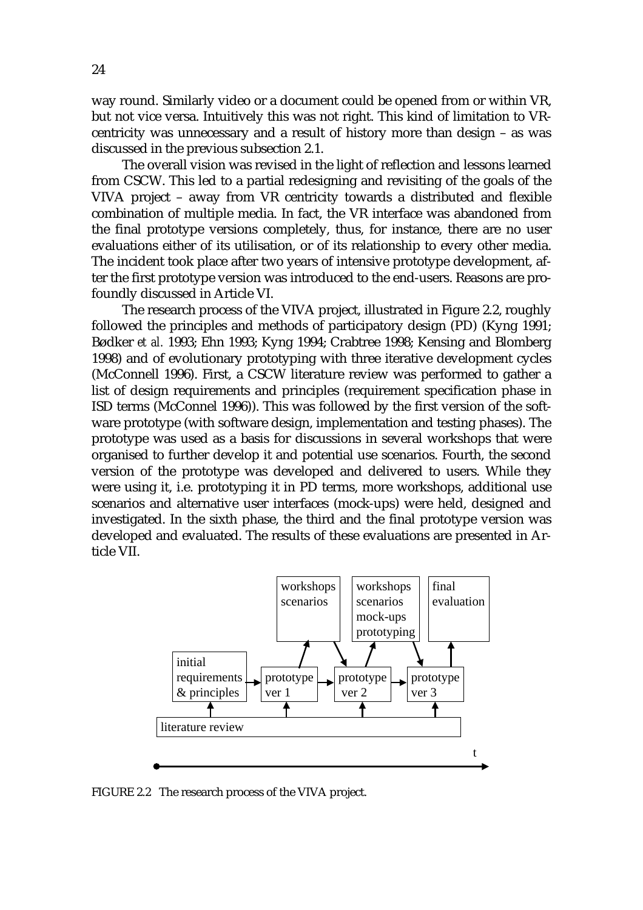way round. Similarly video or a document could be opened from or within VR, but not vice versa. Intuitively this was not right. This kind of limitation to VR-centricity was unnecessary and a result of history more than design – as was discussed in the previous subsection 2.1.

The overall vision was revised in the light of reflection and lessons learned from CSCW. This led to a partial redesigning and revisiting of the goals of the VIVA project – away from VR centricity towards a distributed and flexible combination of multiple media. In fact, the VR interface was abandoned from the final prototype versions completely, thus, for instance, there are no user evaluations either of its utilisation, or of its relationship to every other media. The incident took place after two years of intensive prototype development, after the first prototype version was introduced to the end-users. Reasons are profoundly discussed in Article VI.

The research process of the VIVA project, illustrated in Figure 2.2, roughly followed the principles and methods of participatory design (PD) (Kyng 1991; Bødker *et al.* 1993; Ehn 1993; Kyng 1994; Crabtree 1998; Kensing and Blomberg 1998) and of evolutionary prototyping with three iterative development cycles (McConnell 1996). First, a CSCW literature review was performed to gather a list of design requirements and principles (requirement specification phase in ISD terms (McConnel 1996)). This was followed by the first version of the software prototype (with software design, implementation and testing phases). The prototype was used as a basis for discussions in several workshops that were organised to further develop it and potential use scenarios. Fourth, the second version of the prototype was developed and delivered to users. While they were using it, i.e. prototyping it in PD terms, more workshops, additional use scenarios and alternative user interfaces (mock-ups) were held, designed and investigated. In the sixth phase, the third and the final prototype version was developed and evaluated. The results of these evaluations are presented in Article VII.

```
                          +-----------+   +-------------+   +------------+
                          | workshops |   | workshops   |   | final      |
                          | scenarios |   | scenarios   |   | evaluation |
                          |           |   | mock-ups    |   |            |
                          |           |   | prototyping |   |            |
                          +-----------+   +-------------+   +------------+
                              ^      \        ^      \           ^
                             /        v      /        v          |
+--------------+    +-----------+    +-----------+    +-----------+
| initial      |    |           |    |           |    |           |
| requirements |--->| prototype |--->| prototype |--->| prototype |
| & principles |    | ver 1     |    | ver 2     |    | ver 3     |
+--------------+    +-----------+    +-----------+    +-----------+
       ^                  ^                ^                ^
+------------------------------------------------------------------+
| literature review                                                |
+------------------------------------------------------------------+

                                                                 t
●----------------------------------------------------------------->
```

FIGURE 2.2 The research process of the VIVA project.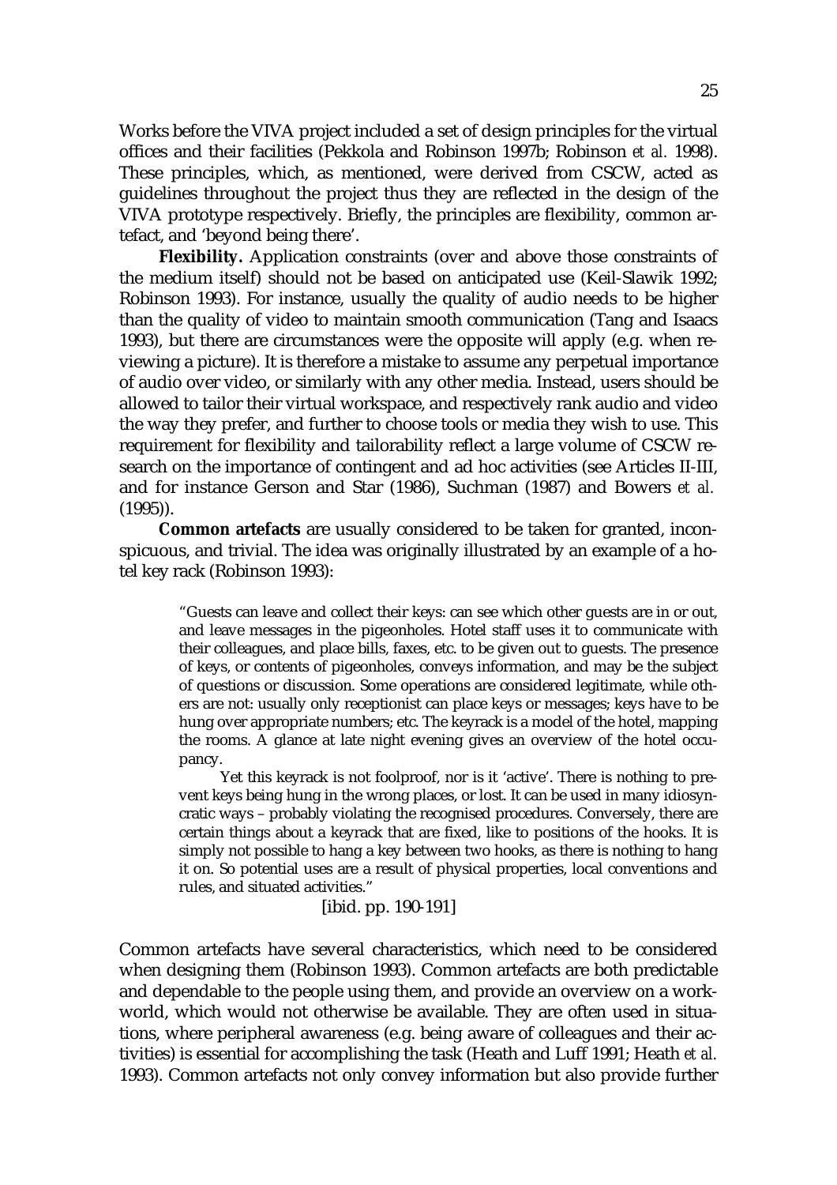Works before the VIVA project included a set of design principles for the virtual offices and their facilities (Pekkola and Robinson 1997b; Robinson *et al.* 1998). These principles, which, as mentioned, were derived from CSCW, acted as guidelines throughout the project thus they are reflected in the design of the VIVA prototype respectively. Briefly, the principles are flexibility, common artefact, and 'beyond being there'.

**Flexibility.** Application constraints (over and above those constraints of the medium itself) should not be based on anticipated use (Keil-Slawik 1992; Robinson 1993). For instance, usually the quality of audio needs to be higher than the quality of video to maintain smooth communication (Tang and Isaacs 1993), but there are circumstances were the opposite will apply (e.g. when reviewing a picture). It is therefore a mistake to assume any perpetual importance of audio over video, or similarly with any other media. Instead, users should be allowed to tailor their virtual workspace, and respectively rank audio and video the way they prefer, and further to choose tools or media they wish to use. This requirement for flexibility and tailorability reflect a large volume of CSCW research on the importance of contingent and ad hoc activities (see Articles II-III, and for instance Gerson and Star (1986), Suchman (1987) and Bowers *et al.* (1995)).

**Common artefacts** are usually considered to be taken for granted, inconspicuous, and trivial. The idea was originally illustrated by an example of a hotel key rack (Robinson 1993):

> "Guests can leave and collect their keys: can see which other guests are in or out, and leave messages in the pigeonholes. Hotel staff uses it to communicate with their colleagues, and place bills, faxes, etc. to be given out to guests. The presence of keys, or contents of pigeonholes, conveys information, and may be the subject of questions or discussion. Some operations are considered legitimate, while others are not: usually only receptionist can place keys or messages; keys have to be hung over appropriate numbers; etc. The keyrack is a model of the hotel, mapping the rooms. A glance at late night evening gives an overview of the hotel occupancy.
>
> Yet this keyrack is not foolproof, nor is it 'active'. There is nothing to prevent keys being hung in the wrong places, or lost. It can be used in many idiosyncratic ways – probably violating the recognised procedures. Conversely, there are certain things about a keyrack that are fixed, like to positions of the hooks. It is simply not possible to hang a key between two hooks, as there is nothing to hang it on. So potential uses are a result of physical properties, local conventions and rules, and situated activities."
>
> [ibid. pp. 190-191]

Common artefacts have several characteristics, which need to be considered when designing them (Robinson 1993). Common artefacts are both predictable and dependable to the people using them, and provide an overview on a workworld, which would not otherwise be available. They are often used in situations, where peripheral awareness (e.g. being aware of colleagues and their activities) is essential for accomplishing the task (Heath and Luff 1991; Heath *et al.* 1993). Common artefacts not only convey information but also provide further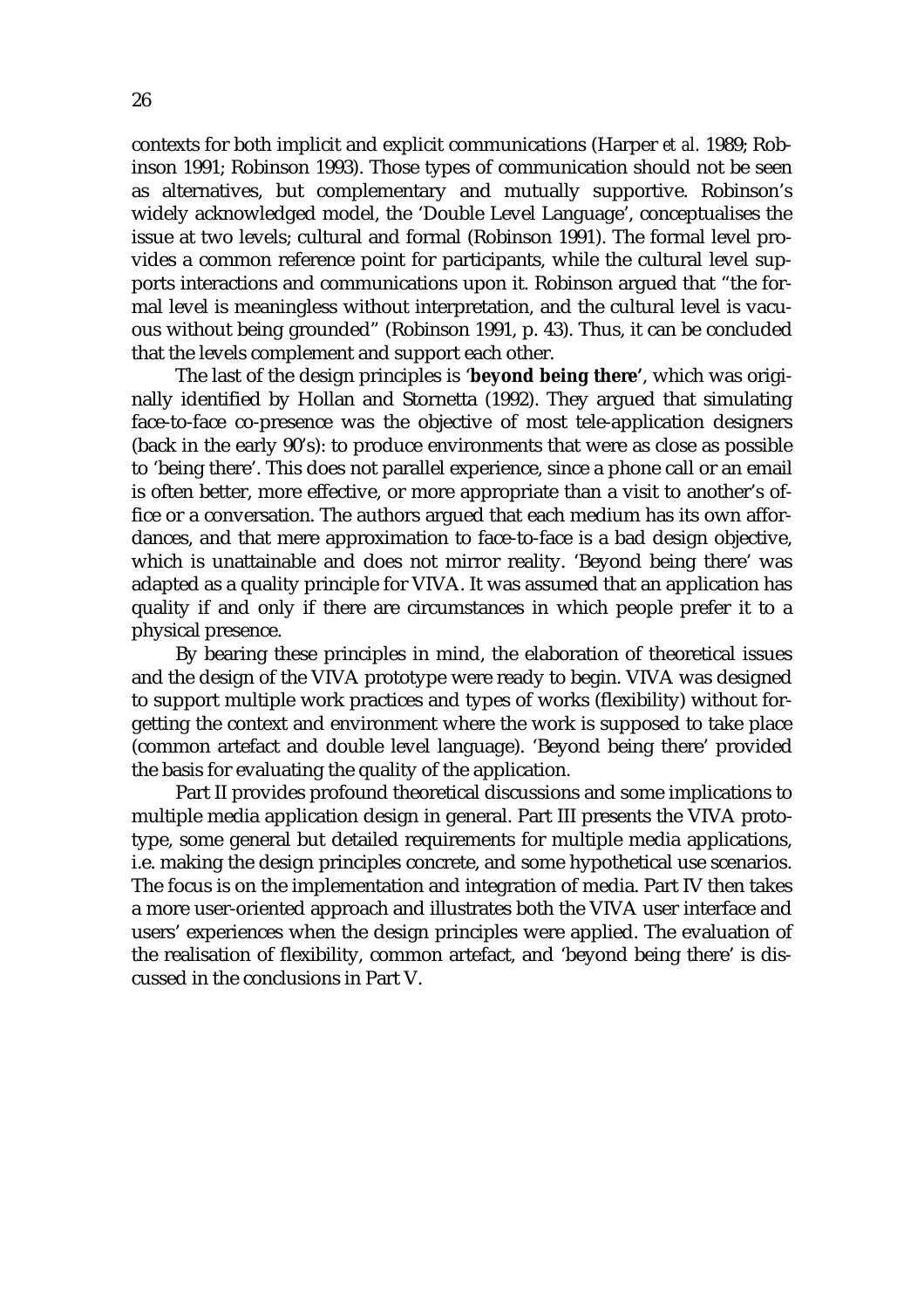contexts for both implicit and explicit communications (Harper *et al.* 1989; Robinson 1991; Robinson 1993). Those types of communication should not be seen as alternatives, but complementary and mutually supportive. Robinson's widely acknowledged model, the 'Double Level Language', conceptualises the issue at two levels; cultural and formal (Robinson 1991). The formal level provides a common reference point for participants, while the cultural level supports interactions and communications upon it. Robinson argued that "the formal level is meaningless without interpretation, and the cultural level is vacuous without being grounded" (Robinson 1991, p. 43). Thus, it can be concluded that the levels complement and support each other.

The last of the design principles is '**beyond being there**', which was originally identified by Hollan and Stornetta (1992). They argued that simulating face-to-face co-presence was the objective of most tele-application designers (back in the early 90's): to produce environments that were as close as possible to 'being there'. This does not parallel experience, since a phone call or an email is often better, more effective, or more appropriate than a visit to another's office or a conversation. The authors argued that each medium has its own affordances, and that mere approximation to face-to-face is a bad design objective, which is unattainable and does not mirror reality. 'Beyond being there' was adapted as a quality principle for VIVA. It was assumed that an application has quality if and only if there are circumstances in which people prefer it to a physical presence.

By bearing these principles in mind, the elaboration of theoretical issues and the design of the VIVA prototype were ready to begin. VIVA was designed to support multiple work practices and types of works (flexibility) without forgetting the context and environment where the work is supposed to take place (common artefact and double level language). 'Beyond being there' provided the basis for evaluating the quality of the application.

Part II provides profound theoretical discussions and some implications to multiple media application design in general. Part III presents the VIVA prototype, some general but detailed requirements for multiple media applications, i.e. making the design principles concrete, and some hypothetical use scenarios. The focus is on the implementation and integration of media. Part IV then takes a more user-oriented approach and illustrates both the VIVA user interface and users' experiences when the design principles were applied. The evaluation of the realisation of flexibility, common artefact, and 'beyond being there' is discussed in the conclusions in Part V.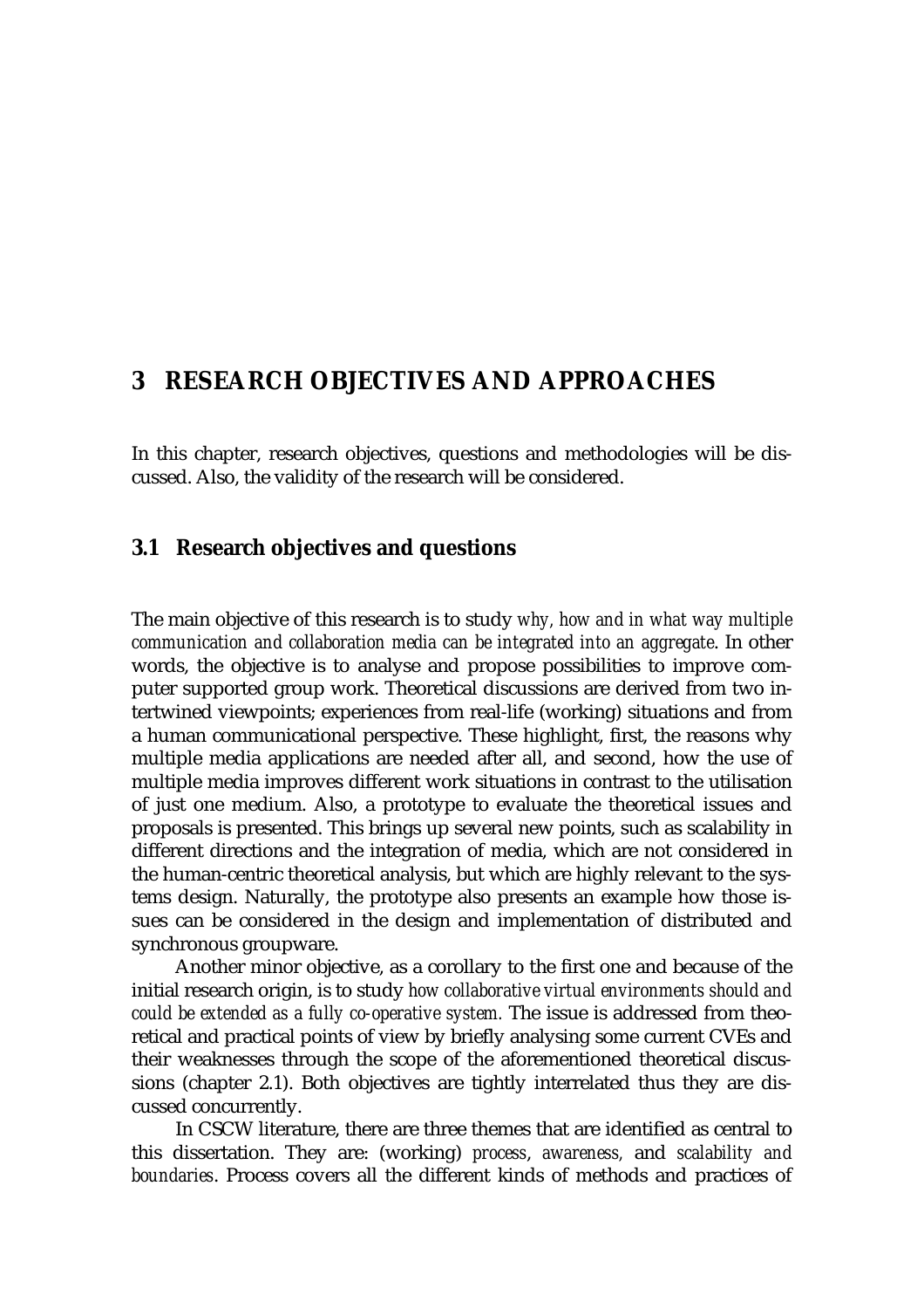# 3 RESEARCH OBJECTIVES AND APPROACHES

In this chapter, research objectives, questions and methodologies will be discussed. Also, the validity of the research will be considered.

## 3.1 Research objectives and questions

The main objective of this research is to study *why, how and in what way multiple communication and collaboration media can be integrated into an aggregate*. In other words, the objective is to analyse and propose possibilities to improve computer supported group work. Theoretical discussions are derived from two intertwined viewpoints; experiences from real-life (working) situations and from a human communicational perspective. These highlight, first, the reasons why multiple media applications are needed after all, and second, how the use of multiple media improves different work situations in contrast to the utilisation of just one medium. Also, a prototype to evaluate the theoretical issues and proposals is presented. This brings up several new points, such as scalability in different directions and the integration of media, which are not considered in the human-centric theoretical analysis, but which are highly relevant to the systems design. Naturally, the prototype also presents an example how those issues can be considered in the design and implementation of distributed and synchronous groupware.

Another minor objective, as a corollary to the first one and because of the initial research origin, is to study *how collaborative virtual environments should and could be extended as a fully co-operative system.* The issue is addressed from theoretical and practical points of view by briefly analysing some current CVEs and their weaknesses through the scope of the aforementioned theoretical discussions (chapter 2.1). Both objectives are tightly interrelated thus they are discussed concurrently.

In CSCW literature, there are three themes that are identified as central to this dissertation. They are: (working) *process*, *awareness,* and *scalability and boundaries*. Process covers all the different kinds of methods and practices of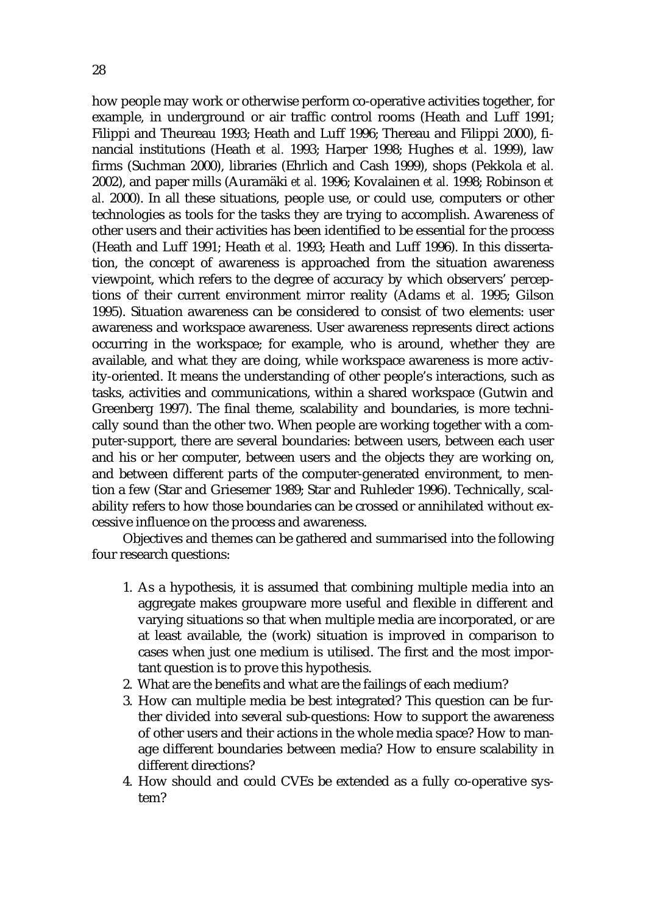how people may work or otherwise perform co-operative activities together, for example, in underground or air traffic control rooms (Heath and Luff 1991; Filippi and Theureau 1993; Heath and Luff 1996; Thereau and Filippi 2000), financial institutions (Heath *et al.* 1993; Harper 1998; Hughes *et al.* 1999), law firms (Suchman 2000), libraries (Ehrlich and Cash 1999), shops (Pekkola *et al.* 2002), and paper mills (Auramäki *et al.* 1996; Kovalainen *et al.* 1998; Robinson *et al.* 2000). In all these situations, people use, or could use, computers or other technologies as tools for the tasks they are trying to accomplish. Awareness of other users and their activities has been identified to be essential for the process (Heath and Luff 1991; Heath *et al.* 1993; Heath and Luff 1996). In this dissertation, the concept of awareness is approached from the situation awareness viewpoint, which refers to the degree of accuracy by which observers' perceptions of their current environment mirror reality (Adams *et al.* 1995; Gilson 1995). Situation awareness can be considered to consist of two elements: user awareness and workspace awareness. User awareness represents direct actions occurring in the workspace; for example, who is around, whether they are available, and what they are doing, while workspace awareness is more activity-oriented. It means the understanding of other people's interactions, such as tasks, activities and communications, within a shared workspace (Gutwin and Greenberg 1997). The final theme, scalability and boundaries, is more technically sound than the other two. When people are working together with a computer-support, there are several boundaries: between users, between each user and his or her computer, between users and the objects they are working on, and between different parts of the computer-generated environment, to mention a few (Star and Griesemer 1989; Star and Ruhleder 1996). Technically, scalability refers to how those boundaries can be crossed or annihilated without excessive influence on the process and awareness.

Objectives and themes can be gathered and summarised into the following four research questions:

1. As a hypothesis, it is assumed that combining multiple media into an aggregate makes groupware more useful and flexible in different and varying situations so that when multiple media are incorporated, or are at least available, the (work) situation is improved in comparison to cases when just one medium is utilised. The first and the most important question is to prove this hypothesis.
2. What are the benefits and what are the failings of each medium?
3. How can multiple media be best integrated? This question can be further divided into several sub-questions: How to support the awareness of other users and their actions in the whole media space? How to manage different boundaries between media? How to ensure scalability in different directions?
4. How should and could CVEs be extended as a fully co-operative system?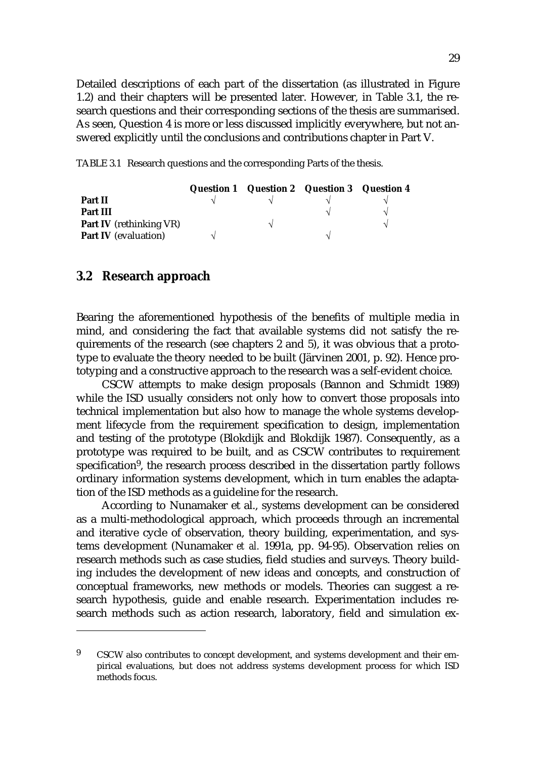Detailed descriptions of each part of the dissertation (as illustrated in Figure 1.2) and their chapters will be presented later. However, in Table 3.1, the research questions and their corresponding sections of the thesis are summarised. As seen, Question 4 is more or less discussed implicitly everywhere, but not answered explicitly until the conclusions and contributions chapter in Part V.

TABLE 3.1 Research questions and the corresponding Parts of the thesis.

| | Question 1 | Question 2 | Question 3 | Question 4 |
|---|---|---|---|---|
| **Part II** | √ | √ | √ | √ |
| **Part III** | | | √ | √ |
| **Part IV** (rethinking VR) | | √ | | √ |
| **Part IV** (evaluation) | √ | | √ | |

## 3.2 Research approach

Bearing the aforementioned hypothesis of the benefits of multiple media in mind, and considering the fact that available systems did not satisfy the requirements of the research (see chapters 2 and 5), it was obvious that a prototype to evaluate the theory needed to be built (Järvinen 2001, p. 92). Hence prototyping and a constructive approach to the research was a self-evident choice.

CSCW attempts to make design proposals (Bannon and Schmidt 1989) while the ISD usually considers not only how to convert those proposals into technical implementation but also how to manage the whole systems development lifecycle from the requirement specification to design, implementation and testing of the prototype (Blokdijk and Blokdijk 1987). Consequently, as a prototype was required to be built, and as CSCW contributes to requirement specification[9], the research process described in the dissertation partly follows ordinary information systems development, which in turn enables the adaptation of the ISD methods as a guideline for the research.

According to Nunamaker et al., systems development can be considered as a multi-methodological approach, which proceeds through an incremental and iterative cycle of observation, theory building, experimentation, and systems development (Nunamaker *et al.* 1991a, pp. 94-95). Observation relies on research methods such as case studies, field studies and surveys. Theory building includes the development of new ideas and concepts, and construction of conceptual frameworks, new methods or models. Theories can suggest a research hypothesis, guide and enable research. Experimentation includes research methods such as action research, laboratory, field and simulation ex-

---

[9] CSCW also contributes to concept development, and systems development and their empirical evaluations, but does not address systems development process for which ISD methods focus.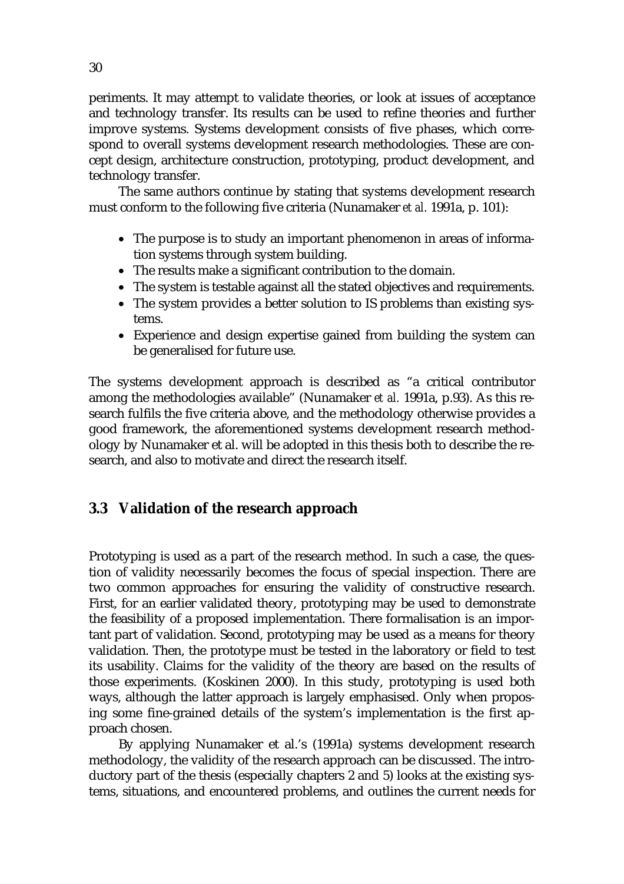periments. It may attempt to validate theories, or look at issues of acceptance and technology transfer. Its results can be used to refine theories and further improve systems. Systems development consists of five phases, which correspond to overall systems development research methodologies. These are concept design, architecture construction, prototyping, product development, and technology transfer.

The same authors continue by stating that systems development research must conform to the following five criteria (Nunamaker *et al.* 1991a, p. 101):

- The purpose is to study an important phenomenon in areas of information systems through system building.
- The results make a significant contribution to the domain.
- The system is testable against all the stated objectives and requirements.
- The system provides a better solution to IS problems than existing systems.
- Experience and design expertise gained from building the system can be generalised for future use.

The systems development approach is described as "a critical contributor among the methodologies available" (Nunamaker *et al.* 1991a, p.93). As this research fulfils the five criteria above, and the methodology otherwise provides a good framework, the aforementioned systems development research methodology by Nunamaker et al. will be adopted in this thesis both to describe the research, and also to motivate and direct the research itself.

## 3.3 Validation of the research approach

Prototyping is used as a part of the research method. In such a case, the question of validity necessarily becomes the focus of special inspection. There are two common approaches for ensuring the validity of constructive research. First, for an earlier validated theory, prototyping may be used to demonstrate the feasibility of a proposed implementation. There formalisation is an important part of validation. Second, prototyping may be used as a means for theory validation. Then, the prototype must be tested in the laboratory or field to test its usability. Claims for the validity of the theory are based on the results of those experiments. (Koskinen 2000). In this study, prototyping is used both ways, although the latter approach is largely emphasised. Only when proposing some fine-grained details of the system's implementation is the first approach chosen.

By applying Nunamaker et al.'s (1991a) systems development research methodology, the validity of the research approach can be discussed. The introductory part of the thesis (especially chapters 2 and 5) looks at the existing systems, situations, and encountered problems, and outlines the current needs for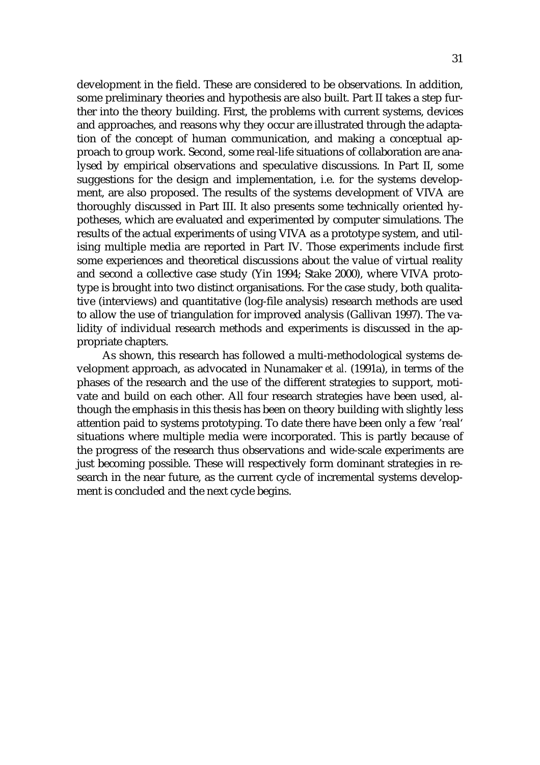development in the field. These are considered to be observations. In addition, some preliminary theories and hypothesis are also built. Part II takes a step further into the theory building. First, the problems with current systems, devices and approaches, and reasons why they occur are illustrated through the adaptation of the concept of human communication, and making a conceptual approach to group work. Second, some real-life situations of collaboration are analysed by empirical observations and speculative discussions. In Part II, some suggestions for the design and implementation, i.e. for the systems development, are also proposed. The results of the systems development of VIVA are thoroughly discussed in Part III. It also presents some technically oriented hypotheses, which are evaluated and experimented by computer simulations. The results of the actual experiments of using VIVA as a prototype system, and utilising multiple media are reported in Part IV. Those experiments include first some experiences and theoretical discussions about the value of virtual reality and second a collective case study (Yin 1994; Stake 2000), where VIVA prototype is brought into two distinct organisations. For the case study, both qualitative (interviews) and quantitative (log-file analysis) research methods are used to allow the use of triangulation for improved analysis (Gallivan 1997). The validity of individual research methods and experiments is discussed in the appropriate chapters.

As shown, this research has followed a multi-methodological systems development approach, as advocated in Nunamaker *et al.* (1991a), in terms of the phases of the research and the use of the different strategies to support, motivate and build on each other. All four research strategies have been used, although the emphasis in this thesis has been on theory building with slightly less attention paid to systems prototyping. To date there have been only a few 'real' situations where multiple media were incorporated. This is partly because of the progress of the research thus observations and wide-scale experiments are just becoming possible. These will respectively form dominant strategies in research in the near future, as the current cycle of incremental systems development is concluded and the next cycle begins.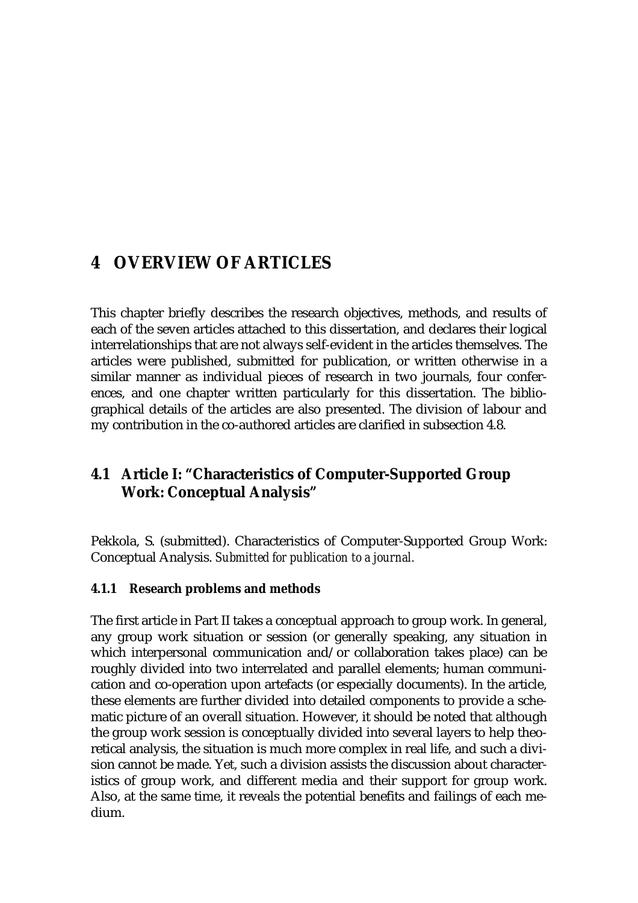# 4 OVERVIEW OF ARTICLES

This chapter briefly describes the research objectives, methods, and results of each of the seven articles attached to this dissertation, and declares their logical interrelationships that are not always self-evident in the articles themselves. The articles were published, submitted for publication, or written otherwise in a similar manner as individual pieces of research in two journals, four conferences, and one chapter written particularly for this dissertation. The bibliographical details of the articles are also presented. The division of labour and my contribution in the co-authored articles are clarified in subsection 4.8.

## 4.1 Article I: "Characteristics of Computer-Supported Group Work: Conceptual Analysis"

Pekkola, S. (submitted). Characteristics of Computer-Supported Group Work: Conceptual Analysis. *Submitted for publication to a journal.*

### 4.1.1 Research problems and methods

The first article in Part II takes a conceptual approach to group work. In general, any group work situation or session (or generally speaking, any situation in which interpersonal communication and/or collaboration takes place) can be roughly divided into two interrelated and parallel elements; human communication and co-operation upon artefacts (or especially documents). In the article, these elements are further divided into detailed components to provide a schematic picture of an overall situation. However, it should be noted that although the group work session is conceptually divided into several layers to help theoretical analysis, the situation is much more complex in real life, and such a division cannot be made. Yet, such a division assists the discussion about characteristics of group work, and different media and their support for group work. Also, at the same time, it reveals the potential benefits and failings of each medium.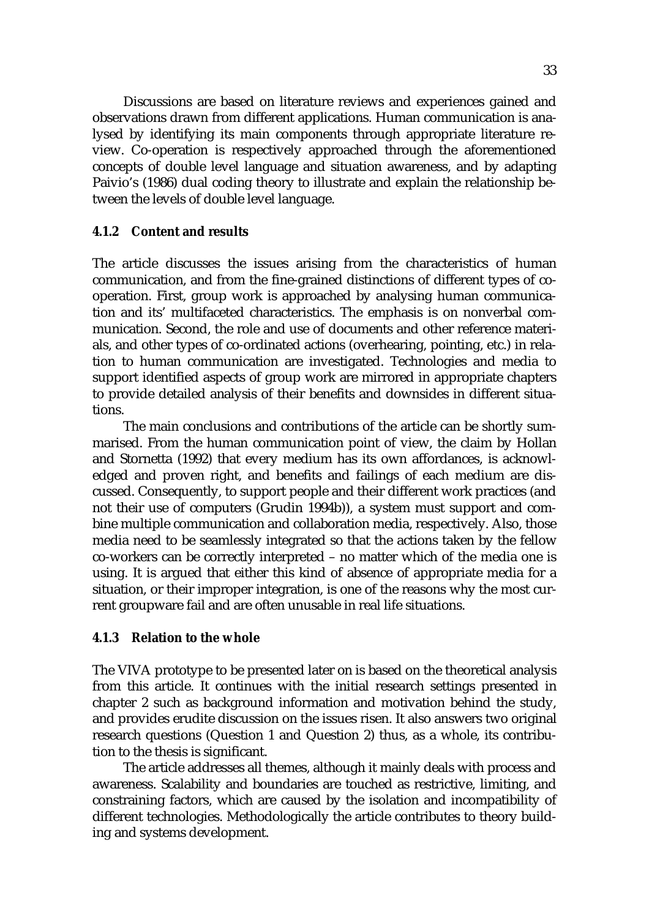Discussions are based on literature reviews and experiences gained and observations drawn from different applications. Human communication is analysed by identifying its main components through appropriate literature review. Co-operation is respectively approached through the aforementioned concepts of double level language and situation awareness, and by adapting Paivio's (1986) dual coding theory to illustrate and explain the relationship between the levels of double level language.

### 4.1.2 Content and results

The article discusses the issues arising from the characteristics of human communication, and from the fine-grained distinctions of different types of co-operation. First, group work is approached by analysing human communication and its' multifaceted characteristics. The emphasis is on nonverbal communication. Second, the role and use of documents and other reference materials, and other types of co-ordinated actions (overhearing, pointing, etc.) in relation to human communication are investigated. Technologies and media to support identified aspects of group work are mirrored in appropriate chapters to provide detailed analysis of their benefits and downsides in different situations.

The main conclusions and contributions of the article can be shortly summarised. From the human communication point of view, the claim by Hollan and Stornetta (1992) that every medium has its own affordances, is acknowledged and proven right, and benefits and failings of each medium are discussed. Consequently, to support people and their different work practices (and not their use of computers (Grudin 1994b)), a system must support and combine multiple communication and collaboration media, respectively. Also, those media need to be seamlessly integrated so that the actions taken by the fellow co-workers can be correctly interpreted – no matter which of the media one is using. It is argued that either this kind of absence of appropriate media for a situation, or their improper integration, is one of the reasons why the most current groupware fail and are often unusable in real life situations.

### 4.1.3 Relation to the whole

The VIVA prototype to be presented later on is based on the theoretical analysis from this article. It continues with the initial research settings presented in chapter 2 such as background information and motivation behind the study, and provides erudite discussion on the issues risen. It also answers two original research questions (Question 1 and Question 2) thus, as a whole, its contribution to the thesis is significant.

The article addresses all themes, although it mainly deals with process and awareness. Scalability and boundaries are touched as restrictive, limiting, and constraining factors, which are caused by the isolation and incompatibility of different technologies. Methodologically the article contributes to theory building and systems development.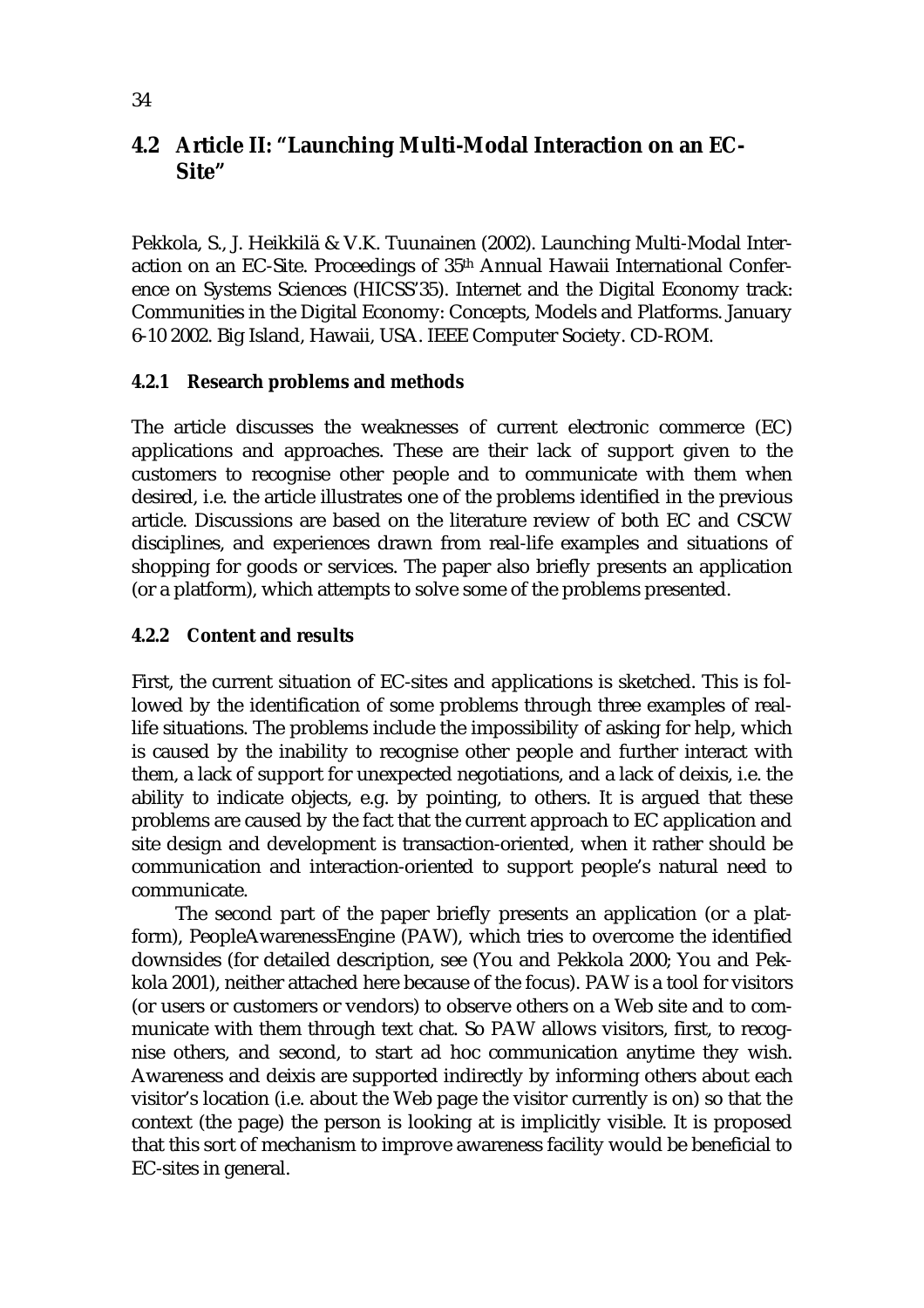## 4.2 Article II: "Launching Multi-Modal Interaction on an EC-Site"

Pekkola, S., J. Heikkilä & V.K. Tuunainen (2002). Launching Multi-Modal Interaction on an EC-Site. Proceedings of 35th Annual Hawaii International Conference on Systems Sciences (HICSS'35). Internet and the Digital Economy track: Communities in the Digital Economy: Concepts, Models and Platforms. January 6-10 2002. Big Island, Hawaii, USA. IEEE Computer Society. CD-ROM.

### 4.2.1 Research problems and methods

The article discusses the weaknesses of current electronic commerce (EC) applications and approaches. These are their lack of support given to the customers to recognise other people and to communicate with them when desired, i.e. the article illustrates one of the problems identified in the previous article. Discussions are based on the literature review of both EC and CSCW disciplines, and experiences drawn from real-life examples and situations of shopping for goods or services. The paper also briefly presents an application (or a platform), which attempts to solve some of the problems presented.

### 4.2.2 Content and results

First, the current situation of EC-sites and applications is sketched. This is followed by the identification of some problems through three examples of real-life situations. The problems include the impossibility of asking for help, which is caused by the inability to recognise other people and further interact with them, a lack of support for unexpected negotiations, and a lack of deixis, i.e. the ability to indicate objects, e.g. by pointing, to others. It is argued that these problems are caused by the fact that the current approach to EC application and site design and development is transaction-oriented, when it rather should be communication and interaction-oriented to support people's natural need to communicate.

The second part of the paper briefly presents an application (or a platform), PeopleAwarenessEngine (PAW), which tries to overcome the identified downsides (for detailed description, see (You and Pekkola 2000; You and Pekkola 2001), neither attached here because of the focus). PAW is a tool for visitors (or users or customers or vendors) to observe others on a Web site and to communicate with them through text chat. So PAW allows visitors, first, to recognise others, and second, to start ad hoc communication anytime they wish. Awareness and deixis are supported indirectly by informing others about each visitor's location (i.e. about the Web page the visitor currently is on) so that the context (the page) the person is looking at is implicitly visible. It is proposed that this sort of mechanism to improve awareness facility would be beneficial to EC-sites in general.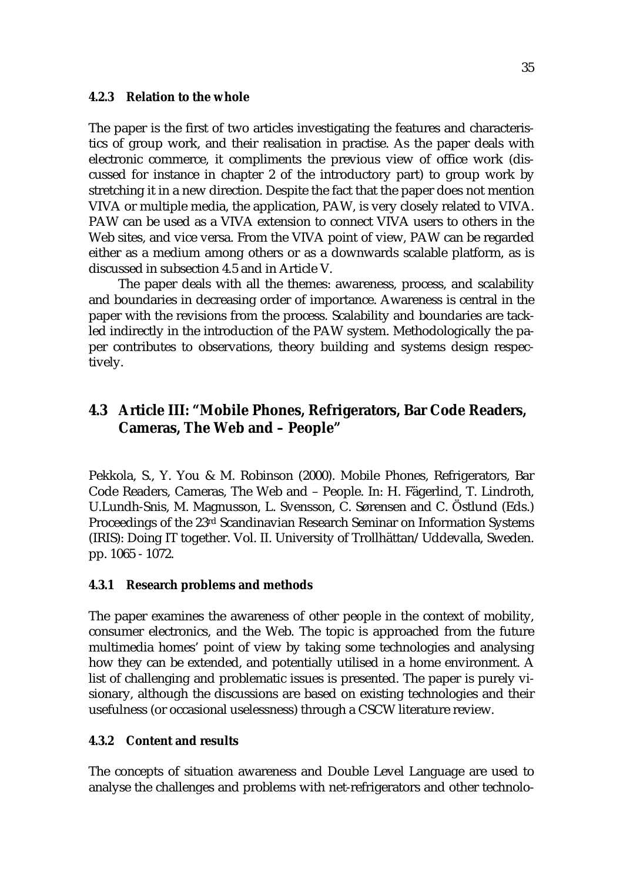#### 4.2.3 Relation to the whole

The paper is the first of two articles investigating the features and characteristics of group work, and their realisation in practise. As the paper deals with electronic commerce, it compliments the previous view of office work (discussed for instance in chapter 2 of the introductory part) to group work by stretching it in a new direction. Despite the fact that the paper does not mention VIVA or multiple media, the application, PAW, is very closely related to VIVA. PAW can be used as a VIVA extension to connect VIVA users to others in the Web sites, and vice versa. From the VIVA point of view, PAW can be regarded either as a medium among others or as a downwards scalable platform, as is discussed in subsection 4.5 and in Article V.

The paper deals with all the themes: awareness, process, and scalability and boundaries in decreasing order of importance. Awareness is central in the paper with the revisions from the process. Scalability and boundaries are tackled indirectly in the introduction of the PAW system. Methodologically the paper contributes to observations, theory building and systems design respectively.

### 4.3 Article III: "Mobile Phones, Refrigerators, Bar Code Readers, Cameras, The Web and – People"

Pekkola, S., Y. You & M. Robinson (2000). Mobile Phones, Refrigerators, Bar Code Readers, Cameras, The Web and – People. In: H. Fägerlind, T. Lindroth, U.Lundh-Snis, M. Magnusson, L. Svensson, C. Sørensen and C. Östlund (Eds.) Proceedings of the 23rd Scandinavian Research Seminar on Information Systems (IRIS): Doing IT together. Vol. II. University of Trollhättan/Uddevalla, Sweden. pp. 1065 - 1072.

#### 4.3.1 Research problems and methods

The paper examines the awareness of other people in the context of mobility, consumer electronics, and the Web. The topic is approached from the future multimedia homes' point of view by taking some technologies and analysing how they can be extended, and potentially utilised in a home environment. A list of challenging and problematic issues is presented. The paper is purely visionary, although the discussions are based on existing technologies and their usefulness (or occasional uselessness) through a CSCW literature review.

#### 4.3.2 Content and results

The concepts of situation awareness and Double Level Language are used to analyse the challenges and problems with net-refrigerators and other technolo-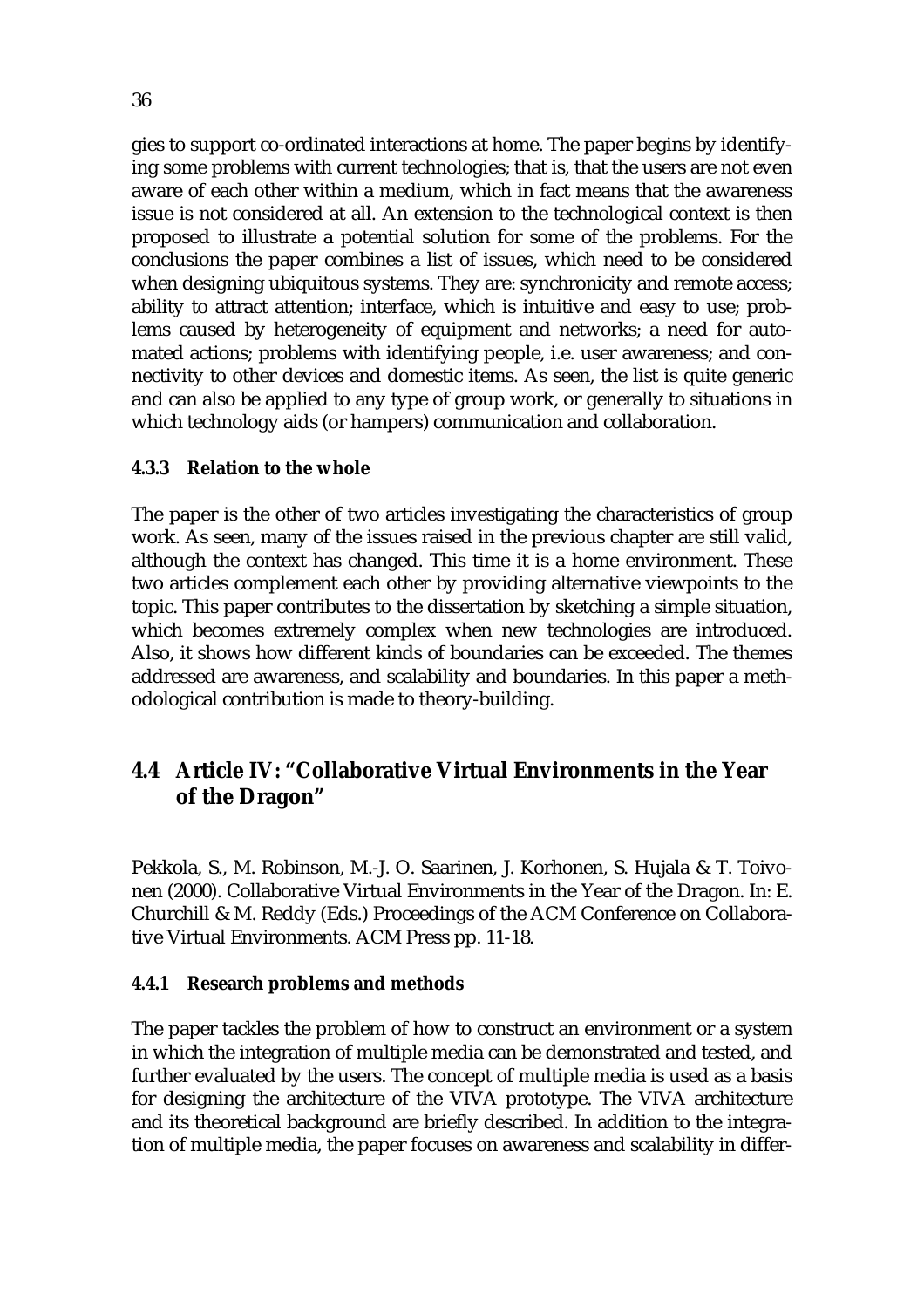gies to support co-ordinated interactions at home. The paper begins by identifying some problems with current technologies; that is, that the users are not even aware of each other within a medium, which in fact means that the awareness issue is not considered at all. An extension to the technological context is then proposed to illustrate a potential solution for some of the problems. For the conclusions the paper combines a list of issues, which need to be considered when designing ubiquitous systems. They are: synchronicity and remote access; ability to attract attention; interface, which is intuitive and easy to use; problems caused by heterogeneity of equipment and networks; a need for automated actions; problems with identifying people, i.e. user awareness; and connectivity to other devices and domestic items. As seen, the list is quite generic and can also be applied to any type of group work, or generally to situations in which technology aids (or hampers) communication and collaboration.

### 4.3.3 Relation to the whole

The paper is the other of two articles investigating the characteristics of group work. As seen, many of the issues raised in the previous chapter are still valid, although the context has changed. This time it is a home environment. These two articles complement each other by providing alternative viewpoints to the topic. This paper contributes to the dissertation by sketching a simple situation, which becomes extremely complex when new technologies are introduced. Also, it shows how different kinds of boundaries can be exceeded. The themes addressed are awareness, and scalability and boundaries. In this paper a methodological contribution is made to theory-building.

## 4.4 Article IV: "Collaborative Virtual Environments in the Year of the Dragon"

Pekkola, S., M. Robinson, M.-J. O. Saarinen, J. Korhonen, S. Hujala & T. Toivonen (2000). Collaborative Virtual Environments in the Year of the Dragon. In: E. Churchill & M. Reddy (Eds.) Proceedings of the ACM Conference on Collaborative Virtual Environments. ACM Press pp. 11-18.

### 4.4.1 Research problems and methods

The paper tackles the problem of how to construct an environment or a system in which the integration of multiple media can be demonstrated and tested, and further evaluated by the users. The concept of multiple media is used as a basis for designing the architecture of the VIVA prototype. The VIVA architecture and its theoretical background are briefly described. In addition to the integration of multiple media, the paper focuses on awareness and scalability in differ-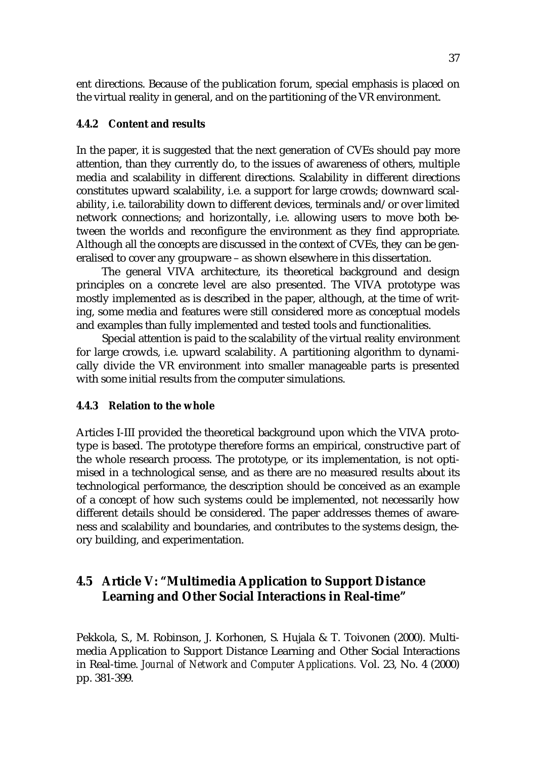ent directions. Because of the publication forum, special emphasis is placed on the virtual reality in general, and on the partitioning of the VR environment.

### 4.4.2 Content and results

In the paper, it is suggested that the next generation of CVEs should pay more attention, than they currently do, to the issues of awareness of others, multiple media and scalability in different directions. Scalability in different directions constitutes upward scalability, i.e. a support for large crowds; downward scalability, i.e. tailorability down to different devices, terminals and/or over limited network connections; and horizontally, i.e. allowing users to move both between the worlds and reconfigure the environment as they find appropriate. Although all the concepts are discussed in the context of CVEs, they can be generalised to cover any groupware – as shown elsewhere in this dissertation.

The general VIVA architecture, its theoretical background and design principles on a concrete level are also presented. The VIVA prototype was mostly implemented as is described in the paper, although, at the time of writing, some media and features were still considered more as conceptual models and examples than fully implemented and tested tools and functionalities.

Special attention is paid to the scalability of the virtual reality environment for large crowds, i.e. upward scalability. A partitioning algorithm to dynamically divide the VR environment into smaller manageable parts is presented with some initial results from the computer simulations.

### 4.4.3 Relation to the whole

Articles I-III provided the theoretical background upon which the VIVA prototype is based. The prototype therefore forms an empirical, constructive part of the whole research process. The prototype, or its implementation, is not optimised in a technological sense, and as there are no measured results about its technological performance, the description should be conceived as an example of a concept of how such systems could be implemented, not necessarily how different details should be considered. The paper addresses themes of awareness and scalability and boundaries, and contributes to the systems design, theory building, and experimentation.

## 4.5 Article V: "Multimedia Application to Support Distance Learning and Other Social Interactions in Real-time"

Pekkola, S., M. Robinson, J. Korhonen, S. Hujala & T. Toivonen (2000). Multimedia Application to Support Distance Learning and Other Social Interactions in Real-time. *Journal of Network and Computer Applications.* Vol. 23, No. 4 (2000) pp. 381-399.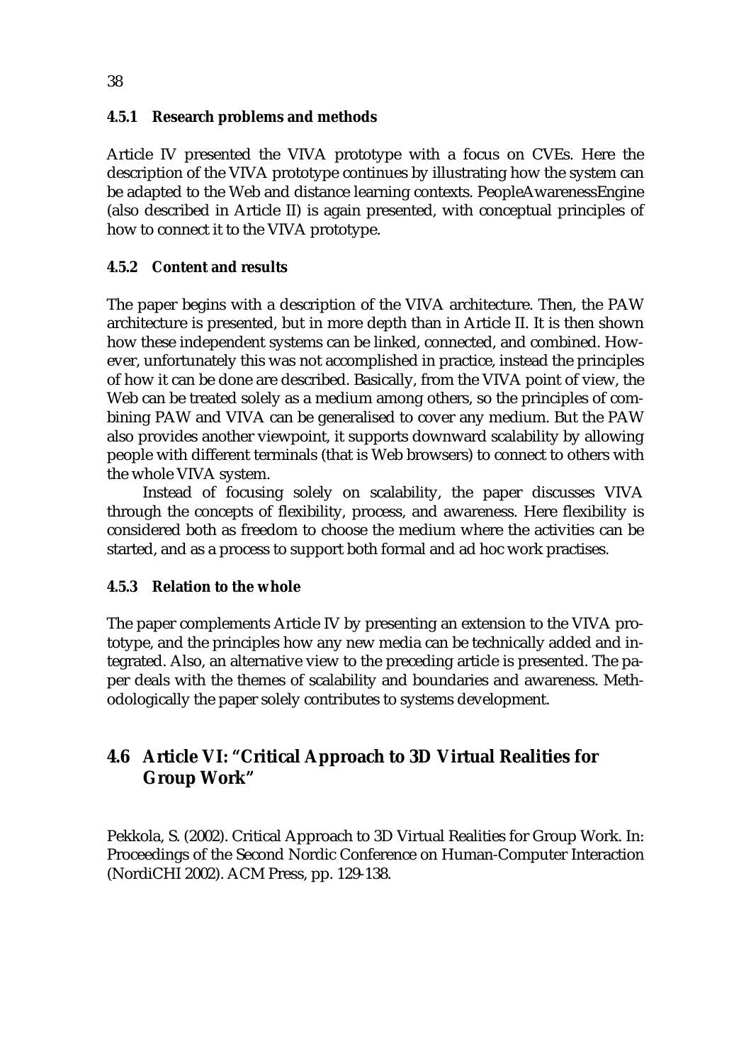### 4.5.1 Research problems and methods

Article IV presented the VIVA prototype with a focus on CVEs. Here the description of the VIVA prototype continues by illustrating how the system can be adapted to the Web and distance learning contexts. PeopleAwarenessEngine (also described in Article II) is again presented, with conceptual principles of how to connect it to the VIVA prototype.

### 4.5.2 Content and results

The paper begins with a description of the VIVA architecture. Then, the PAW architecture is presented, but in more depth than in Article II. It is then shown how these independent systems can be linked, connected, and combined. However, unfortunately this was not accomplished in practice, instead the principles of how it can be done are described. Basically, from the VIVA point of view, the Web can be treated solely as a medium among others, so the principles of combining PAW and VIVA can be generalised to cover any medium. But the PAW also provides another viewpoint, it supports downward scalability by allowing people with different terminals (that is Web browsers) to connect to others with the whole VIVA system.

Instead of focusing solely on scalability, the paper discusses VIVA through the concepts of flexibility, process, and awareness. Here flexibility is considered both as freedom to choose the medium where the activities can be started, and as a process to support both formal and ad hoc work practises.

### 4.5.3 Relation to the whole

The paper complements Article IV by presenting an extension to the VIVA prototype, and the principles how any new media can be technically added and integrated. Also, an alternative view to the preceding article is presented. The paper deals with the themes of scalability and boundaries and awareness. Methodologically the paper solely contributes to systems development.

## 4.6 Article VI: "Critical Approach to 3D Virtual Realities for Group Work"

Pekkola, S. (2002). Critical Approach to 3D Virtual Realities for Group Work. In: Proceedings of the Second Nordic Conference on Human-Computer Interaction (NordiCHI 2002). ACM Press, pp. 129-138.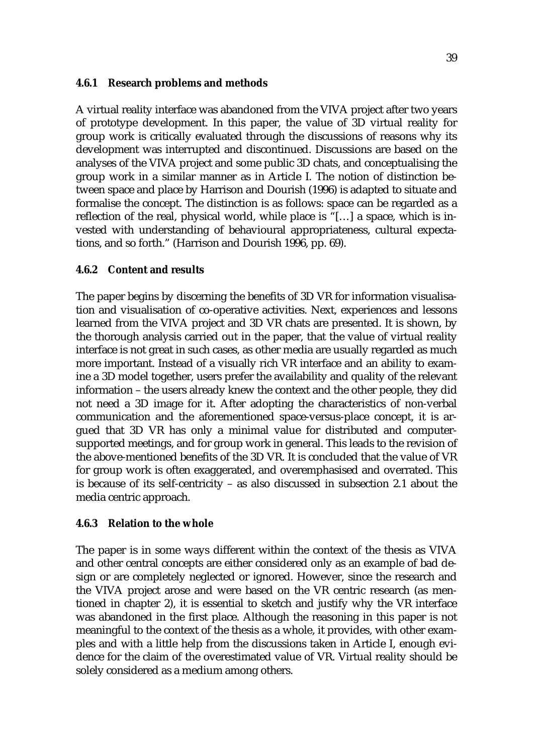### 4.6.1 Research problems and methods

A virtual reality interface was abandoned from the VIVA project after two years of prototype development. In this paper, the value of 3D virtual reality for group work is critically evaluated through the discussions of reasons why its development was interrupted and discontinued. Discussions are based on the analyses of the VIVA project and some public 3D chats, and conceptualising the group work in a similar manner as in Article I. The notion of distinction between space and place by Harrison and Dourish (1996) is adapted to situate and formalise the concept. The distinction is as follows: space can be regarded as a reflection of the real, physical world, while place is "[…] a space, which is invested with understanding of behavioural appropriateness, cultural expectations, and so forth." (Harrison and Dourish 1996, pp. 69).

### 4.6.2 Content and results

The paper begins by discerning the benefits of 3D VR for information visualisation and visualisation of co-operative activities. Next, experiences and lessons learned from the VIVA project and 3D VR chats are presented. It is shown, by the thorough analysis carried out in the paper, that the value of virtual reality interface is not great in such cases, as other media are usually regarded as much more important. Instead of a visually rich VR interface and an ability to examine a 3D model together, users prefer the availability and quality of the relevant information – the users already knew the context and the other people, they did not need a 3D image for it. After adopting the characteristics of non-verbal communication and the aforementioned space-versus-place concept, it is argued that 3D VR has only a minimal value for distributed and computer-supported meetings, and for group work in general. This leads to the revision of the above-mentioned benefits of the 3D VR. It is concluded that the value of VR for group work is often exaggerated, and overemphasised and overrated. This is because of its self-centricity – as also discussed in subsection 2.1 about the media centric approach.

### 4.6.3 Relation to the whole

The paper is in some ways different within the context of the thesis as VIVA and other central concepts are either considered only as an example of bad design or are completely neglected or ignored. However, since the research and the VIVA project arose and were based on the VR centric research (as mentioned in chapter 2), it is essential to sketch and justify why the VR interface was abandoned in the first place. Although the reasoning in this paper is not meaningful to the context of the thesis as a whole, it provides, with other examples and with a little help from the discussions taken in Article I, enough evidence for the claim of the overestimated value of VR. Virtual reality should be solely considered as a medium among others.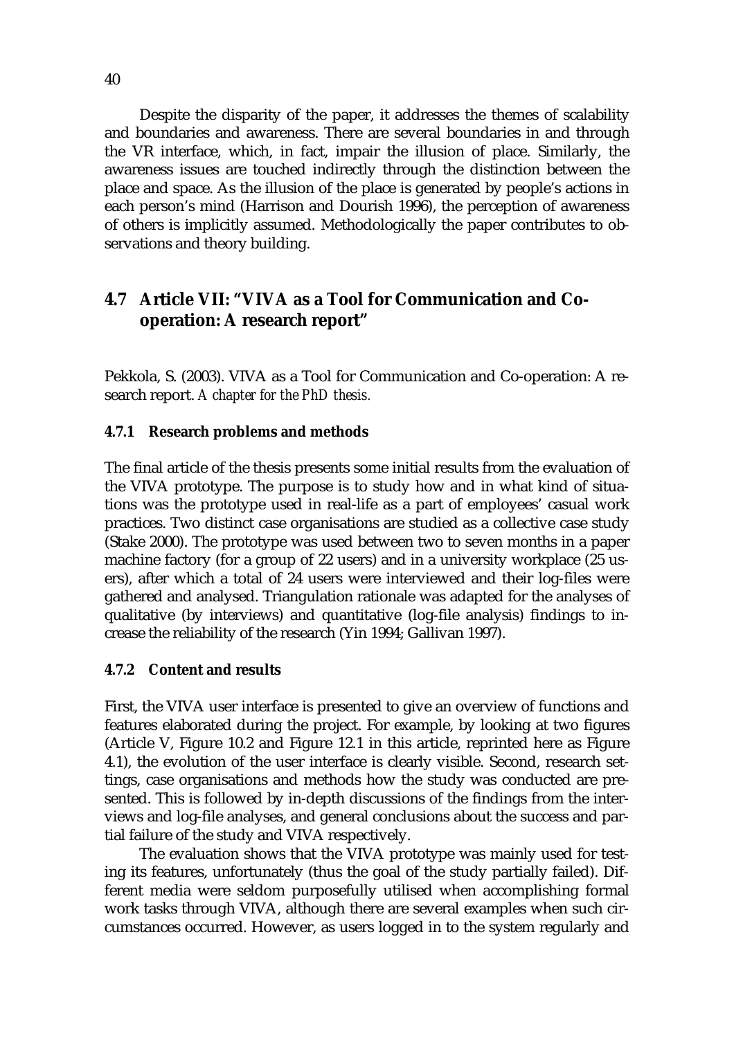Despite the disparity of the paper, it addresses the themes of scalability and boundaries and awareness. There are several boundaries in and through the VR interface, which, in fact, impair the illusion of place. Similarly, the awareness issues are touched indirectly through the distinction between the place and space. As the illusion of the place is generated by people's actions in each person's mind (Harrison and Dourish 1996), the perception of awareness of others is implicitly assumed. Methodologically the paper contributes to observations and theory building.

## 4.7 Article VII: "VIVA as a Tool for Communication and Co-operation: A research report"

Pekkola, S. (2003). VIVA as a Tool for Communication and Co-operation: A research report. *A chapter for the PhD thesis.*

### 4.7.1 Research problems and methods

The final article of the thesis presents some initial results from the evaluation of the VIVA prototype. The purpose is to study how and in what kind of situations was the prototype used in real-life as a part of employees' casual work practices. Two distinct case organisations are studied as a collective case study (Stake 2000). The prototype was used between two to seven months in a paper machine factory (for a group of 22 users) and in a university workplace (25 users), after which a total of 24 users were interviewed and their log-files were gathered and analysed. Triangulation rationale was adapted for the analyses of qualitative (by interviews) and quantitative (log-file analysis) findings to increase the reliability of the research (Yin 1994; Gallivan 1997).

### 4.7.2 Content and results

First, the VIVA user interface is presented to give an overview of functions and features elaborated during the project. For example, by looking at two figures (Article V, Figure 10.2 and Figure 12.1 in this article, reprinted here as Figure 4.1), the evolution of the user interface is clearly visible. Second, research settings, case organisations and methods how the study was conducted are presented. This is followed by in-depth discussions of the findings from the interviews and log-file analyses, and general conclusions about the success and partial failure of the study and VIVA respectively.

The evaluation shows that the VIVA prototype was mainly used for testing its features, unfortunately (thus the goal of the study partially failed). Different media were seldom purposefully utilised when accomplishing formal work tasks through VIVA, although there are several examples when such circumstances occurred. However, as users logged in to the system regularly and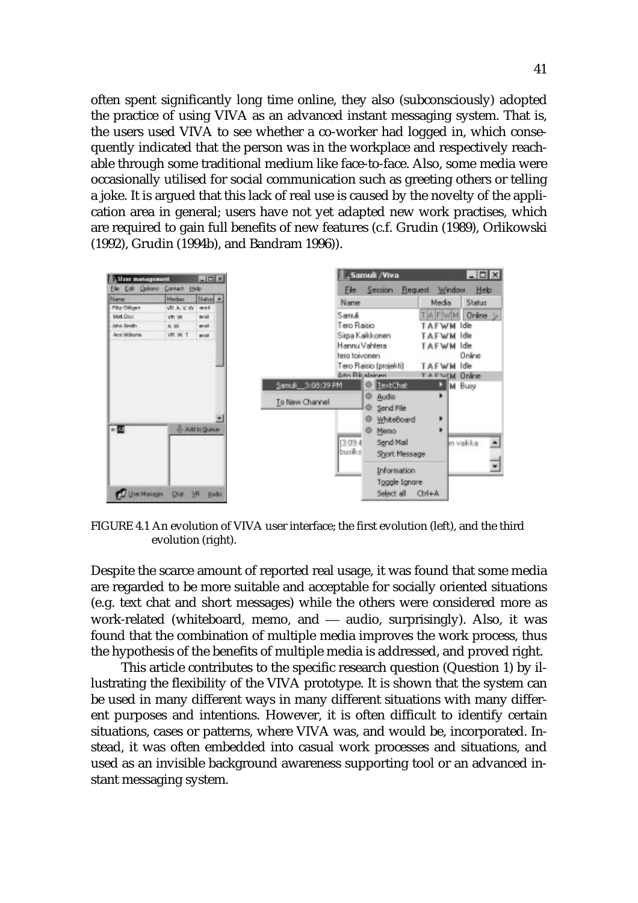often spent significantly long time online, they also (subconsciously) adopted the practice of using VIVA as an advanced instant messaging system. That is, the users used VIVA to see whether a co-worker had logged in, which consequently indicated that the person was in the workplace and respectively reachable through some traditional medium like face-to-face. Also, some media were occasionally utilised for social communication such as greeting others or telling a joke. It is argued that this lack of real use is caused by the novelty of the application area in general; users have not yet adapted new work practises, which are required to gain full benefits of new features (c.f. Grudin (1989), Orlikowski (1992), Grudin (1994b), and Bandram 1996)).

FIGURE 4.1 An evolution of VIVA user interface; the first evolution (left), and the third evolution (right).

Despite the scarce amount of reported real usage, it was found that some media are regarded to be more suitable and acceptable for socially oriented situations (e.g. text chat and short messages) while the others were considered more as work-related (whiteboard, memo, and — audio, surprisingly). Also, it was found that the combination of multiple media improves the work process, thus the hypothesis of the benefits of multiple media is addressed, and proved right.

This article contributes to the specific research question (Question 1) by illustrating the flexibility of the VIVA prototype. It is shown that the system can be used in many different ways in many different situations with many different purposes and intentions. However, it is often difficult to identify certain situations, cases or patterns, where VIVA was, and would be, incorporated. Instead, it was often embedded into casual work processes and situations, and used as an invisible background awareness supporting tool or an advanced instant messaging system.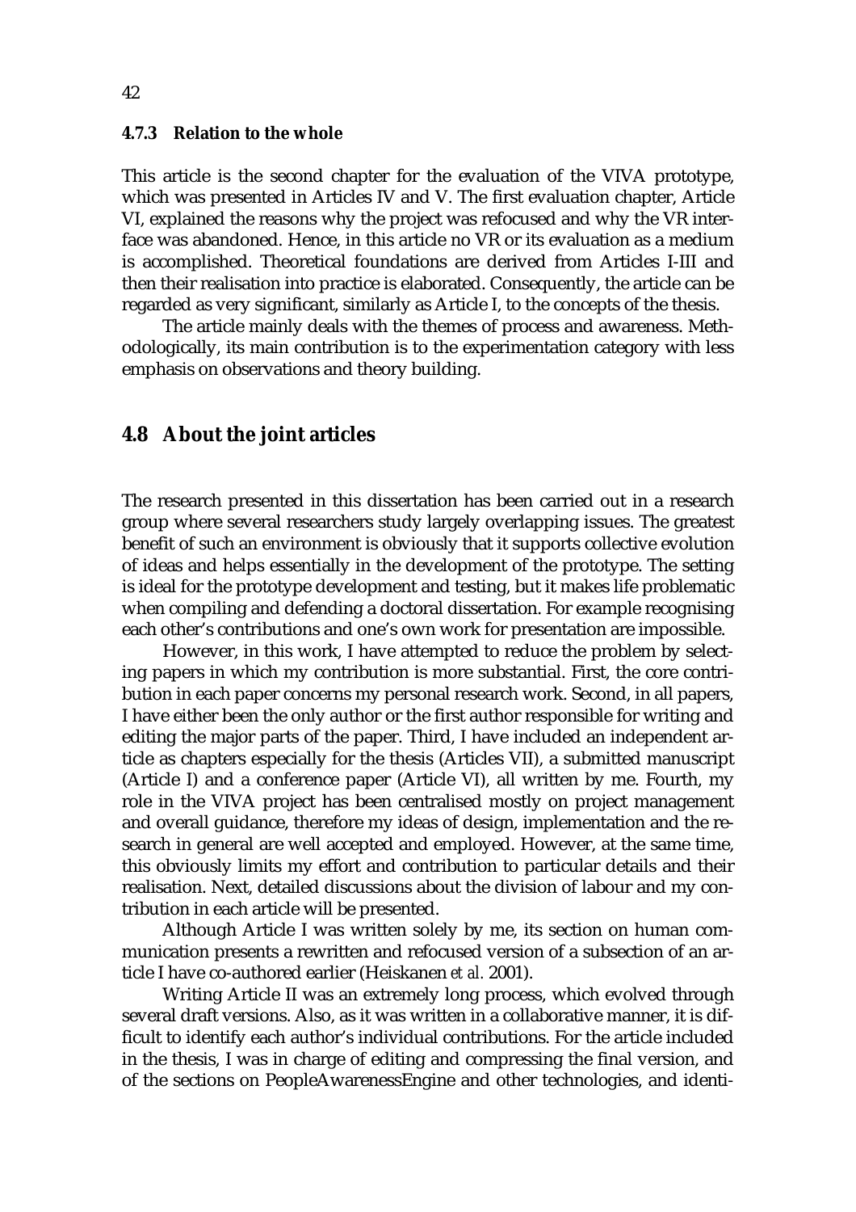### 4.7.3 Relation to the whole

This article is the second chapter for the evaluation of the VIVA prototype, which was presented in Articles IV and V. The first evaluation chapter, Article VI, explained the reasons why the project was refocused and why the VR interface was abandoned. Hence, in this article no VR or its evaluation as a medium is accomplished. Theoretical foundations are derived from Articles I-III and then their realisation into practice is elaborated. Consequently, the article can be regarded as very significant, similarly as Article I, to the concepts of the thesis.

The article mainly deals with the themes of process and awareness. Methodologically, its main contribution is to the experimentation category with less emphasis on observations and theory building.

## 4.8 About the joint articles

The research presented in this dissertation has been carried out in a research group where several researchers study largely overlapping issues. The greatest benefit of such an environment is obviously that it supports collective evolution of ideas and helps essentially in the development of the prototype. The setting is ideal for the prototype development and testing, but it makes life problematic when compiling and defending a doctoral dissertation. For example recognising each other's contributions and one's own work for presentation are impossible.

However, in this work, I have attempted to reduce the problem by selecting papers in which my contribution is more substantial. First, the core contribution in each paper concerns my personal research work. Second, in all papers, I have either been the only author or the first author responsible for writing and editing the major parts of the paper. Third, I have included an independent article as chapters especially for the thesis (Articles VII), a submitted manuscript (Article I) and a conference paper (Article VI), all written by me. Fourth, my role in the VIVA project has been centralised mostly on project management and overall guidance, therefore my ideas of design, implementation and the research in general are well accepted and employed. However, at the same time, this obviously limits my effort and contribution to particular details and their realisation. Next, detailed discussions about the division of labour and my contribution in each article will be presented.

Although Article I was written solely by me, its section on human communication presents a rewritten and refocused version of a subsection of an article I have co-authored earlier (Heiskanen *et al.* 2001).

Writing Article II was an extremely long process, which evolved through several draft versions. Also, as it was written in a collaborative manner, it is difficult to identify each author's individual contributions. For the article included in the thesis, I was in charge of editing and compressing the final version, and of the sections on PeopleAwarenessEngine and other technologies, and identi-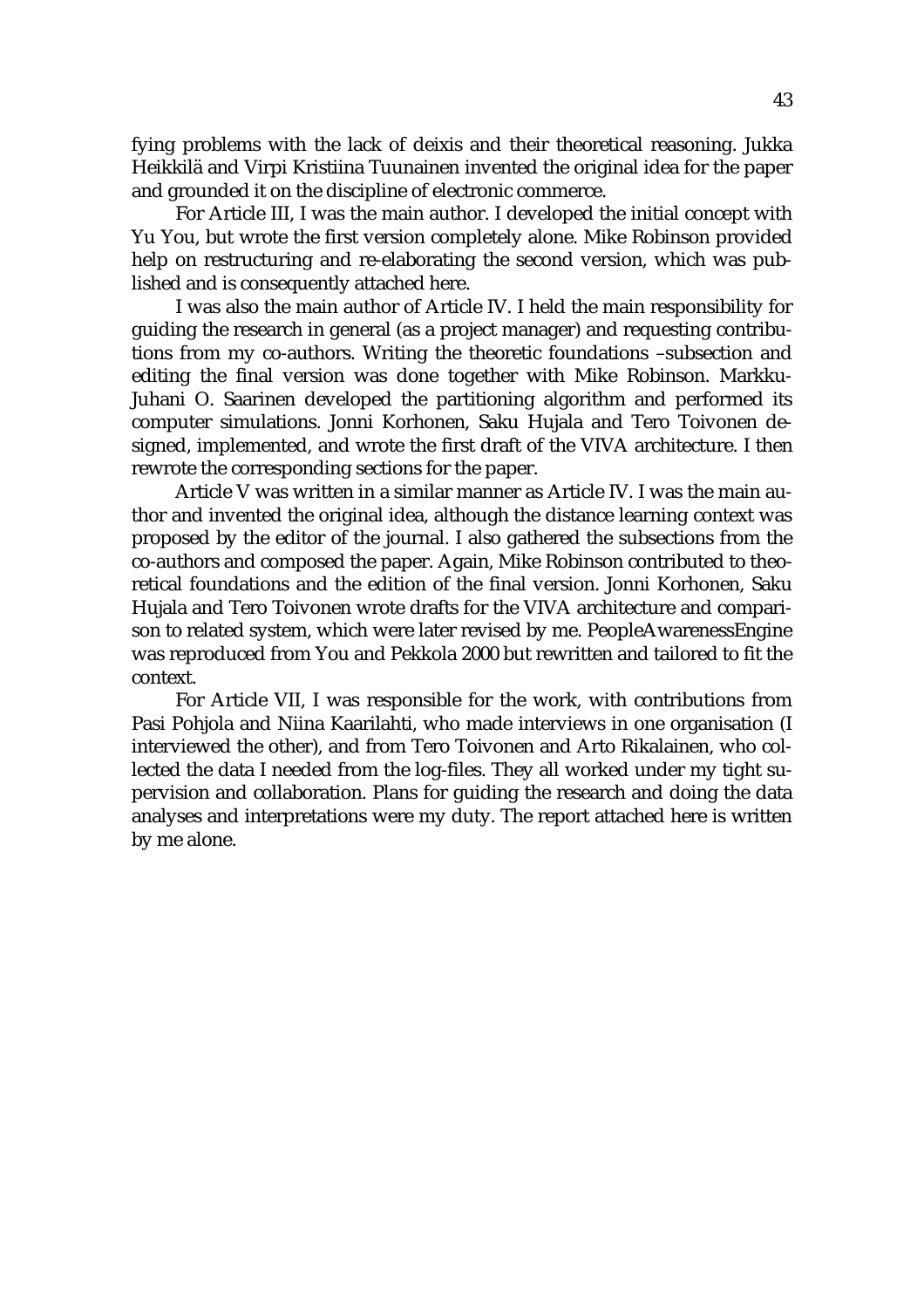fying problems with the lack of deixis and their theoretical reasoning. Jukka Heikkilä and Virpi Kristiina Tuunainen invented the original idea for the paper and grounded it on the discipline of electronic commerce.

For Article III, I was the main author. I developed the initial concept with Yu You, but wrote the first version completely alone. Mike Robinson provided help on restructuring and re-elaborating the second version, which was published and is consequently attached here.

I was also the main author of Article IV. I held the main responsibility for guiding the research in general (as a project manager) and requesting contributions from my co-authors. Writing the theoretic foundations –subsection and editing the final version was done together with Mike Robinson. Markku-Juhani O. Saarinen developed the partitioning algorithm and performed its computer simulations. Jonni Korhonen, Saku Hujala and Tero Toivonen designed, implemented, and wrote the first draft of the VIVA architecture. I then rewrote the corresponding sections for the paper.

Article V was written in a similar manner as Article IV. I was the main author and invented the original idea, although the distance learning context was proposed by the editor of the journal. I also gathered the subsections from the co-authors and composed the paper. Again, Mike Robinson contributed to theoretical foundations and the edition of the final version. Jonni Korhonen, Saku Hujala and Tero Toivonen wrote drafts for the VIVA architecture and comparison to related system, which were later revised by me. PeopleAwarenessEngine was reproduced from You and Pekkola 2000 but rewritten and tailored to fit the context.

For Article VII, I was responsible for the work, with contributions from Pasi Pohjola and Niina Kaarilahti, who made interviews in one organisation (I interviewed the other), and from Tero Toivonen and Arto Rikalainen, who collected the data I needed from the log-files. They all worked under my tight supervision and collaboration. Plans for guiding the research and doing the data analyses and interpretations were my duty. The report attached here is written by me alone.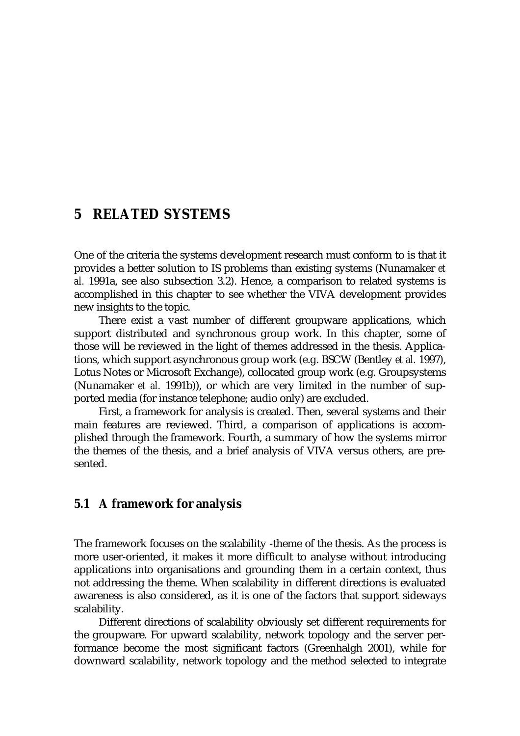# 5 RELATED SYSTEMS

One of the criteria the systems development research must conform to is that it provides a better solution to IS problems than existing systems (Nunamaker *et al.* 1991a, see also subsection 3.2). Hence, a comparison to related systems is accomplished in this chapter to see whether the VIVA development provides new insights to the topic.

There exist a vast number of different groupware applications, which support distributed and synchronous group work. In this chapter, some of those will be reviewed in the light of themes addressed in the thesis. Applications, which support asynchronous group work (e.g. BSCW (Bentley *et al.* 1997), Lotus Notes or Microsoft Exchange), collocated group work (e.g. Groupsystems (Nunamaker *et al.* 1991b)), or which are very limited in the number of supported media (for instance telephone; audio only) are excluded.

First, a framework for analysis is created. Then, several systems and their main features are reviewed. Third, a comparison of applications is accomplished through the framework. Fourth, a summary of how the systems mirror the themes of the thesis, and a brief analysis of VIVA versus others, are presented.

## 5.1 A framework for analysis

The framework focuses on the scalability -theme of the thesis. As the process is more user-oriented, it makes it more difficult to analyse without introducing applications into organisations and grounding them in a certain context, thus not addressing the theme. When scalability in different directions is evaluated awareness is also considered, as it is one of the factors that support sideways scalability.

Different directions of scalability obviously set different requirements for the groupware. For upward scalability, network topology and the server performance become the most significant factors (Greenhalgh 2001), while for downward scalability, network topology and the method selected to integrate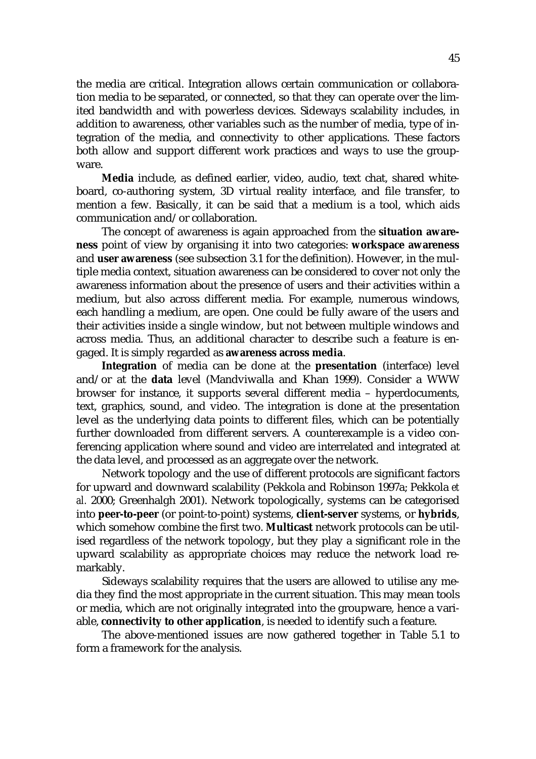the media are critical. Integration allows certain communication or collaboration media to be separated, or connected, so that they can operate over the limited bandwidth and with powerless devices. Sideways scalability includes, in addition to awareness, other variables such as the number of media, type of integration of the media, and connectivity to other applications. These factors both allow and support different work practices and ways to use the groupware.

**Media** include, as defined earlier, video, audio, text chat, shared whiteboard, co-authoring system, 3D virtual reality interface, and file transfer, to mention a few. Basically, it can be said that a medium is a tool, which aids communication and/or collaboration.

The concept of awareness is again approached from the **situation awareness** point of view by organising it into two categories: **workspace awareness** and **user awareness** (see subsection 3.1 for the definition). However, in the multiple media context, situation awareness can be considered to cover not only the awareness information about the presence of users and their activities within a medium, but also across different media. For example, numerous windows, each handling a medium, are open. One could be fully aware of the users and their activities inside a single window, but not between multiple windows and across media. Thus, an additional character to describe such a feature is engaged. It is simply regarded as **awareness across media**.

**Integration** of media can be done at the **presentation** (interface) level and/or at the **data** level (Mandviwalla and Khan 1999). Consider a WWW browser for instance, it supports several different media – hyperdocuments, text, graphics, sound, and video. The integration is done at the presentation level as the underlying data points to different files, which can be potentially further downloaded from different servers. A counterexample is a video conferencing application where sound and video are interrelated and integrated at the data level, and processed as an aggregate over the network.

Network topology and the use of different protocols are significant factors for upward and downward scalability (Pekkola and Robinson 1997a; Pekkola *et al.* 2000; Greenhalgh 2001). Network topologically, systems can be categorised into **peer-to-peer** (or point-to-point) systems, **client-server** systems, or **hybrids**, which somehow combine the first two. **Multicast** network protocols can be utilised regardless of the network topology, but they play a significant role in the upward scalability as appropriate choices may reduce the network load remarkably.

Sideways scalability requires that the users are allowed to utilise any media they find the most appropriate in the current situation. This may mean tools or media, which are not originally integrated into the groupware, hence a variable, **connectivity to other application**, is needed to identify such a feature.

The above-mentioned issues are now gathered together in Table 5.1 to form a framework for the analysis.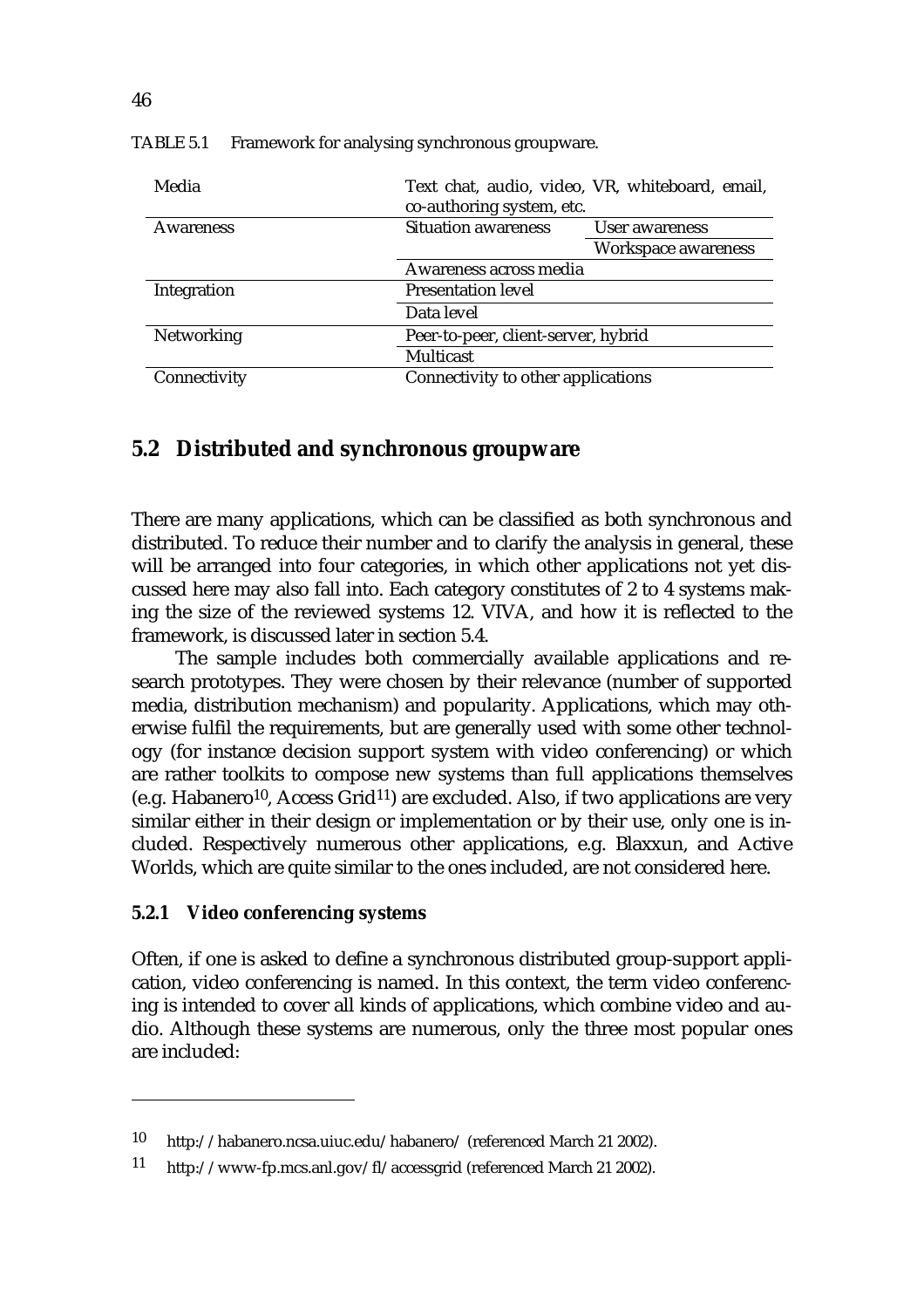TABLE 5.1 Framework for analysing synchronous groupware.

| | | |
|---|---|---|
| Media | Text chat, audio, video, VR, whiteboard, email, co-authoring system, etc. | |
| Awareness | Situation awareness | User awareness |
| | | Workspace awareness |
| | Awareness across media | |
| Integration | Presentation level | |
| | Data level | |
| Networking | Peer-to-peer, client-server, hybrid | |
| | Multicast | |
| Connectivity | Connectivity to other applications | |

## 5.2 Distributed and synchronous groupware

There are many applications, which can be classified as both synchronous and distributed. To reduce their number and to clarify the analysis in general, these will be arranged into four categories, in which other applications not yet discussed here may also fall into. Each category constitutes of 2 to 4 systems making the size of the reviewed systems 12. VIVA, and how it is reflected to the framework, is discussed later in section 5.4.

The sample includes both commercially available applications and research prototypes. They were chosen by their relevance (number of supported media, distribution mechanism) and popularity. Applications, which may otherwise fulfil the requirements, but are generally used with some other technology (for instance decision support system with video conferencing) or which are rather toolkits to compose new systems than full applications themselves (e.g. Habanero[10], Access Grid[11]) are excluded. Also, if two applications are very similar either in their design or implementation or by their use, only one is included. Respectively numerous other applications, e.g. Blaxxun, and Active Worlds, which are quite similar to the ones included, are not considered here.

### 5.2.1 Video conferencing systems

Often, if one is asked to define a synchronous distributed group-support application, video conferencing is named. In this context, the term video conferencing is intended to cover all kinds of applications, which combine video and audio. Although these systems are numerous, only the three most popular ones are included:

---

10 http://habanero.ncsa.uiuc.edu/habanero/ (referenced March 21 2002).

11 http://www-fp.mcs.anl.gov/fl/accessgrid (referenced March 21 2002).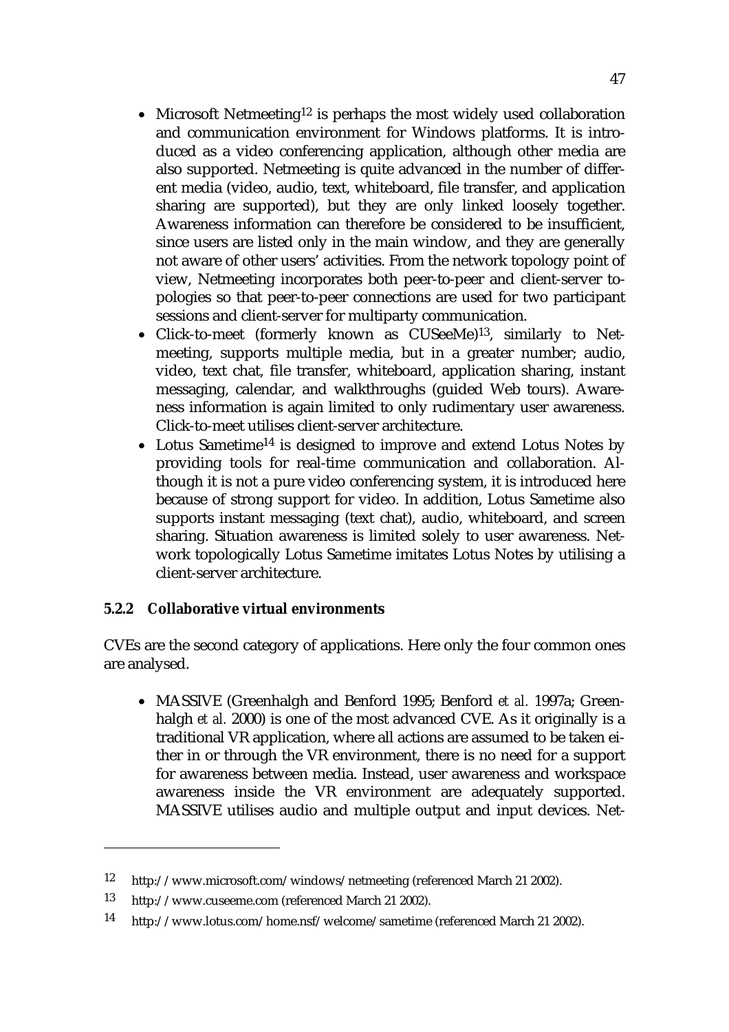- Microsoft Netmeeting[12] is perhaps the most widely used collaboration and communication environment for Windows platforms. It is introduced as a video conferencing application, although other media are also supported. Netmeeting is quite advanced in the number of different media (video, audio, text, whiteboard, file transfer, and application sharing are supported), but they are only linked loosely together. Awareness information can therefore be considered to be insufficient, since users are listed only in the main window, and they are generally not aware of other users' activities. From the network topology point of view, Netmeeting incorporates both peer-to-peer and client-server topologies so that peer-to-peer connections are used for two participant sessions and client-server for multiparty communication.
- Click-to-meet (formerly known as CUSeeMe)[13], similarly to Netmeeting, supports multiple media, but in a greater number; audio, video, text chat, file transfer, whiteboard, application sharing, instant messaging, calendar, and walkthroughs (guided Web tours). Awareness information is again limited to only rudimentary user awareness. Click-to-meet utilises client-server architecture.
- Lotus Sametime[14] is designed to improve and extend Lotus Notes by providing tools for real-time communication and collaboration. Although it is not a pure video conferencing system, it is introduced here because of strong support for video. In addition, Lotus Sametime also supports instant messaging (text chat), audio, whiteboard, and screen sharing. Situation awareness is limited solely to user awareness. Network topologically Lotus Sametime imitates Lotus Notes by utilising a client-server architecture.

### 5.2.2 Collaborative virtual environments

CVEs are the second category of applications. Here only the four common ones are analysed.

- MASSIVE (Greenhalgh and Benford 1995; Benford *et al.* 1997a; Greenhalgh *et al.* 2000) is one of the most advanced CVE. As it originally is a traditional VR application, where all actions are assumed to be taken either in or through the VR environment, there is no need for a support for awareness between media. Instead, user awareness and workspace awareness inside the VR environment are adequately supported. MASSIVE utilises audio and multiple output and input devices. Net-

---

[12] http://www.microsoft.com/windows/netmeeting (referenced March 21 2002).

[13] http://www.cuseeme.com (referenced March 21 2002).

[14] http://www.lotus.com/home.nsf/welcome/sametime (referenced March 21 2002).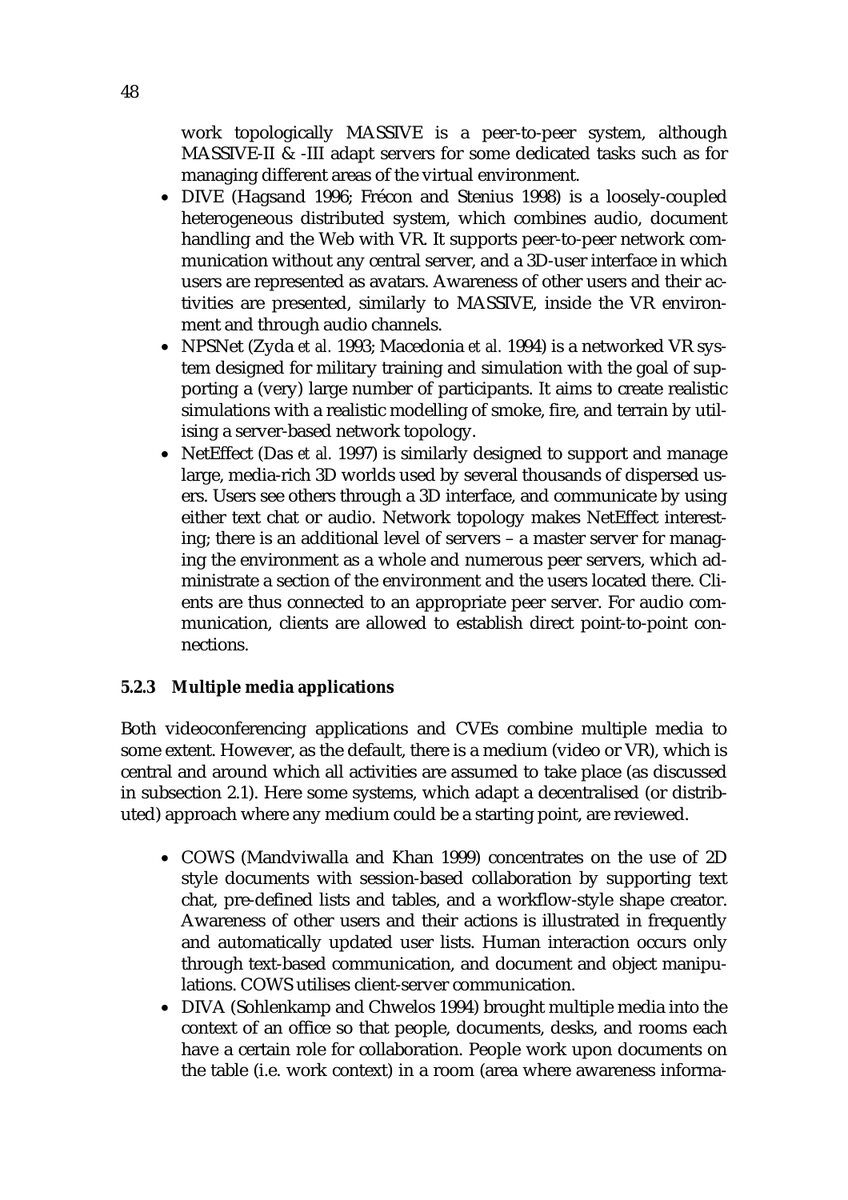work topologically MASSIVE is a peer-to-peer system, although MASSIVE-II & -III adapt servers for some dedicated tasks such as for managing different areas of the virtual environment.

- DIVE (Hagsand 1996; Frécon and Stenius 1998) is a loosely-coupled heterogeneous distributed system, which combines audio, document handling and the Web with VR. It supports peer-to-peer network communication without any central server, and a 3D-user interface in which users are represented as avatars. Awareness of other users and their activities are presented, similarly to MASSIVE, inside the VR environment and through audio channels.
- NPSNet (Zyda *et al.* 1993; Macedonia *et al.* 1994) is a networked VR system designed for military training and simulation with the goal of supporting a (very) large number of participants. It aims to create realistic simulations with a realistic modelling of smoke, fire, and terrain by utilising a server-based network topology.
- NetEffect (Das *et al.* 1997) is similarly designed to support and manage large, media-rich 3D worlds used by several thousands of dispersed users. Users see others through a 3D interface, and communicate by using either text chat or audio. Network topology makes NetEffect interesting; there is an additional level of servers – a master server for managing the environment as a whole and numerous peer servers, which administrate a section of the environment and the users located there. Clients are thus connected to an appropriate peer server. For audio communication, clients are allowed to establish direct point-to-point connections.

### 5.2.3 Multiple media applications

Both videoconferencing applications and CVEs combine multiple media to some extent. However, as the default, there is a medium (video or VR), which is central and around which all activities are assumed to take place (as discussed in subsection 2.1). Here some systems, which adapt a decentralised (or distributed) approach where any medium could be a starting point, are reviewed.

- COWS (Mandviwalla and Khan 1999) concentrates on the use of 2D style documents with session-based collaboration by supporting text chat, pre-defined lists and tables, and a workflow-style shape creator. Awareness of other users and their actions is illustrated in frequently and automatically updated user lists. Human interaction occurs only through text-based communication, and document and object manipulations. COWS utilises client-server communication.
- DIVA (Sohlenkamp and Chwelos 1994) brought multiple media into the context of an office so that people, documents, desks, and rooms each have a certain role for collaboration. People work upon documents on the table (i.e. work context) in a room (area where awareness informa-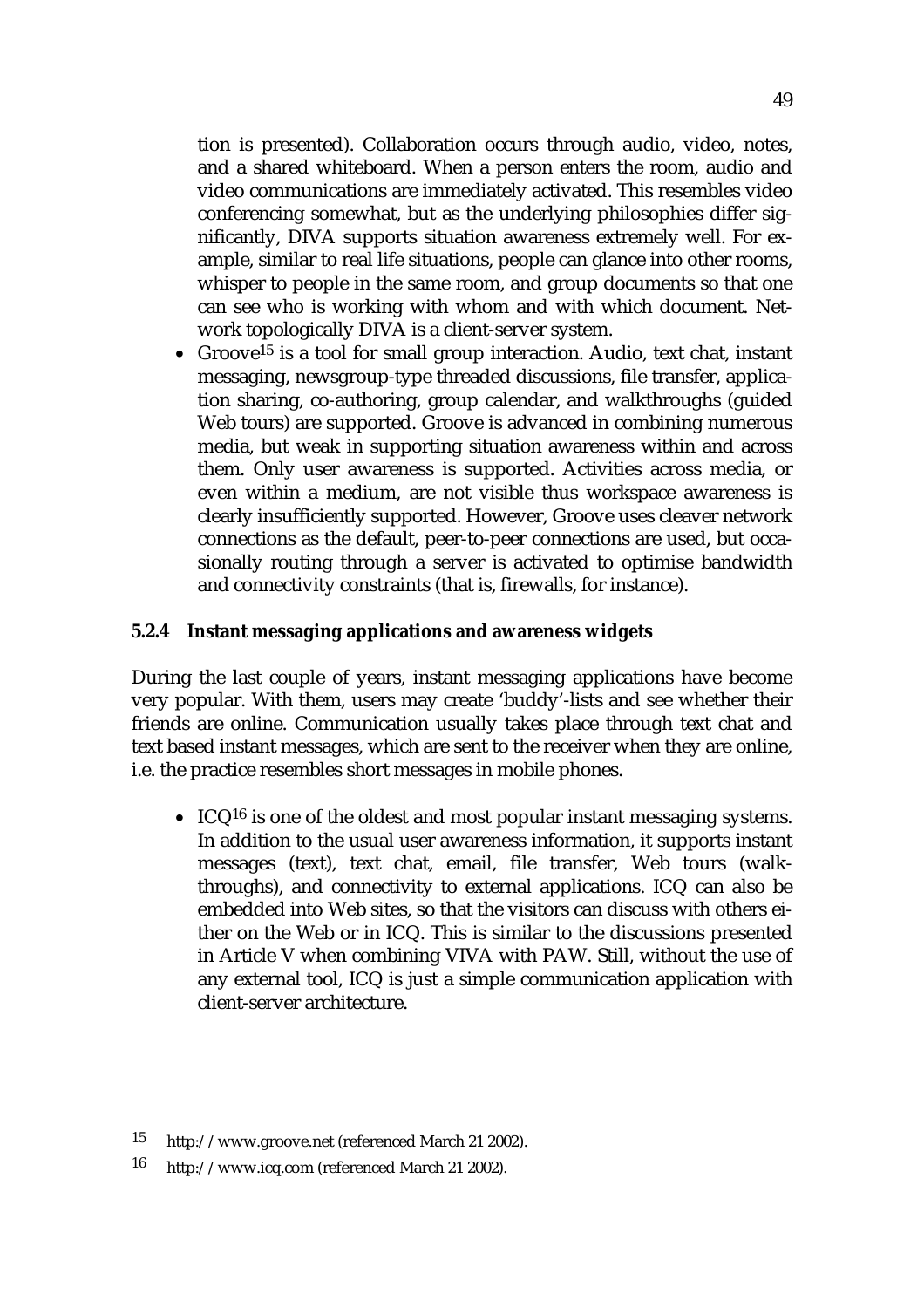tion is presented). Collaboration occurs through audio, video, notes, and a shared whiteboard. When a person enters the room, audio and video communications are immediately activated. This resembles video conferencing somewhat, but as the underlying philosophies differ significantly, DIVA supports situation awareness extremely well. For example, similar to real life situations, people can glance into other rooms, whisper to people in the same room, and group documents so that one can see who is working with whom and with which document. Network topologically DIVA is a client-server system.

- Groove[15] is a tool for small group interaction. Audio, text chat, instant messaging, newsgroup-type threaded discussions, file transfer, application sharing, co-authoring, group calendar, and walkthroughs (guided Web tours) are supported. Groove is advanced in combining numerous media, but weak in supporting situation awareness within and across them. Only user awareness is supported. Activities across media, or even within a medium, are not visible thus workspace awareness is clearly insufficiently supported. However, Groove uses cleaver network connections as the default, peer-to-peer connections are used, but occasionally routing through a server is activated to optimise bandwidth and connectivity constraints (that is, firewalls, for instance).

### 5.2.4 Instant messaging applications and awareness widgets

During the last couple of years, instant messaging applications have become very popular. With them, users may create 'buddy'-lists and see whether their friends are online. Communication usually takes place through text chat and text based instant messages, which are sent to the receiver when they are online, i.e. the practice resembles short messages in mobile phones.

- ICQ[16] is one of the oldest and most popular instant messaging systems. In addition to the usual user awareness information, it supports instant messages (text), text chat, email, file transfer, Web tours (walkthroughs), and connectivity to external applications. ICQ can also be embedded into Web sites, so that the visitors can discuss with others either on the Web or in ICQ. This is similar to the discussions presented in Article V when combining VIVA with PAW. Still, without the use of any external tool, ICQ is just a simple communication application with client-server architecture.

---

[15] http://www.groove.net (referenced March 21 2002).

[16] http://www.icq.com (referenced March 21 2002).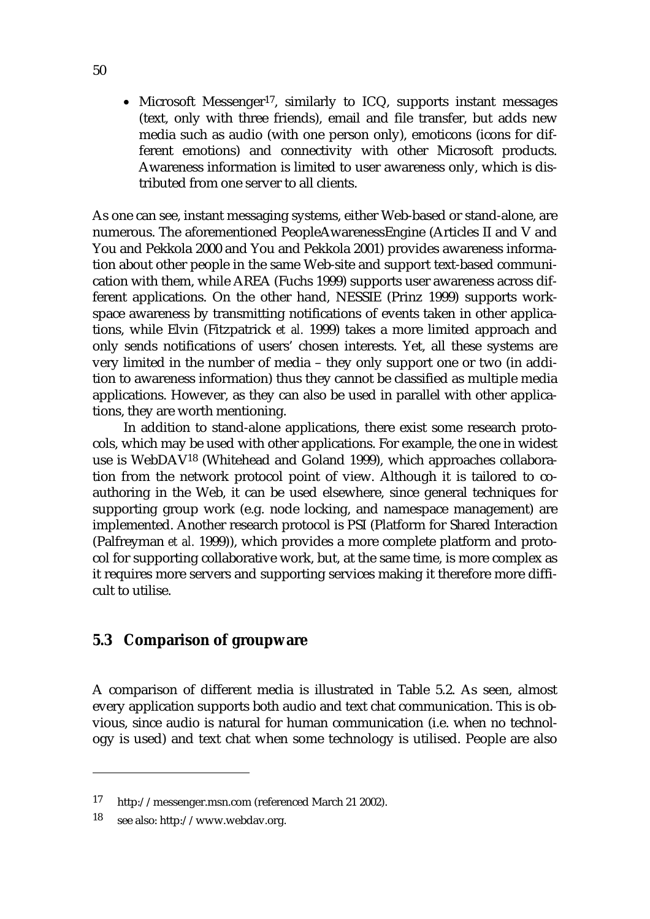- Microsoft Messenger[17], similarly to ICQ, supports instant messages (text, only with three friends), email and file transfer, but adds new media such as audio (with one person only), emoticons (icons for different emotions) and connectivity with other Microsoft products. Awareness information is limited to user awareness only, which is distributed from one server to all clients.

As one can see, instant messaging systems, either Web-based or stand-alone, are numerous. The aforementioned PeopleAwarenessEngine (Articles II and V and You and Pekkola 2000 and You and Pekkola 2001) provides awareness information about other people in the same Web-site and support text-based communication with them, while AREA (Fuchs 1999) supports user awareness across different applications. On the other hand, NESSIE (Prinz 1999) supports workspace awareness by transmitting notifications of events taken in other applications, while Elvin (Fitzpatrick *et al.* 1999) takes a more limited approach and only sends notifications of users' chosen interests. Yet, all these systems are very limited in the number of media – they only support one or two (in addition to awareness information) thus they cannot be classified as multiple media applications. However, as they can also be used in parallel with other applications, they are worth mentioning.

In addition to stand-alone applications, there exist some research protocols, which may be used with other applications. For example, the one in widest use is WebDAV[18] (Whitehead and Goland 1999), which approaches collaboration from the network protocol point of view. Although it is tailored to co-authoring in the Web, it can be used elsewhere, since general techniques for supporting group work (e.g. node locking, and namespace management) are implemented. Another research protocol is PSI (Platform for Shared Interaction (Palfreyman *et al.* 1999)), which provides a more complete platform and protocol for supporting collaborative work, but, at the same time, is more complex as it requires more servers and supporting services making it therefore more difficult to utilise.

## 5.3 Comparison of groupware

A comparison of different media is illustrated in Table 5.2. As seen, almost every application supports both audio and text chat communication. This is obvious, since audio is natural for human communication (i.e. when no technology is used) and text chat when some technology is utilised. People are also

---

[17] http://messenger.msn.com (referenced March 21 2002).

[18] see also: http://www.webdav.org.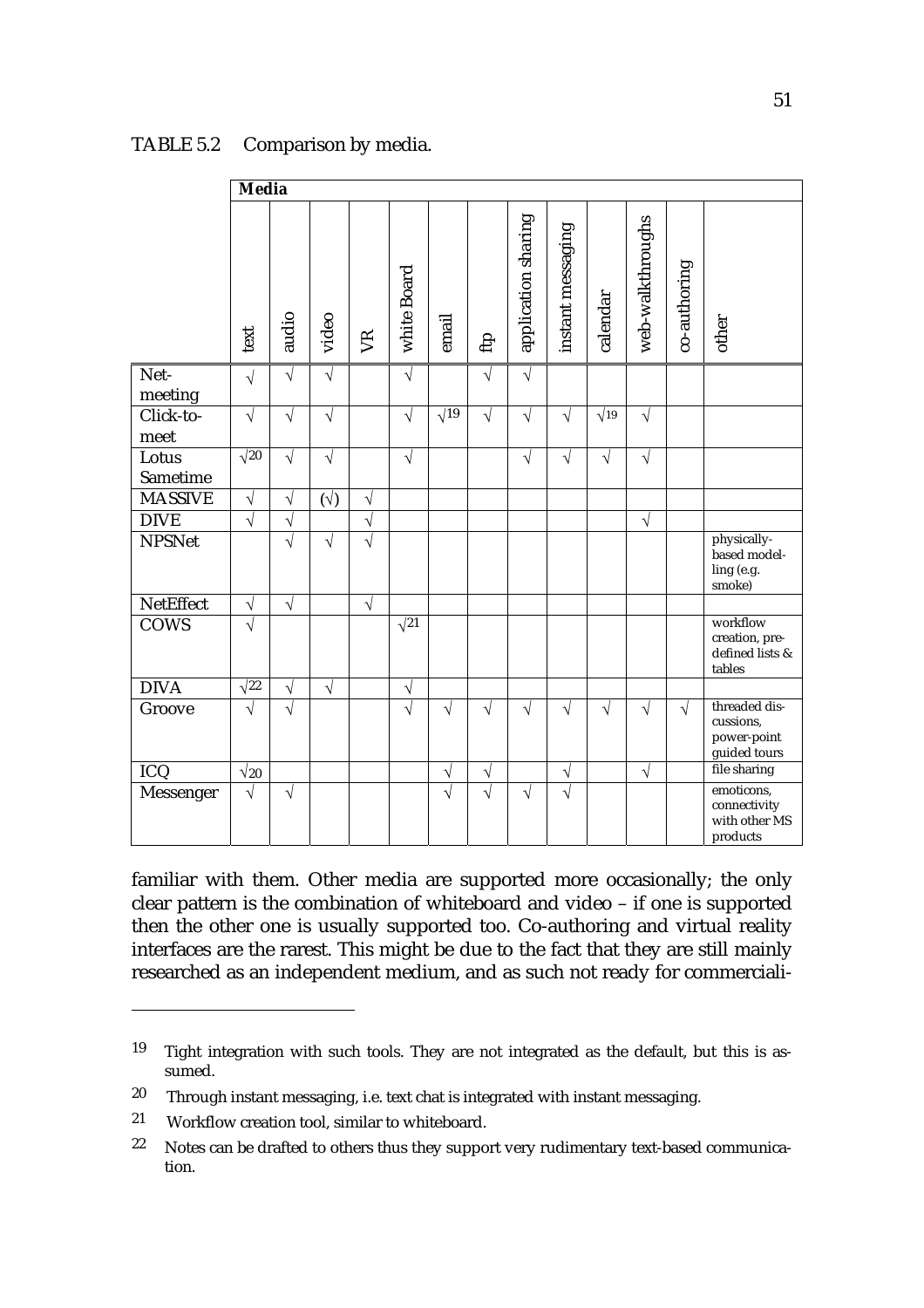TABLE 5.2 Comparison by media.

| | Media | | | | | | | | | | | | |
|---|---|---|---|---|---|---|---|---|---|---|---|---|---|
| | text | audio | video | VR | white Board | email | ftp | application sharing | instant messaging | calendar | web-walkthroughs | co-authoring | other |
| Net-meeting | √ | √ | √ | | √ | | √ | √ | | | | | |
| Click-to-meet | √ | √ | √ | | √ | √[19] | √ | √ | √ | √[19] | √ | | |
| Lotus Sametime | √[20] | √ | √ | | √ | | | √ | √ | √ | √ | | |
| MASSIVE | √ | √ | (√) | √ | | | | | | | | | |
| DIVE | √ | √ | | √ | | | | | | | √ | | |
| NPSNet | | √ | √ | √ | | | | | | | | | physically-based modelling (e.g. smoke) |
| NetEffect | √ | √ | | √ | | | | | | | | | |
| COWS | √ | | | | √[21] | | | | | | | | workflow creation, pre-defined lists & tables |
| DIVA | √[22] | √ | √ | | √ | | | | | | | | |
| Groove | √ | √ | | | √ | √ | √ | √ | √ | √ | √ | √ | threaded discussions, power-point guided tours |
| ICQ | √[20] | | | | | √ | √ | | √ | | √ | | file sharing |
| Messenger | √ | √ | | | | √ | √ | √ | √ | | | | emoticons, connectivity with other MS products |

familiar with them. Other media are supported more occasionally; the only clear pattern is the combination of whiteboard and video – if one is supported then the other one is usually supported too. Co-authoring and virtual reality interfaces are the rarest. This might be due to the fact that they are still mainly researched as an independent medium, and as such not ready for commerciali-

[19] Tight integration with such tools. They are not integrated as the default, but this is assumed.

[20] Through instant messaging, i.e. text chat is integrated with instant messaging.

[21] Workflow creation tool, similar to whiteboard.

[22] Notes can be drafted to others thus they support very rudimentary text-based communication.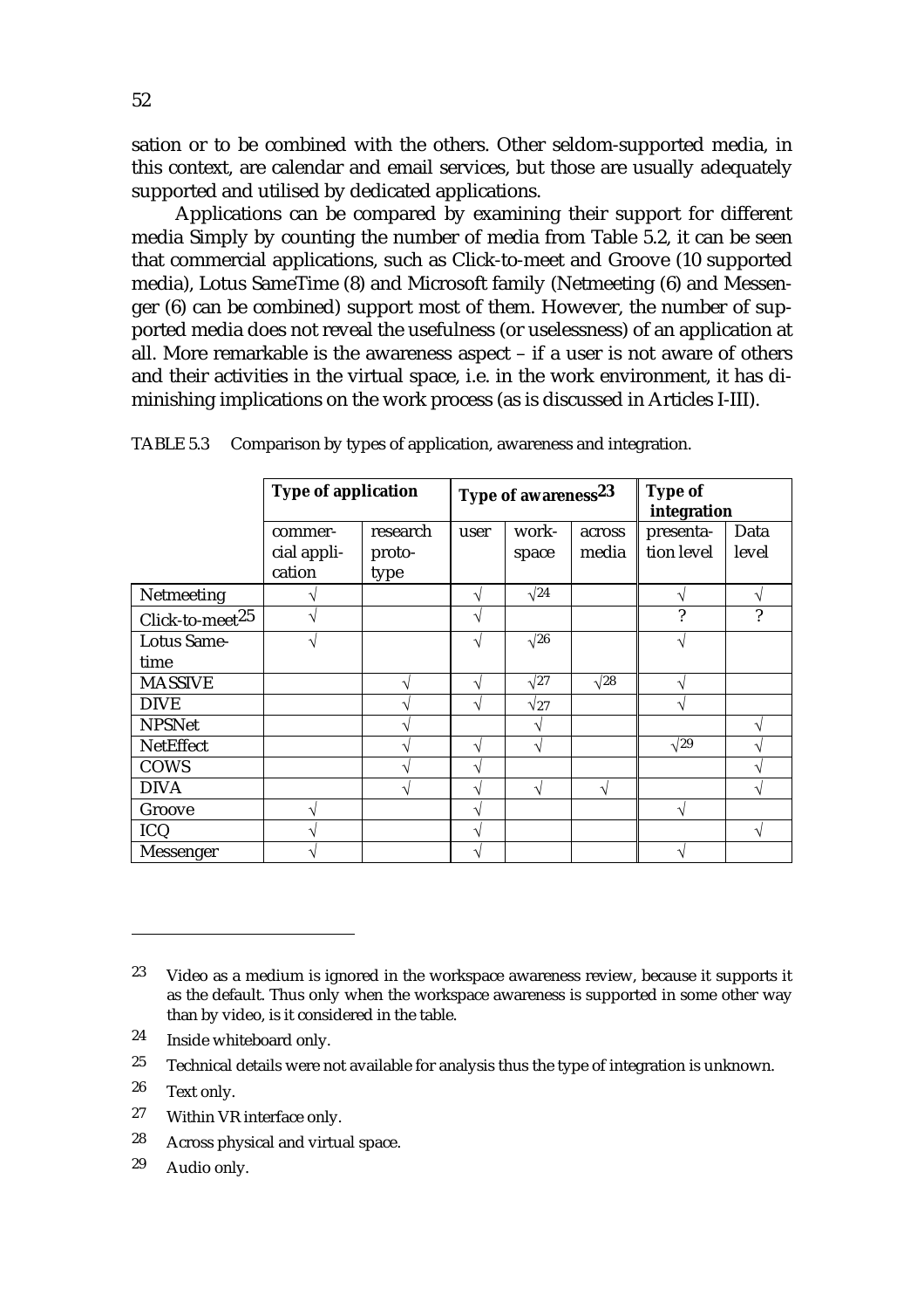sation or to be combined with the others. Other seldom-supported media, in this context, are calendar and email services, but those are usually adequately supported and utilised by dedicated applications.

Applications can be compared by examining their support for different media Simply by counting the number of media from Table 5.2, it can be seen that commercial applications, such as Click-to-meet and Groove (10 supported media), Lotus SameTime (8) and Microsoft family (Netmeeting (6) and Messenger (6) can be combined) support most of them. However, the number of supported media does not reveal the usefulness (or uselessness) of an application at all. More remarkable is the awareness aspect – if a user is not aware of others and their activities in the virtual space, i.e. in the work environment, it has diminishing implications on the work process (as is discussed in Articles I-III).

TABLE 5.3 Comparison by types of application, awareness and integration.

| | **Type of application** | | **Type of awareness**[23] | | | **Type of integration** | |
|---|---|---|---|---|---|---|---|
| | commercial application | research prototype | user | workspace | across media | presentation level | Data level |
| Netmeeting | √ | | √ | √[24] | | √ | √ |
| Click-to-meet[25] | √ | | √ | | | ? | ? |
| Lotus Sametime | √ | | √ | √[26] | | √ | |
| MASSIVE | | √ | √ | √[27] | √[28] | √ | |
| DIVE | | √ | √ | √[27] | | √ | |
| NPSNet | | √ | | √ | | | √ |
| NetEffect | | √ | √ | √ | | √[29] | √ |
| COWS | | √ | √ | | | | √ |
| DIVA | | √ | √ | √ | √ | | √ |
| Groove | √ | | √ | | | √ | |
| ICQ | √ | | √ | | | | √ |
| Messenger | √ | | √ | | | √ | |

[23] Video as a medium is ignored in the workspace awareness review, because it supports it as the default. Thus only when the workspace awareness is supported in some other way than by video, is it considered in the table.

[24] Inside whiteboard only.

[25] Technical details were not available for analysis thus the type of integration is unknown.

[26] Text only.

[27] Within VR interface only.

[28] Across physical and virtual space.

[29] Audio only.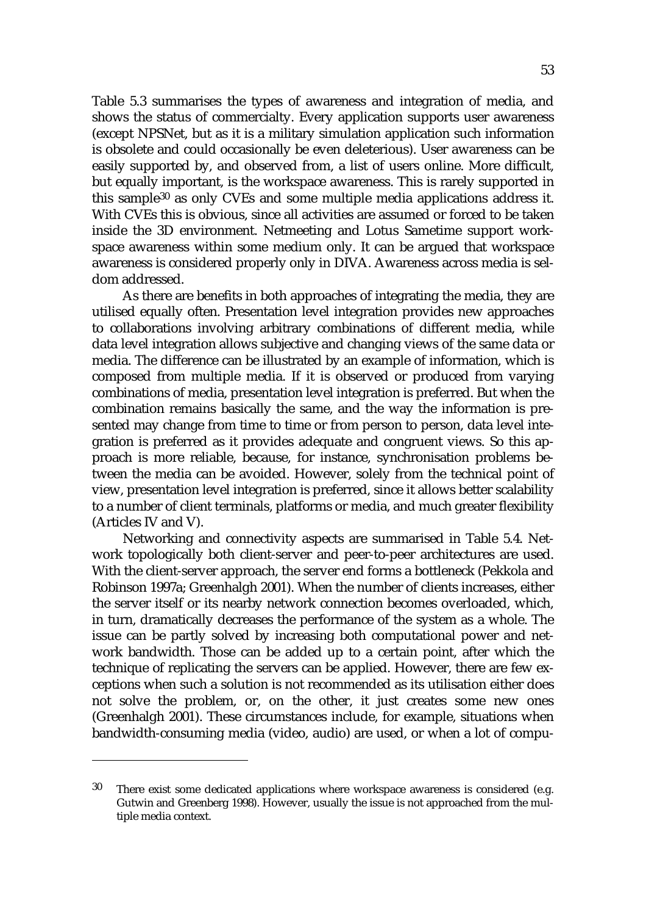Table 5.3 summarises the types of awareness and integration of media, and shows the status of commercialty. Every application supports user awareness (except NPSNet, but as it is a military simulation application such information is obsolete and could occasionally be even deleterious). User awareness can be easily supported by, and observed from, a list of users online. More difficult, but equally important, is the workspace awareness. This is rarely supported in this sample[30] as only CVEs and some multiple media applications address it. With CVEs this is obvious, since all activities are assumed or forced to be taken inside the 3D environment. Netmeeting and Lotus Sametime support workspace awareness within some medium only. It can be argued that workspace awareness is considered properly only in DIVA. Awareness across media is seldom addressed.

As there are benefits in both approaches of integrating the media, they are utilised equally often. Presentation level integration provides new approaches to collaborations involving arbitrary combinations of different media, while data level integration allows subjective and changing views of the same data or media. The difference can be illustrated by an example of information, which is composed from multiple media. If it is observed or produced from varying combinations of media, presentation level integration is preferred. But when the combination remains basically the same, and the way the information is presented may change from time to time or from person to person, data level integration is preferred as it provides adequate and congruent views. So this approach is more reliable, because, for instance, synchronisation problems between the media can be avoided. However, solely from the technical point of view, presentation level integration is preferred, since it allows better scalability to a number of client terminals, platforms or media, and much greater flexibility (Articles IV and V).

Networking and connectivity aspects are summarised in Table 5.4. Network topologically both client-server and peer-to-peer architectures are used. With the client-server approach, the server end forms a bottleneck (Pekkola and Robinson 1997a; Greenhalgh 2001). When the number of clients increases, either the server itself or its nearby network connection becomes overloaded, which, in turn, dramatically decreases the performance of the system as a whole. The issue can be partly solved by increasing both computational power and network bandwidth. Those can be added up to a certain point, after which the technique of replicating the servers can be applied. However, there are few exceptions when such a solution is not recommended as its utilisation either does not solve the problem, or, on the other, it just creates some new ones (Greenhalgh 2001). These circumstances include, for example, situations when bandwidth-consuming media (video, audio) are used, or when a lot of compu-

---

[30] There exist some dedicated applications where workspace awareness is considered (e.g. Gutwin and Greenberg 1998). However, usually the issue is not approached from the multiple media context.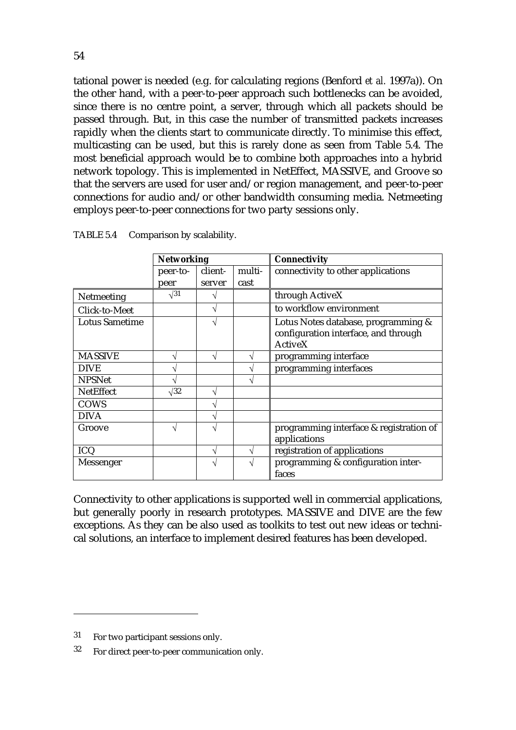tational power is needed (e.g. for calculating regions (Benford *et al.* 1997a)). On the other hand, with a peer-to-peer approach such bottlenecks can be avoided, since there is no centre point, a server, through which all packets should be passed through. But, in this case the number of transmitted packets increases rapidly when the clients start to communicate directly. To minimise this effect, multicasting can be used, but this is rarely done as seen from Table 5.4. The most beneficial approach would be to combine both approaches into a hybrid network topology. This is implemented in NetEffect, MASSIVE, and Groove so that the servers are used for user and/or region management, and peer-to-peer connections for audio and/or other bandwidth consuming media. Netmeeting employs peer-to-peer connections for two party sessions only.

TABLE 5.4 Comparison by scalability.

| | **Networking** | | | **Connectivity** |
|---|---|---|---|---|
| | peer-to-peer | client-server | multi-cast | connectivity to other applications |
| Netmeeting | √[31] | √ | | through ActiveX |
| Click-to-Meet | | √ | | to workflow environment |
| Lotus Sametime | | √ | | Lotus Notes database, programming & configuration interface, and through ActiveX |
| MASSIVE | √ | √ | √ | programming interface |
| DIVE | √ | | √ | programming interfaces |
| NPSNet | √ | | √ | |
| NetEffect | √[32] | √ | | |
| COWS | | √ | | |
| DIVA | | √ | | |
| Groove | √ | √ | | programming interface & registration of applications |
| ICQ | | √ | √ | registration of applications |
| Messenger | | √ | √ | programming & configuration interfaces |

Connectivity to other applications is supported well in commercial applications, but generally poorly in research prototypes. MASSIVE and DIVE are the few exceptions. As they can be also used as toolkits to test out new ideas or technical solutions, an interface to implement desired features has been developed.

---

[31] For two participant sessions only.

[32] For direct peer-to-peer communication only.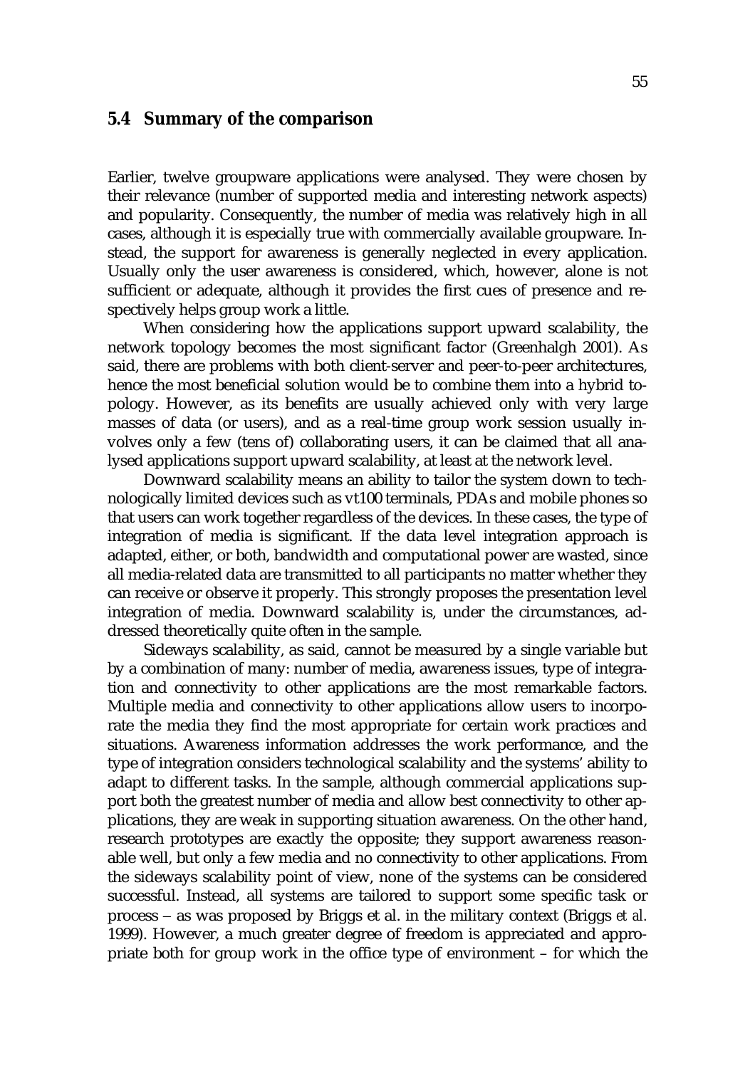## 5.4 Summary of the comparison

Earlier, twelve groupware applications were analysed. They were chosen by their relevance (number of supported media and interesting network aspects) and popularity. Consequently, the number of media was relatively high in all cases, although it is especially true with commercially available groupware. Instead, the support for awareness is generally neglected in every application. Usually only the user awareness is considered, which, however, alone is not sufficient or adequate, although it provides the first cues of presence and respectively helps group work a little.

When considering how the applications support upward scalability, the network topology becomes the most significant factor (Greenhalgh 2001). As said, there are problems with both client-server and peer-to-peer architectures, hence the most beneficial solution would be to combine them into a hybrid topology. However, as its benefits are usually achieved only with very large masses of data (or users), and as a real-time group work session usually involves only a few (tens of) collaborating users, it can be claimed that all analysed applications support upward scalability, at least at the network level.

Downward scalability means an ability to tailor the system down to technologically limited devices such as vt100 terminals, PDAs and mobile phones so that users can work together regardless of the devices. In these cases, the type of integration of media is significant. If the data level integration approach is adapted, either, or both, bandwidth and computational power are wasted, since all media-related data are transmitted to all participants no matter whether they can receive or observe it properly. This strongly proposes the presentation level integration of media. Downward scalability is, under the circumstances, addressed theoretically quite often in the sample.

Sideways scalability, as said, cannot be measured by a single variable but by a combination of many: number of media, awareness issues, type of integration and connectivity to other applications are the most remarkable factors. Multiple media and connectivity to other applications allow users to incorporate the media they find the most appropriate for certain work practices and situations. Awareness information addresses the work performance, and the type of integration considers technological scalability and the systems' ability to adapt to different tasks. In the sample, although commercial applications support both the greatest number of media and allow best connectivity to other applications, they are weak in supporting situation awareness. On the other hand, research prototypes are exactly the opposite; they support awareness reasonable well, but only a few media and no connectivity to other applications. From the sideways scalability point of view, none of the systems can be considered successful. Instead, all systems are tailored to support some specific task or process – as was proposed by Briggs et al. in the military context (Briggs *et al.* 1999). However, a much greater degree of freedom is appreciated and appropriate both for group work in the office type of environment – for which the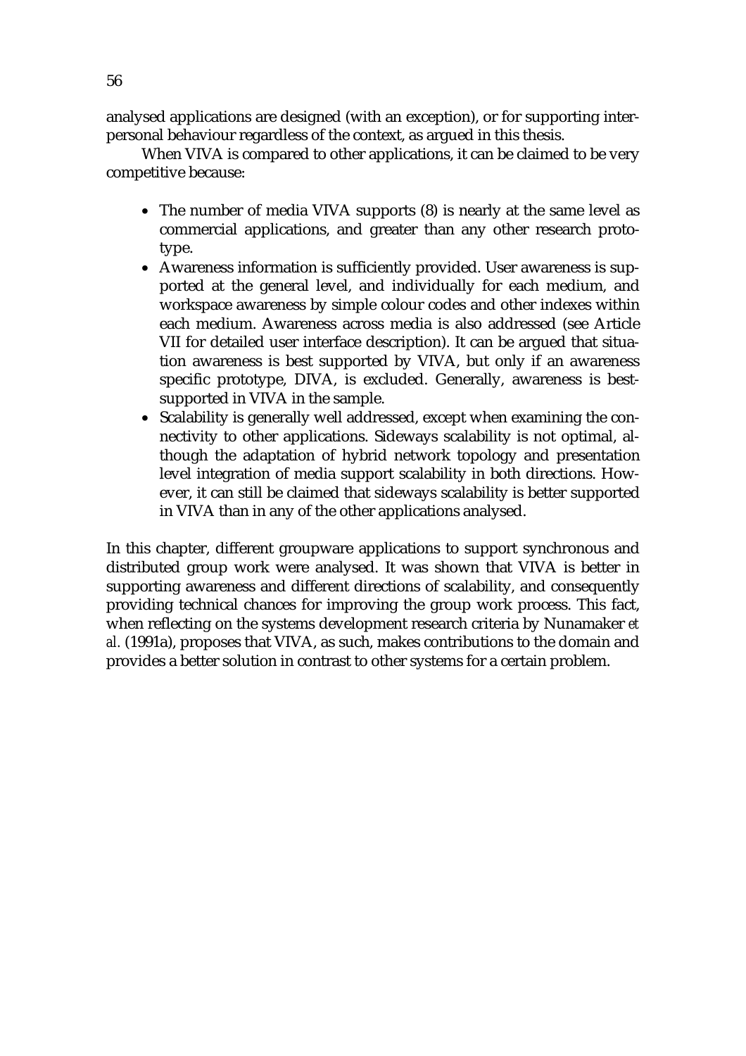analysed applications are designed (with an exception), or for supporting interpersonal behaviour regardless of the context, as argued in this thesis.

When VIVA is compared to other applications, it can be claimed to be very competitive because:

- The number of media VIVA supports (8) is nearly at the same level as commercial applications, and greater than any other research prototype.
- Awareness information is sufficiently provided. User awareness is supported at the general level, and individually for each medium, and workspace awareness by simple colour codes and other indexes within each medium. Awareness across media is also addressed (see Article VII for detailed user interface description). It can be argued that situation awareness is best supported by VIVA, but only if an awareness specific prototype, DIVA, is excluded. Generally, awareness is best-supported in VIVA in the sample.
- Scalability is generally well addressed, except when examining the connectivity to other applications. Sideways scalability is not optimal, although the adaptation of hybrid network topology and presentation level integration of media support scalability in both directions. However, it can still be claimed that sideways scalability is better supported in VIVA than in any of the other applications analysed.

In this chapter, different groupware applications to support synchronous and distributed group work were analysed. It was shown that VIVA is better in supporting awareness and different directions of scalability, and consequently providing technical chances for improving the group work process. This fact, when reflecting on the systems development research criteria by Nunamaker *et al.* (1991a), proposes that VIVA, as such, makes contributions to the domain and provides a better solution in contrast to other systems for a certain problem.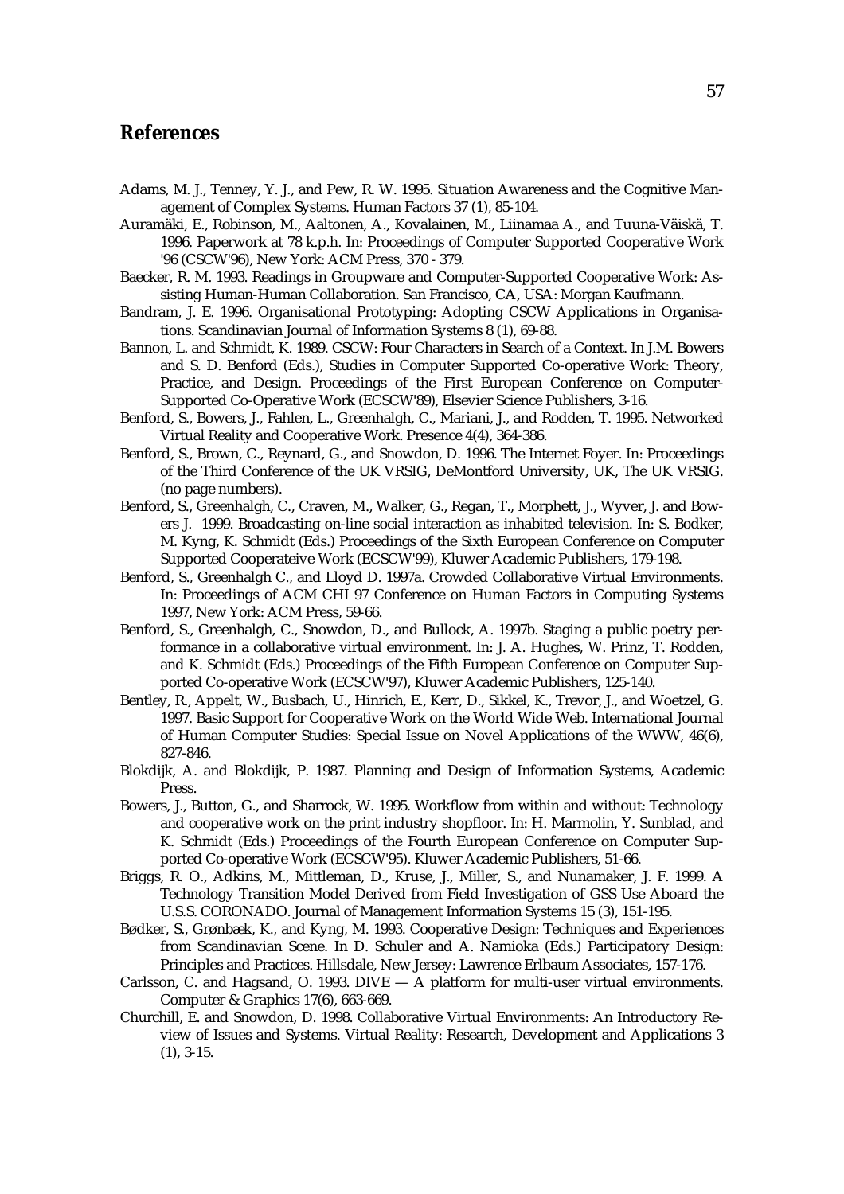## References

Adams, M. J., Tenney, Y. J., and Pew, R. W. 1995. Situation Awareness and the Cognitive Management of Complex Systems. Human Factors 37 (1), 85-104.

Auramäki, E., Robinson, M., Aaltonen, A., Kovalainen, M., Liinamaa A., and Tuuna-Väiskä, T. 1996. Paperwork at 78 k.p.h. In: Proceedings of Computer Supported Cooperative Work '96 (CSCW'96), New York: ACM Press, 370 - 379.

Baecker, R. M. 1993. Readings in Groupware and Computer-Supported Cooperative Work: Assisting Human-Human Collaboration. San Francisco, CA, USA: Morgan Kaufmann.

Bandram, J. E. 1996. Organisational Prototyping: Adopting CSCW Applications in Organisations. Scandinavian Journal of Information Systems 8 (1), 69-88.

Bannon, L. and Schmidt, K. 1989. CSCW: Four Characters in Search of a Context. In J.M. Bowers and S. D. Benford (Eds.), Studies in Computer Supported Co-operative Work: Theory, Practice, and Design. Proceedings of the First European Conference on Computer-Supported Co-Operative Work (ECSCW'89), Elsevier Science Publishers, 3-16.

Benford, S., Bowers, J., Fahlen, L., Greenhalgh, C., Mariani, J., and Rodden, T. 1995. Networked Virtual Reality and Cooperative Work. Presence 4(4), 364-386.

Benford, S., Brown, C., Reynard, G., and Snowdon, D. 1996. The Internet Foyer. In: Proceedings of the Third Conference of the UK VRSIG, DeMontford University, UK, The UK VRSIG. (no page numbers).

Benford, S., Greenhalgh, C., Craven, M., Walker, G., Regan, T., Morphett, J., Wyver, J. and Bowers J. 1999. Broadcasting on-line social interaction as inhabited television. In: S. Bodker, M. Kyng, K. Schmidt (Eds.) Proceedings of the Sixth European Conference on Computer Supported Cooperateive Work (ECSCW'99), Kluwer Academic Publishers, 179-198.

Benford, S., Greenhalgh C., and Lloyd D. 1997a. Crowded Collaborative Virtual Environments. In: Proceedings of ACM CHI 97 Conference on Human Factors in Computing Systems 1997, New York: ACM Press, 59-66.

Benford, S., Greenhalgh, C., Snowdon, D., and Bullock, A. 1997b. Staging a public poetry performance in a collaborative virtual environment. In: J. A. Hughes, W. Prinz, T. Rodden, and K. Schmidt (Eds.) Proceedings of the Fifth European Conference on Computer Supported Co-operative Work (ECSCW'97), Kluwer Academic Publishers, 125-140.

Bentley, R., Appelt, W., Busbach, U., Hinrich, E., Kerr, D., Sikkel, K., Trevor, J., and Woetzel, G. 1997. Basic Support for Cooperative Work on the World Wide Web. International Journal of Human Computer Studies: Special Issue on Novel Applications of the WWW, 46(6), 827-846.

Blokdijk, A. and Blokdijk, P. 1987. Planning and Design of Information Systems, Academic Press.

Bowers, J., Button, G., and Sharrock, W. 1995. Workflow from within and without: Technology and cooperative work on the print industry shopfloor. In: H. Marmolin, Y. Sunblad, and K. Schmidt (Eds.) Proceedings of the Fourth European Conference on Computer Supported Co-operative Work (ECSCW'95). Kluwer Academic Publishers, 51-66.

Briggs, R. O., Adkins, M., Mittleman, D., Kruse, J., Miller, S., and Nunamaker, J. F. 1999. A Technology Transition Model Derived from Field Investigation of GSS Use Aboard the U.S.S. CORONADO. Journal of Management Information Systems 15 (3), 151-195.

Bødker, S., Grønbæk, K., and Kyng, M. 1993. Cooperative Design: Techniques and Experiences from Scandinavian Scene. In D. Schuler and A. Namioka (Eds.) Participatory Design: Principles and Practices. Hillsdale, New Jersey: Lawrence Erlbaum Associates, 157-176.

Carlsson, C. and Hagsand, O. 1993. DIVE — A platform for multi-user virtual environments. Computer & Graphics 17(6), 663-669.

Churchill, E. and Snowdon, D. 1998. Collaborative Virtual Environments: An Introductory Review of Issues and Systems. Virtual Reality: Research, Development and Applications 3 (1), 3-15.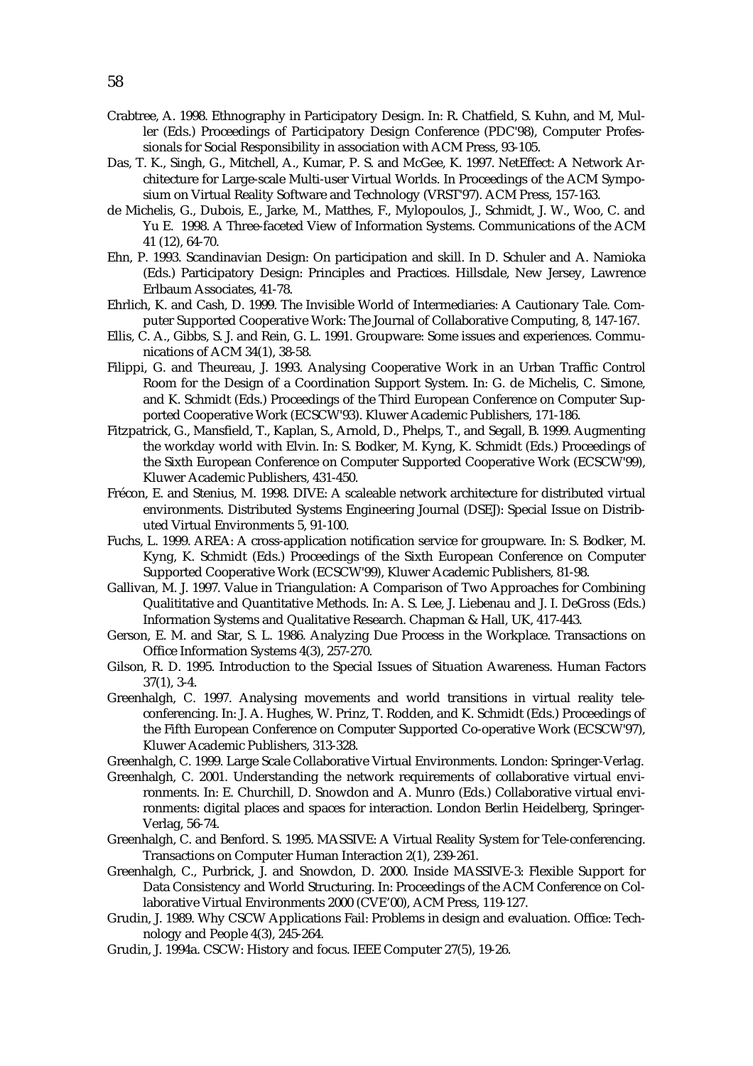Crabtree, A. 1998. Ethnography in Participatory Design. In: R. Chatfield, S. Kuhn, and M, Muller (Eds.) Proceedings of Participatory Design Conference (PDC'98), Computer Professionals for Social Responsibility in association with ACM Press, 93-105.

Das, T. K., Singh, G., Mitchell, A., Kumar, P. S. and McGee, K. 1997. NetEffect: A Network Architecture for Large-scale Multi-user Virtual Worlds. In Proceedings of the ACM Symposium on Virtual Reality Software and Technology (VRST'97). ACM Press, 157-163.

de Michelis, G., Dubois, E., Jarke, M., Matthes, F., Mylopoulos, J., Schmidt, J. W., Woo, C. and Yu E. 1998. A Three-faceted View of Information Systems. Communications of the ACM 41 (12), 64-70.

Ehn, P. 1993. Scandinavian Design: On participation and skill. In D. Schuler and A. Namioka (Eds.) Participatory Design: Principles and Practices. Hillsdale, New Jersey, Lawrence Erlbaum Associates, 41-78.

Ehrlich, K. and Cash, D. 1999. The Invisible World of Intermediaries: A Cautionary Tale. Computer Supported Cooperative Work: The Journal of Collaborative Computing, 8, 147-167.

Ellis, C. A., Gibbs, S. J. and Rein, G. L. 1991. Groupware: Some issues and experiences. Communications of ACM 34(1), 38-58.

Filippi, G. and Theureau, J. 1993. Analysing Cooperative Work in an Urban Traffic Control Room for the Design of a Coordination Support System. In: G. de Michelis, C. Simone, and K. Schmidt (Eds.) Proceedings of the Third European Conference on Computer Supported Cooperative Work (ECSCW'93). Kluwer Academic Publishers, 171-186.

Fitzpatrick, G., Mansfield, T., Kaplan, S., Arnold, D., Phelps, T., and Segall, B. 1999. Augmenting the workday world with Elvin. In: S. Bodker, M. Kyng, K. Schmidt (Eds.) Proceedings of the Sixth European Conference on Computer Supported Cooperative Work (ECSCW'99), Kluwer Academic Publishers, 431-450.

Frécon, E. and Stenius, M. 1998. DIVE: A scaleable network architecture for distributed virtual environments. Distributed Systems Engineering Journal (DSEJ): Special Issue on Distributed Virtual Environments 5, 91-100.

Fuchs, L. 1999. AREA: A cross-application notification service for groupware. In: S. Bodker, M. Kyng, K. Schmidt (Eds.) Proceedings of the Sixth European Conference on Computer Supported Cooperative Work (ECSCW'99), Kluwer Academic Publishers, 81-98.

Gallivan, M. J. 1997. Value in Triangulation: A Comparison of Two Approaches for Combining Qualititative and Quantitative Methods. In: A. S. Lee, J. Liebenau and J. I. DeGross (Eds.) Information Systems and Qualitative Research. Chapman & Hall, UK, 417-443.

Gerson, E. M. and Star, S. L. 1986. Analyzing Due Process in the Workplace. Transactions on Office Information Systems 4(3), 257-270.

Gilson, R. D. 1995. Introduction to the Special Issues of Situation Awareness. Human Factors 37(1), 3-4.

Greenhalgh, C. 1997. Analysing movements and world transitions in virtual reality teleconferencing. In: J. A. Hughes, W. Prinz, T. Rodden, and K. Schmidt (Eds.) Proceedings of the Fifth European Conference on Computer Supported Co-operative Work (ECSCW'97), Kluwer Academic Publishers, 313-328.

Greenhalgh, C. 1999. Large Scale Collaborative Virtual Environments. London: Springer-Verlag.

Greenhalgh, C. 2001. Understanding the network requirements of collaborative virtual environments. In: E. Churchill, D. Snowdon and A. Munro (Eds.) Collaborative virtual environments: digital places and spaces for interaction. London Berlin Heidelberg, Springer-Verlag, 56-74.

Greenhalgh, C. and Benford. S. 1995. MASSIVE: A Virtual Reality System for Tele-conferencing. Transactions on Computer Human Interaction 2(1), 239-261.

Greenhalgh, C., Purbrick, J. and Snowdon, D. 2000. Inside MASSIVE-3: Flexible Support for Data Consistency and World Structuring. In: Proceedings of the ACM Conference on Collaborative Virtual Environments 2000 (CVE'00), ACM Press, 119-127.

Grudin, J. 1989. Why CSCW Applications Fail: Problems in design and evaluation. Office: Technology and People 4(3), 245-264.

Grudin, J. 1994a. CSCW: History and focus. IEEE Computer 27(5), 19-26.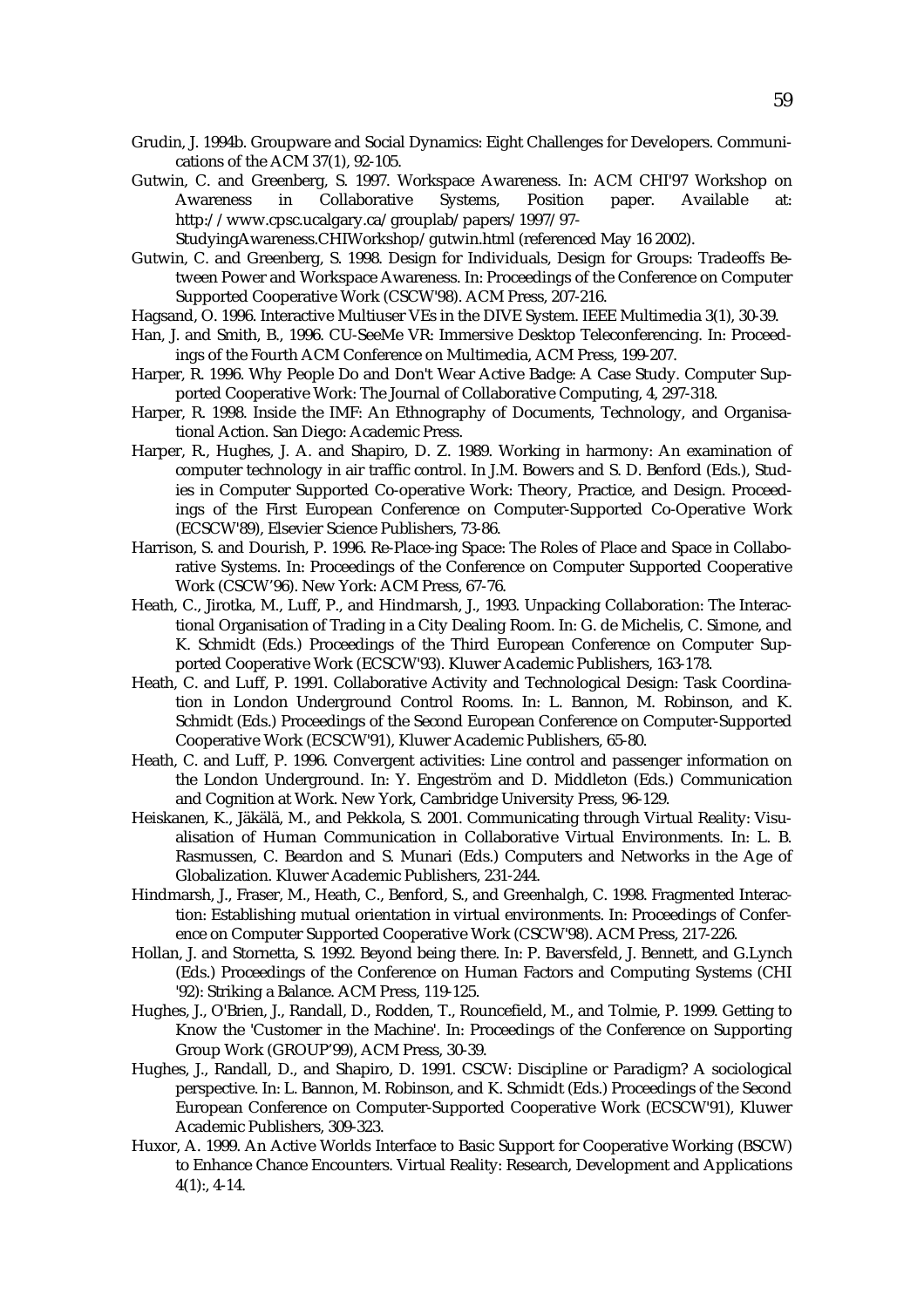Grudin, J. 1994b. Groupware and Social Dynamics: Eight Challenges for Developers. Communications of the ACM 37(1), 92-105.

Gutwin, C. and Greenberg, S. 1997. Workspace Awareness. In: ACM CHI'97 Workshop on Awareness in Collaborative Systems, Position paper. Available at: http://www.cpsc.ucalgary.ca/grouplab/papers/1997/97-StudyingAwareness.CHIWorkshop/gutwin.html (referenced May 16 2002).

Gutwin, C. and Greenberg, S. 1998. Design for Individuals, Design for Groups: Tradeoffs Between Power and Workspace Awareness. In: Proceedings of the Conference on Computer Supported Cooperative Work (CSCW'98). ACM Press, 207-216.

Hagsand, O. 1996. Interactive Multiuser VEs in the DIVE System. IEEE Multimedia 3(1), 30-39.

Han, J. and Smith, B., 1996. CU-SeeMe VR: Immersive Desktop Teleconferencing. In: Proceedings of the Fourth ACM Conference on Multimedia, ACM Press, 199-207.

Harper, R. 1996. Why People Do and Don't Wear Active Badge: A Case Study. Computer Supported Cooperative Work: The Journal of Collaborative Computing, 4, 297-318.

Harper, R. 1998. Inside the IMF: An Ethnography of Documents, Technology, and Organisational Action. San Diego: Academic Press.

Harper, R., Hughes, J. A. and Shapiro, D. Z. 1989. Working in harmony: An examination of computer technology in air traffic control. In J.M. Bowers and S. D. Benford (Eds.), Studies in Computer Supported Co-operative Work: Theory, Practice, and Design. Proceedings of the First European Conference on Computer-Supported Co-Operative Work (ECSCW'89), Elsevier Science Publishers, 73-86.

Harrison, S. and Dourish, P. 1996. Re-Place-ing Space: The Roles of Place and Space in Collaborative Systems. In: Proceedings of the Conference on Computer Supported Cooperative Work (CSCW'96). New York: ACM Press, 67-76.

Heath, C., Jirotka, M., Luff, P., and Hindmarsh, J., 1993. Unpacking Collaboration: The Interactional Organisation of Trading in a City Dealing Room. In: G. de Michelis, C. Simone, and K. Schmidt (Eds.) Proceedings of the Third European Conference on Computer Supported Cooperative Work (ECSCW'93). Kluwer Academic Publishers, 163-178.

Heath, C. and Luff, P. 1991. Collaborative Activity and Technological Design: Task Coordination in London Underground Control Rooms. In: L. Bannon, M. Robinson, and K. Schmidt (Eds.) Proceedings of the Second European Conference on Computer-Supported Cooperative Work (ECSCW'91), Kluwer Academic Publishers, 65-80.

Heath, C. and Luff, P. 1996. Convergent activities: Line control and passenger information on the London Underground. In: Y. Engeström and D. Middleton (Eds.) Communication and Cognition at Work. New York, Cambridge University Press, 96-129.

Heiskanen, K., Jäkälä, M., and Pekkola, S. 2001. Communicating through Virtual Reality: Visualisation of Human Communication in Collaborative Virtual Environments. In: L. B. Rasmussen, C. Beardon and S. Munari (Eds.) Computers and Networks in the Age of Globalization. Kluwer Academic Publishers, 231-244.

Hindmarsh, J., Fraser, M., Heath, C., Benford, S., and Greenhalgh, C. 1998. Fragmented Interaction: Establishing mutual orientation in virtual environments. In: Proceedings of Conference on Computer Supported Cooperative Work (CSCW'98). ACM Press, 217-226.

Hollan, J. and Stornetta, S. 1992. Beyond being there. In: P. Baversfeld, J. Bennett, and G.Lynch (Eds.) Proceedings of the Conference on Human Factors and Computing Systems (CHI '92): Striking a Balance. ACM Press, 119-125.

Hughes, J., O'Brien, J., Randall, D., Rodden, T., Rouncefield, M., and Tolmie, P. 1999. Getting to Know the 'Customer in the Machine'. In: Proceedings of the Conference on Supporting Group Work (GROUP'99), ACM Press, 30-39.

Hughes, J., Randall, D., and Shapiro, D. 1991. CSCW: Discipline or Paradigm? A sociological perspective. In: L. Bannon, M. Robinson, and K. Schmidt (Eds.) Proceedings of the Second European Conference on Computer-Supported Cooperative Work (ECSCW'91), Kluwer Academic Publishers, 309-323.

Huxor, A. 1999. An Active Worlds Interface to Basic Support for Cooperative Working (BSCW) to Enhance Chance Encounters. Virtual Reality: Research, Development and Applications 4(1):, 4-14.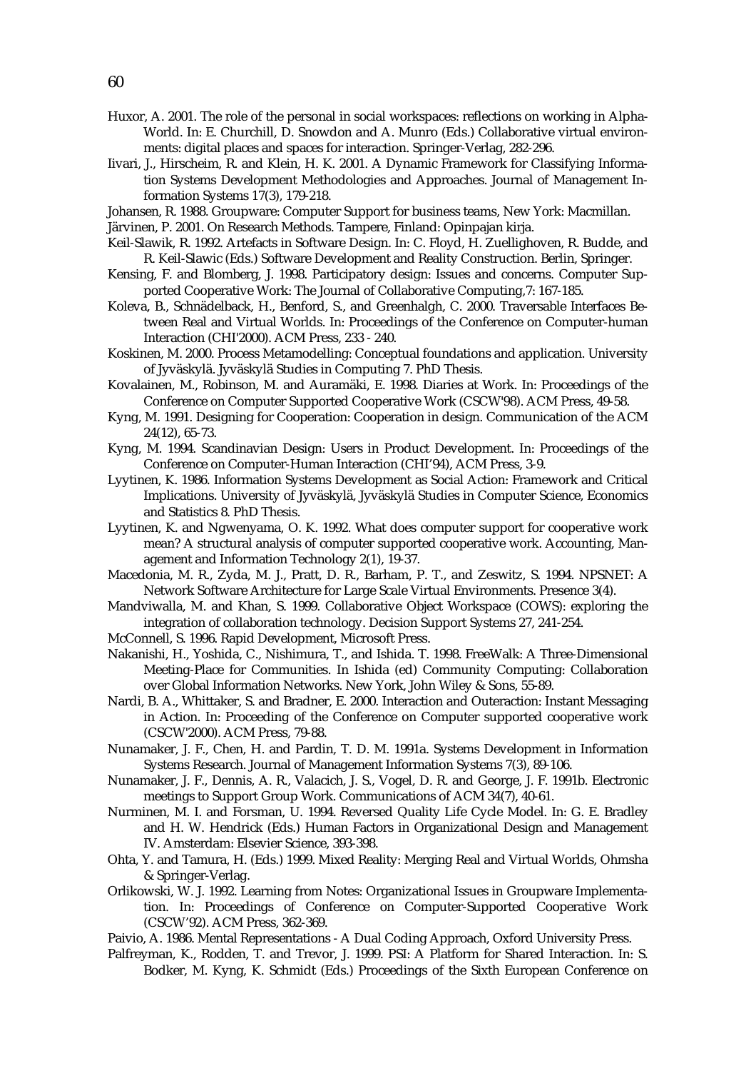Huxor, A. 2001. The role of the personal in social workspaces: reflections on working in Alpha-World. In: E. Churchill, D. Snowdon and A. Munro (Eds.) Collaborative virtual environments: digital places and spaces for interaction. Springer-Verlag, 282-296.

Iivari, J., Hirscheim, R. and Klein, H. K. 2001. A Dynamic Framework for Classifying Information Systems Development Methodologies and Approaches. Journal of Management Information Systems 17(3), 179-218.

Johansen, R. 1988. Groupware: Computer Support for business teams, New York: Macmillan.

Järvinen, P. 2001. On Research Methods. Tampere, Finland: Opinpajan kirja.

Keil-Slawik, R. 1992. Artefacts in Software Design. In: C. Floyd, H. Zuellighoven, R. Budde, and R. Keil-Slawic (Eds.) Software Development and Reality Construction. Berlin, Springer.

Kensing, F. and Blomberg, J. 1998. Participatory design: Issues and concerns. Computer Supported Cooperative Work: The Journal of Collaborative Computing,7: 167-185.

Koleva, B., Schnädelback, H., Benford, S., and Greenhalgh, C. 2000. Traversable Interfaces Between Real and Virtual Worlds. In: Proceedings of the Conference on Computer-human Interaction (CHI'2000). ACM Press, 233 - 240.

Koskinen, M. 2000. Process Metamodelling: Conceptual foundations and application. University of Jyväskylä. Jyväskylä Studies in Computing 7. PhD Thesis.

Kovalainen, M., Robinson, M. and Auramäki, E. 1998. Diaries at Work. In: Proceedings of the Conference on Computer Supported Cooperative Work (CSCW'98). ACM Press, 49-58.

Kyng, M. 1991. Designing for Cooperation: Cooperation in design. Communication of the ACM 24(12), 65-73.

Kyng, M. 1994. Scandinavian Design: Users in Product Development. In: Proceedings of the Conference on Computer-Human Interaction (CHI'94), ACM Press, 3-9.

Lyytinen, K. 1986. Information Systems Development as Social Action: Framework and Critical Implications. University of Jyväskylä, Jyväskylä Studies in Computer Science, Economics and Statistics 8. PhD Thesis.

Lyytinen, K. and Ngwenyama, O. K. 1992. What does computer support for cooperative work mean? A structural analysis of computer supported cooperative work. Accounting, Management and Information Technology 2(1), 19-37.

Macedonia, M. R., Zyda, M. J., Pratt, D. R., Barham, P. T., and Zeswitz, S. 1994. NPSNET: A Network Software Architecture for Large Scale Virtual Environments. Presence 3(4).

Mandviwalla, M. and Khan, S. 1999. Collaborative Object Workspace (COWS): exploring the integration of collaboration technology. Decision Support Systems 27, 241-254.

McConnell, S. 1996. Rapid Development, Microsoft Press.

Nakanishi, H., Yoshida, C., Nishimura, T., and Ishida. T. 1998. FreeWalk: A Three-Dimensional Meeting-Place for Communities. In Ishida (ed) Community Computing: Collaboration over Global Information Networks. New York, John Wiley & Sons, 55-89.

Nardi, B. A., Whittaker, S. and Bradner, E. 2000. Interaction and Outeraction: Instant Messaging in Action. In: Proceeding of the Conference on Computer supported cooperative work (CSCW'2000). ACM Press, 79-88.

Nunamaker, J. F., Chen, H. and Pardin, T. D. M. 1991a. Systems Development in Information Systems Research. Journal of Management Information Systems 7(3), 89-106.

Nunamaker, J. F., Dennis, A. R., Valacich, J. S., Vogel, D. R. and George, J. F. 1991b. Electronic meetings to Support Group Work. Communications of ACM 34(7), 40-61.

Nurminen, M. I. and Forsman, U. 1994. Reversed Quality Life Cycle Model. In: G. E. Bradley and H. W. Hendrick (Eds.) Human Factors in Organizational Design and Management IV. Amsterdam: Elsevier Science, 393-398.

Ohta, Y. and Tamura, H. (Eds.) 1999. Mixed Reality: Merging Real and Virtual Worlds, Ohmsha & Springer-Verlag.

Orlikowski, W. J. 1992. Learning from Notes: Organizational Issues in Groupware Implementation. In: Proceedings of Conference on Computer-Supported Cooperative Work (CSCW'92). ACM Press, 362-369.

Paivio, A. 1986. Mental Representations - A Dual Coding Approach, Oxford University Press.

Palfreyman, K., Rodden, T. and Trevor, J. 1999. PSI: A Platform for Shared Interaction. In: S. Bodker, M. Kyng, K. Schmidt (Eds.) Proceedings of the Sixth European Conference on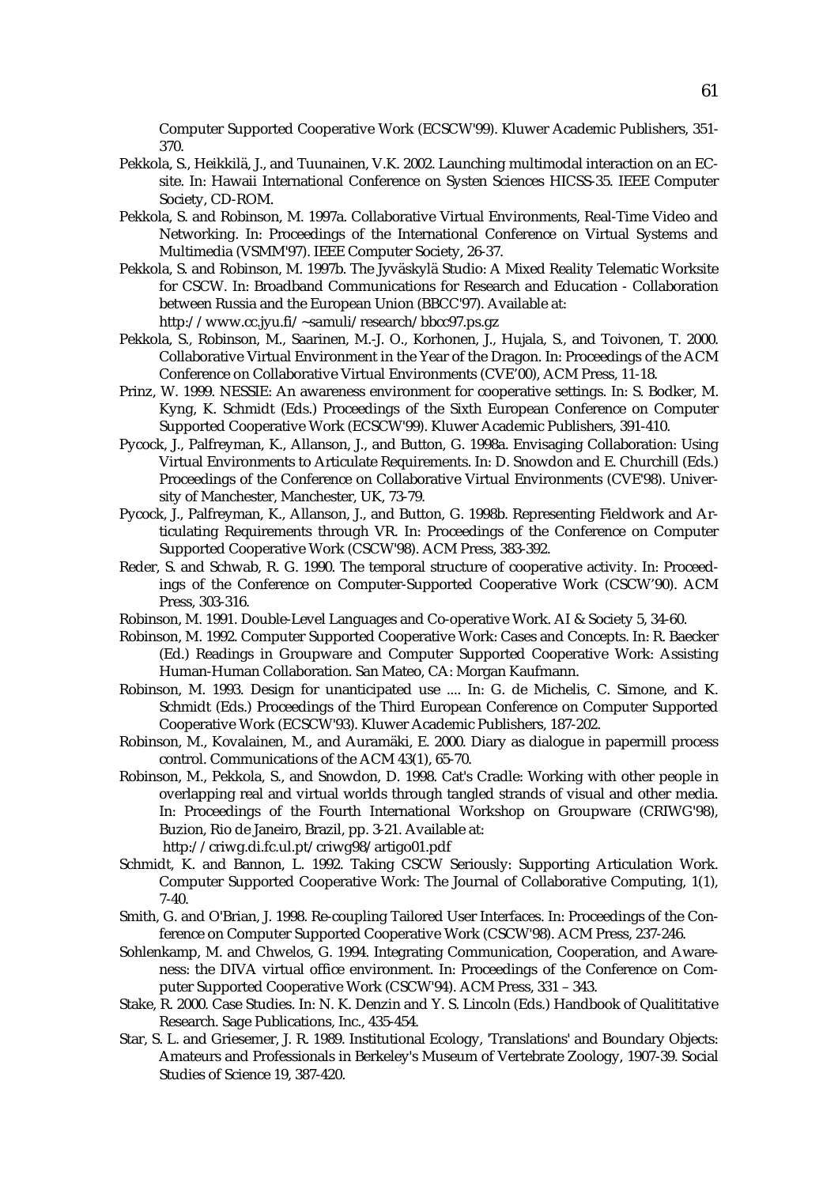Computer Supported Cooperative Work (ECSCW'99). Kluwer Academic Publishers, 351-370.

Pekkola, S., Heikkilä, J., and Tuunainen, V.K. 2002. Launching multimodal interaction on an EC-site. In: Hawaii International Conference on Systen Sciences HICSS-35. IEEE Computer Society, CD-ROM.

Pekkola, S. and Robinson, M. 1997a. Collaborative Virtual Environments, Real-Time Video and Networking. In: Proceedings of the International Conference on Virtual Systems and Multimedia (VSMM'97). IEEE Computer Society, 26-37.

Pekkola, S. and Robinson, M. 1997b. The Jyväskylä Studio: A Mixed Reality Telematic Worksite for CSCW. In: Broadband Communications for Research and Education - Collaboration between Russia and the European Union (BBCC'97). Available at: http://www.cc.jyu.fi/~samuli/research/bbcc97.ps.gz

Pekkola, S., Robinson, M., Saarinen, M.-J. O., Korhonen, J., Hujala, S., and Toivonen, T. 2000. Collaborative Virtual Environment in the Year of the Dragon. In: Proceedings of the ACM Conference on Collaborative Virtual Environments (CVE'00), ACM Press, 11-18.

Prinz, W. 1999. NESSIE: An awareness environment for cooperative settings. In: S. Bodker, M. Kyng, K. Schmidt (Eds.) Proceedings of the Sixth European Conference on Computer Supported Cooperative Work (ECSCW'99). Kluwer Academic Publishers, 391-410.

Pycock, J., Palfreyman, K., Allanson, J., and Button, G. 1998a. Envisaging Collaboration: Using Virtual Environments to Articulate Requirements. In: D. Snowdon and E. Churchill (Eds.) Proceedings of the Conference on Collaborative Virtual Environments (CVE'98). University of Manchester, Manchester, UK, 73-79.

Pycock, J., Palfreyman, K., Allanson, J., and Button, G. 1998b. Representing Fieldwork and Articulating Requirements through VR. In: Proceedings of the Conference on Computer Supported Cooperative Work (CSCW'98). ACM Press, 383-392.

Reder, S. and Schwab, R. G. 1990. The temporal structure of cooperative activity. In: Proceedings of the Conference on Computer-Supported Cooperative Work (CSCW'90). ACM Press, 303-316.

Robinson, M. 1991. Double-Level Languages and Co-operative Work. AI & Society 5, 34-60.

Robinson, M. 1992. Computer Supported Cooperative Work: Cases and Concepts. In: R. Baecker (Ed.) Readings in Groupware and Computer Supported Cooperative Work: Assisting Human-Human Collaboration. San Mateo, CA: Morgan Kaufmann.

Robinson, M. 1993. Design for unanticipated use .... In: G. de Michelis, C. Simone, and K. Schmidt (Eds.) Proceedings of the Third European Conference on Computer Supported Cooperative Work (ECSCW'93). Kluwer Academic Publishers, 187-202.

Robinson, M., Kovalainen, M., and Auramäki, E. 2000. Diary as dialogue in papermill process control. Communications of the ACM 43(1), 65-70.

Robinson, M., Pekkola, S., and Snowdon, D. 1998. Cat's Cradle: Working with other people in overlapping real and virtual worlds through tangled strands of visual and other media. In: Proceedings of the Fourth International Workshop on Groupware (CRIWG'98), Buzion, Rio de Janeiro, Brazil, pp. 3-21. Available at: http://criwg.di.fc.ul.pt/criwg98/artigo01.pdf

Schmidt, K. and Bannon, L. 1992. Taking CSCW Seriously: Supporting Articulation Work. Computer Supported Cooperative Work: The Journal of Collaborative Computing, 1(1), 7-40.

Smith, G. and O'Brian, J. 1998. Re-coupling Tailored User Interfaces. In: Proceedings of the Conference on Computer Supported Cooperative Work (CSCW'98). ACM Press, 237-246.

Sohlenkamp, M. and Chwelos, G. 1994. Integrating Communication, Cooperation, and Awareness: the DIVA virtual office environment. In: Proceedings of the Conference on Computer Supported Cooperative Work (CSCW'94). ACM Press, 331 – 343.

Stake, R. 2000. Case Studies. In: N. K. Denzin and Y. S. Lincoln (Eds.) Handbook of Qualititative Research. Sage Publications, Inc., 435-454.

Star, S. L. and Griesemer, J. R. 1989. Institutional Ecology, 'Translations' and Boundary Objects: Amateurs and Professionals in Berkeley's Museum of Vertebrate Zoology, 1907-39. Social Studies of Science 19, 387-420.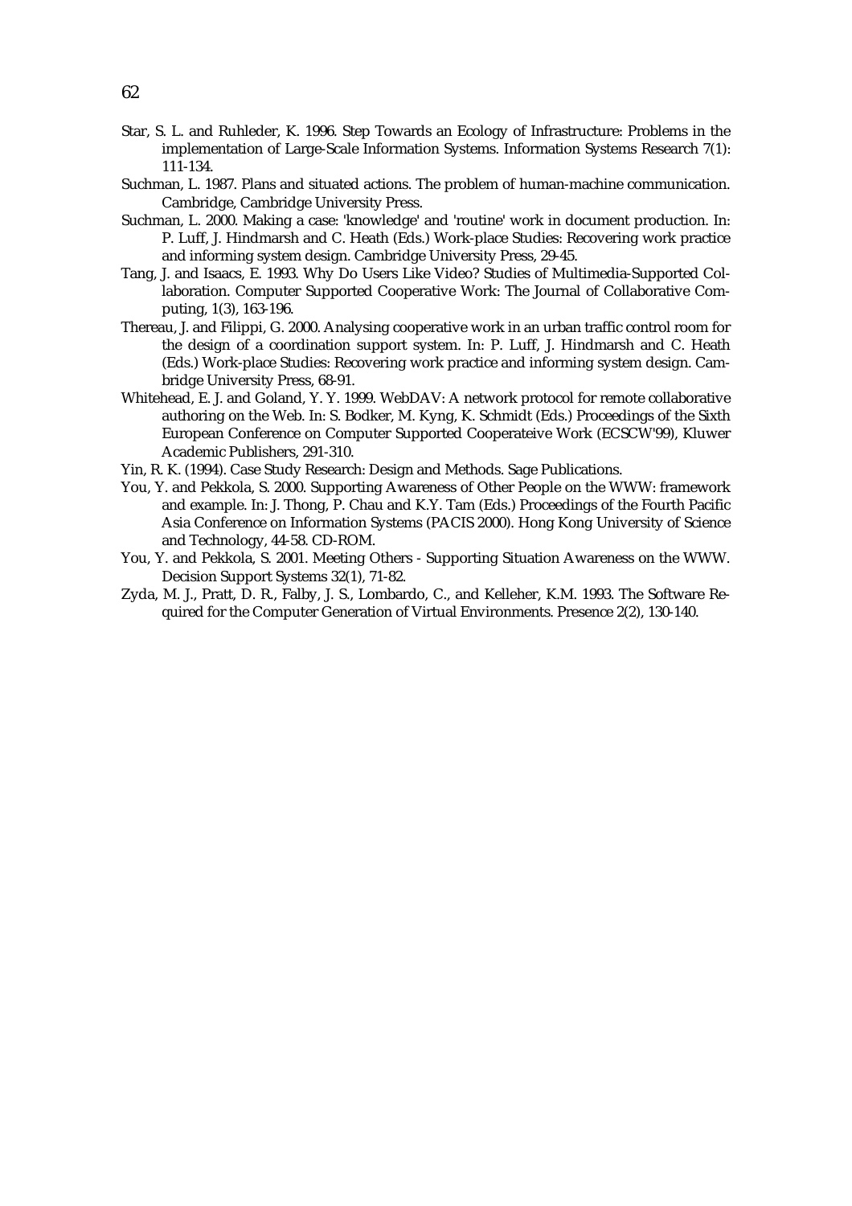Star, S. L. and Ruhleder, K. 1996. Step Towards an Ecology of Infrastructure: Problems in the implementation of Large-Scale Information Systems. Information Systems Research 7(1): 111-134.

Suchman, L. 1987. Plans and situated actions. The problem of human-machine communication. Cambridge, Cambridge University Press.

Suchman, L. 2000. Making a case: 'knowledge' and 'routine' work in document production. In: P. Luff, J. Hindmarsh and C. Heath (Eds.) Work-place Studies: Recovering work practice and informing system design. Cambridge University Press, 29-45.

Tang, J. and Isaacs, E. 1993. Why Do Users Like Video? Studies of Multimedia-Supported Collaboration. Computer Supported Cooperative Work: The Journal of Collaborative Computing, 1(3), 163-196.

Thereau, J. and Filippi, G. 2000. Analysing cooperative work in an urban traffic control room for the design of a coordination support system. In: P. Luff, J. Hindmarsh and C. Heath (Eds.) Work-place Studies: Recovering work practice and informing system design. Cambridge University Press, 68-91.

Whitehead, E. J. and Goland, Y. Y. 1999. WebDAV: A network protocol for remote collaborative authoring on the Web. In: S. Bodker, M. Kyng, K. Schmidt (Eds.) Proceedings of the Sixth European Conference on Computer Supported Cooperateive Work (ECSCW'99), Kluwer Academic Publishers, 291-310.

Yin, R. K. (1994). Case Study Research: Design and Methods. Sage Publications.

You, Y. and Pekkola, S. 2000. Supporting Awareness of Other People on the WWW: framework and example. In: J. Thong, P. Chau and K.Y. Tam (Eds.) Proceedings of the Fourth Pacific Asia Conference on Information Systems (PACIS 2000). Hong Kong University of Science and Technology, 44-58. CD-ROM.

You, Y. and Pekkola, S. 2001. Meeting Others - Supporting Situation Awareness on the WWW. Decision Support Systems 32(1), 71-82.

Zyda, M. J., Pratt, D. R., Falby, J. S., Lombardo, C., and Kelleher, K.M. 1993. The Software Required for the Computer Generation of Virtual Environments. Presence 2(2), 130-140.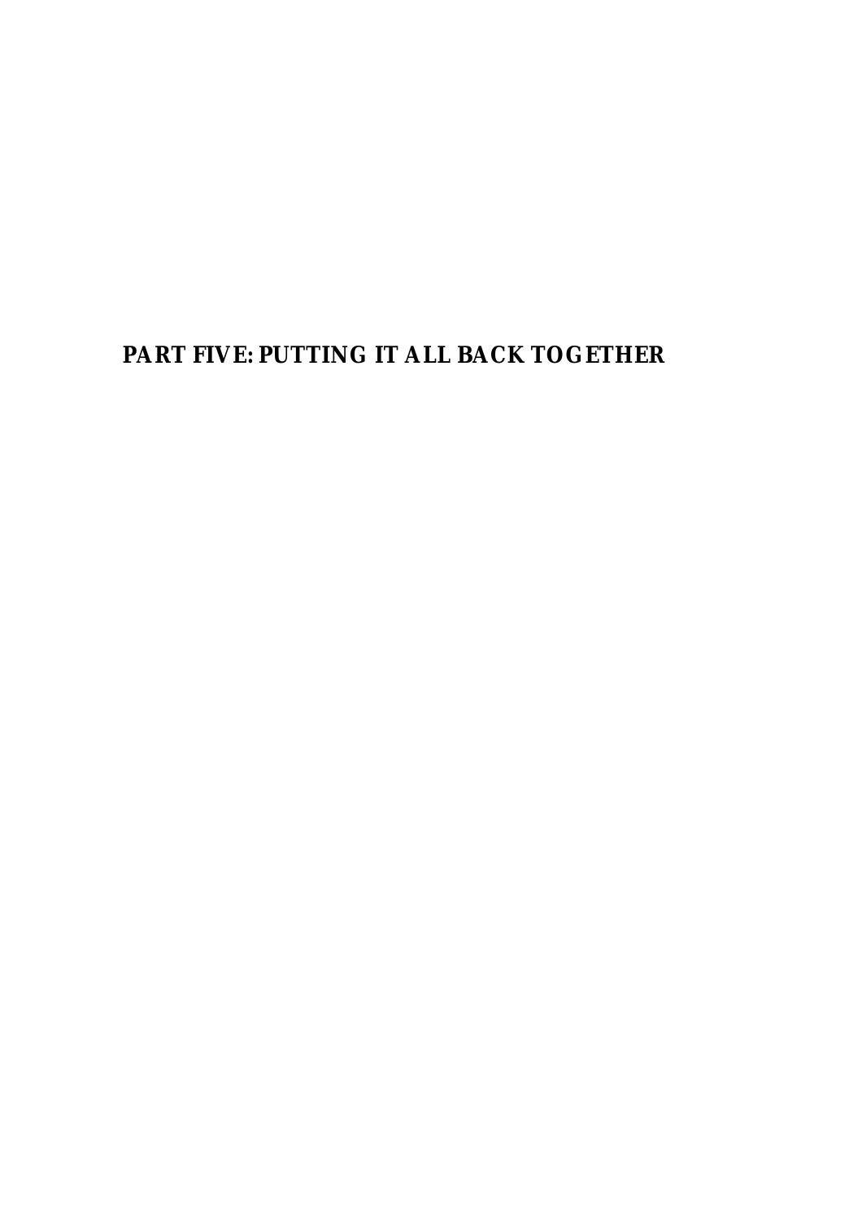# PART FIVE: PUTTING IT ALL BACK TOGETHER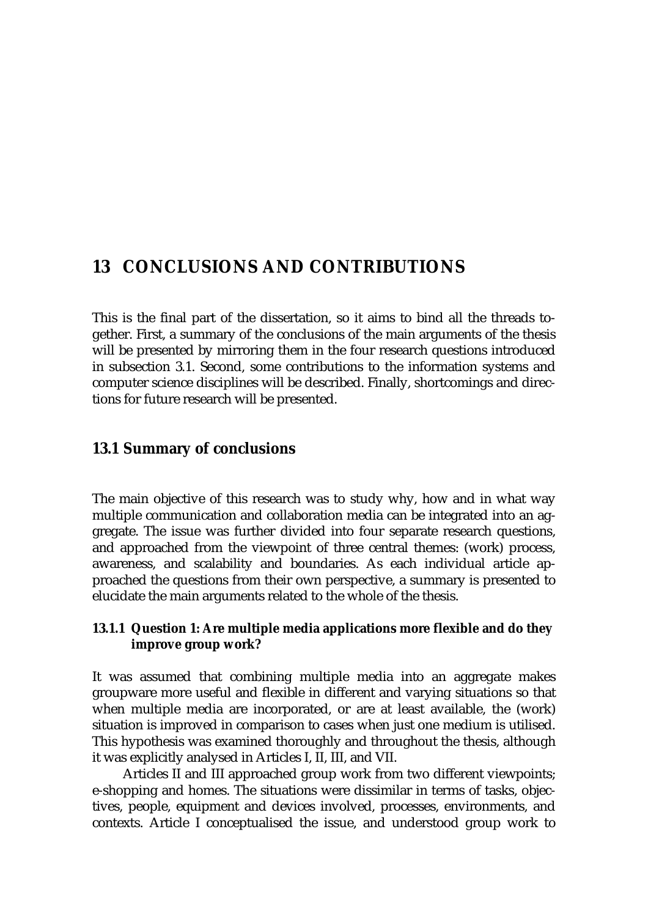# 13 CONCLUSIONS AND CONTRIBUTIONS

This is the final part of the dissertation, so it aims to bind all the threads together. First, a summary of the conclusions of the main arguments of the thesis will be presented by mirroring them in the four research questions introduced in subsection 3.1. Second, some contributions to the information systems and computer science disciplines will be described. Finally, shortcomings and directions for future research will be presented.

## 13.1 Summary of conclusions

The main objective of this research was to study why, how and in what way multiple communication and collaboration media can be integrated into an aggregate. The issue was further divided into four separate research questions, and approached from the viewpoint of three central themes: (work) process, awareness, and scalability and boundaries. As each individual article approached the questions from their own perspective, a summary is presented to elucidate the main arguments related to the whole of the thesis.

### 13.1.1 Question 1: Are multiple media applications more flexible and do they improve group work?

It was assumed that combining multiple media into an aggregate makes groupware more useful and flexible in different and varying situations so that when multiple media are incorporated, or are at least available, the (work) situation is improved in comparison to cases when just one medium is utilised. This hypothesis was examined thoroughly and throughout the thesis, although it was explicitly analysed in Articles I, II, III, and VII.

Articles II and III approached group work from two different viewpoints; e-shopping and homes. The situations were dissimilar in terms of tasks, objectives, people, equipment and devices involved, processes, environments, and contexts. Article I conceptualised the issue, and understood group work to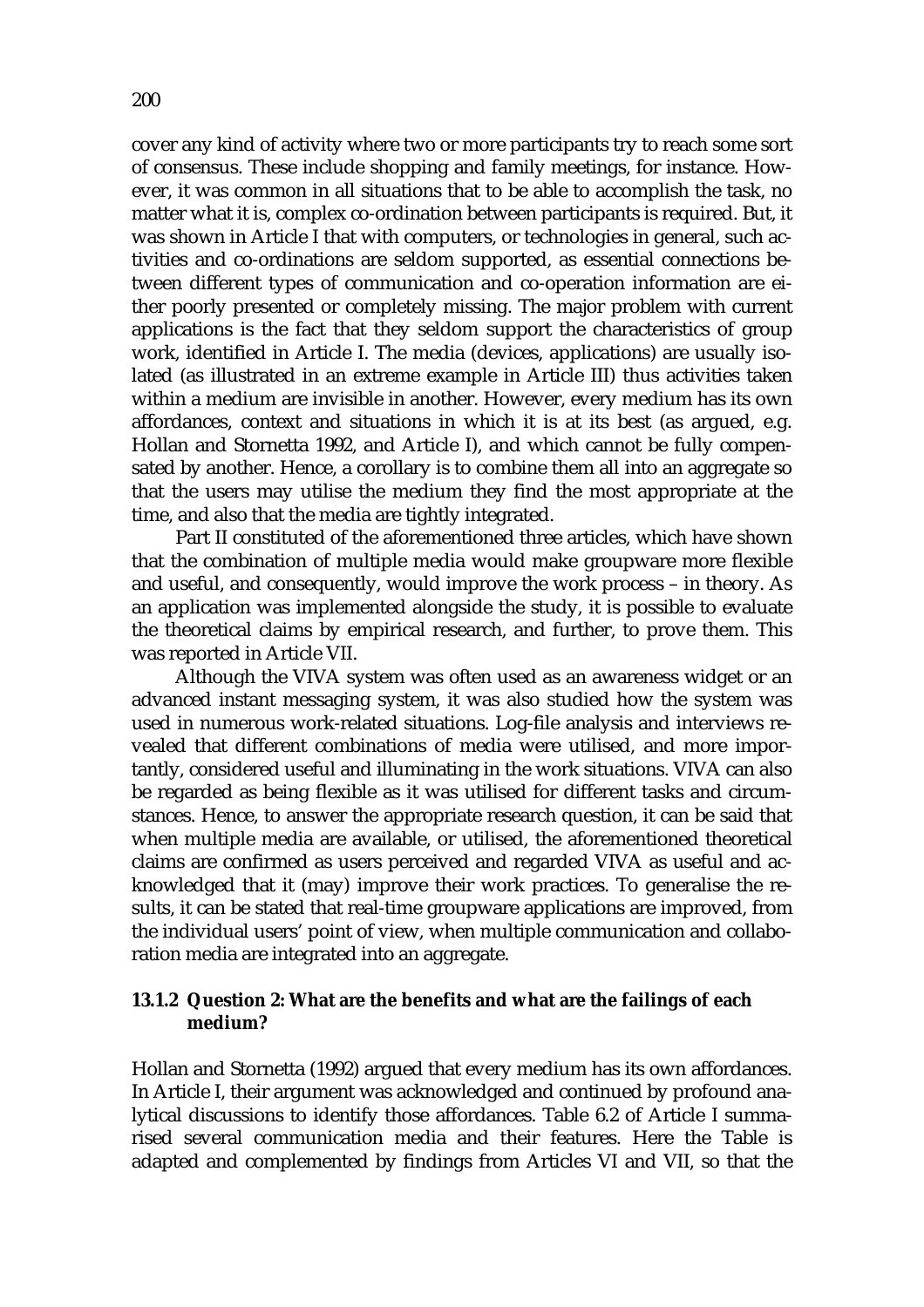cover any kind of activity where two or more participants try to reach some sort of consensus. These include shopping and family meetings, for instance. However, it was common in all situations that to be able to accomplish the task, no matter what it is, complex co-ordination between participants is required. But, it was shown in Article I that with computers, or technologies in general, such activities and co-ordinations are seldom supported, as essential connections between different types of communication and co-operation information are either poorly presented or completely missing. The major problem with current applications is the fact that they seldom support the characteristics of group work, identified in Article I. The media (devices, applications) are usually isolated (as illustrated in an extreme example in Article III) thus activities taken within a medium are invisible in another. However, every medium has its own affordances, context and situations in which it is at its best (as argued, e.g. Hollan and Stornetta 1992, and Article I), and which cannot be fully compensated by another. Hence, a corollary is to combine them all into an aggregate so that the users may utilise the medium they find the most appropriate at the time, and also that the media are tightly integrated.

Part II constituted of the aforementioned three articles, which have shown that the combination of multiple media would make groupware more flexible and useful, and consequently, would improve the work process – in theory. As an application was implemented alongside the study, it is possible to evaluate the theoretical claims by empirical research, and further, to prove them. This was reported in Article VII.

Although the VIVA system was often used as an awareness widget or an advanced instant messaging system, it was also studied how the system was used in numerous work-related situations. Log-file analysis and interviews revealed that different combinations of media were utilised, and more importantly, considered useful and illuminating in the work situations. VIVA can also be regarded as being flexible as it was utilised for different tasks and circumstances. Hence, to answer the appropriate research question, it can be said that when multiple media are available, or utilised, the aforementioned theoretical claims are confirmed as users perceived and regarded VIVA as useful and acknowledged that it (may) improve their work practices. To generalise the results, it can be stated that real-time groupware applications are improved, from the individual users' point of view, when multiple communication and collaboration media are integrated into an aggregate.

### 13.1.2 Question 2: What are the benefits and what are the failings of each medium?

Hollan and Stornetta (1992) argued that every medium has its own affordances. In Article I, their argument was acknowledged and continued by profound analytical discussions to identify those affordances. Table 6.2 of Article I summarised several communication media and their features. Here the Table is adapted and complemented by findings from Articles VI and VII, so that the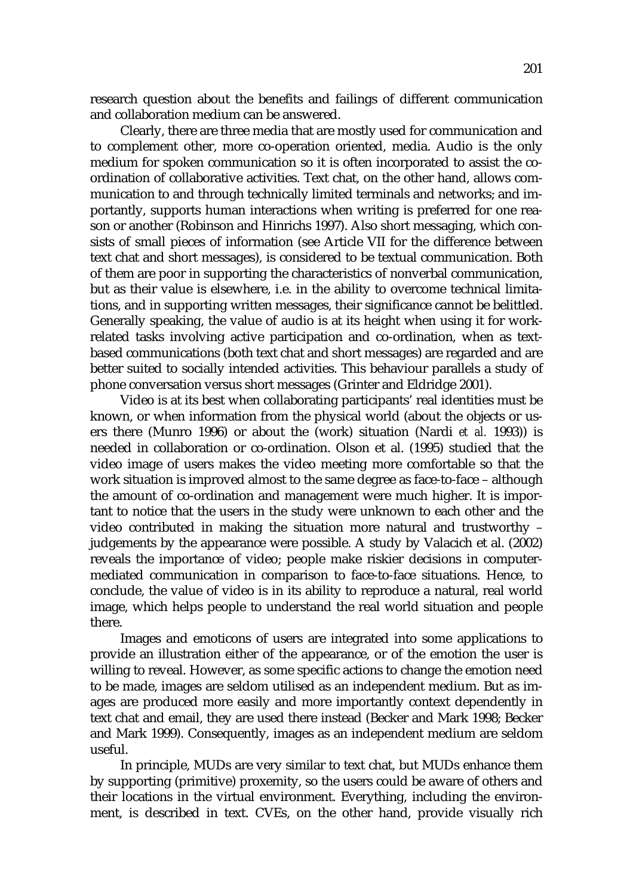research question about the benefits and failings of different communication and collaboration medium can be answered.

Clearly, there are three media that are mostly used for communication and to complement other, more co-operation oriented, media. Audio is the only medium for spoken communication so it is often incorporated to assist the co-ordination of collaborative activities. Text chat, on the other hand, allows communication to and through technically limited terminals and networks; and importantly, supports human interactions when writing is preferred for one reason or another (Robinson and Hinrichs 1997). Also short messaging, which consists of small pieces of information (see Article VII for the difference between text chat and short messages), is considered to be textual communication. Both of them are poor in supporting the characteristics of nonverbal communication, but as their value is elsewhere, i.e. in the ability to overcome technical limitations, and in supporting written messages, their significance cannot be belittled. Generally speaking, the value of audio is at its height when using it for work-related tasks involving active participation and co-ordination, when as text-based communications (both text chat and short messages) are regarded and are better suited to socially intended activities. This behaviour parallels a study of phone conversation versus short messages (Grinter and Eldridge 2001).

Video is at its best when collaborating participants' real identities must be known, or when information from the physical world (about the objects or users there (Munro 1996) or about the (work) situation (Nardi *et al.* 1993)) is needed in collaboration or co-ordination. Olson et al. (1995) studied that the video image of users makes the video meeting more comfortable so that the work situation is improved almost to the same degree as face-to-face – although the amount of co-ordination and management were much higher. It is important to notice that the users in the study were unknown to each other and the video contributed in making the situation more natural and trustworthy – judgements by the appearance were possible. A study by Valacich et al. (2002) reveals the importance of video; people make riskier decisions in computer-mediated communication in comparison to face-to-face situations. Hence, to conclude, the value of video is in its ability to reproduce a natural, real world image, which helps people to understand the real world situation and people there.

Images and emoticons of users are integrated into some applications to provide an illustration either of the appearance, or of the emotion the user is willing to reveal. However, as some specific actions to change the emotion need to be made, images are seldom utilised as an independent medium. But as images are produced more easily and more importantly context dependently in text chat and email, they are used there instead (Becker and Mark 1998; Becker and Mark 1999). Consequently, images as an independent medium are seldom useful.

In principle, MUDs are very similar to text chat, but MUDs enhance them by supporting (primitive) proxemity, so the users could be aware of others and their locations in the virtual environment. Everything, including the environment, is described in text. CVEs, on the other hand, provide visually rich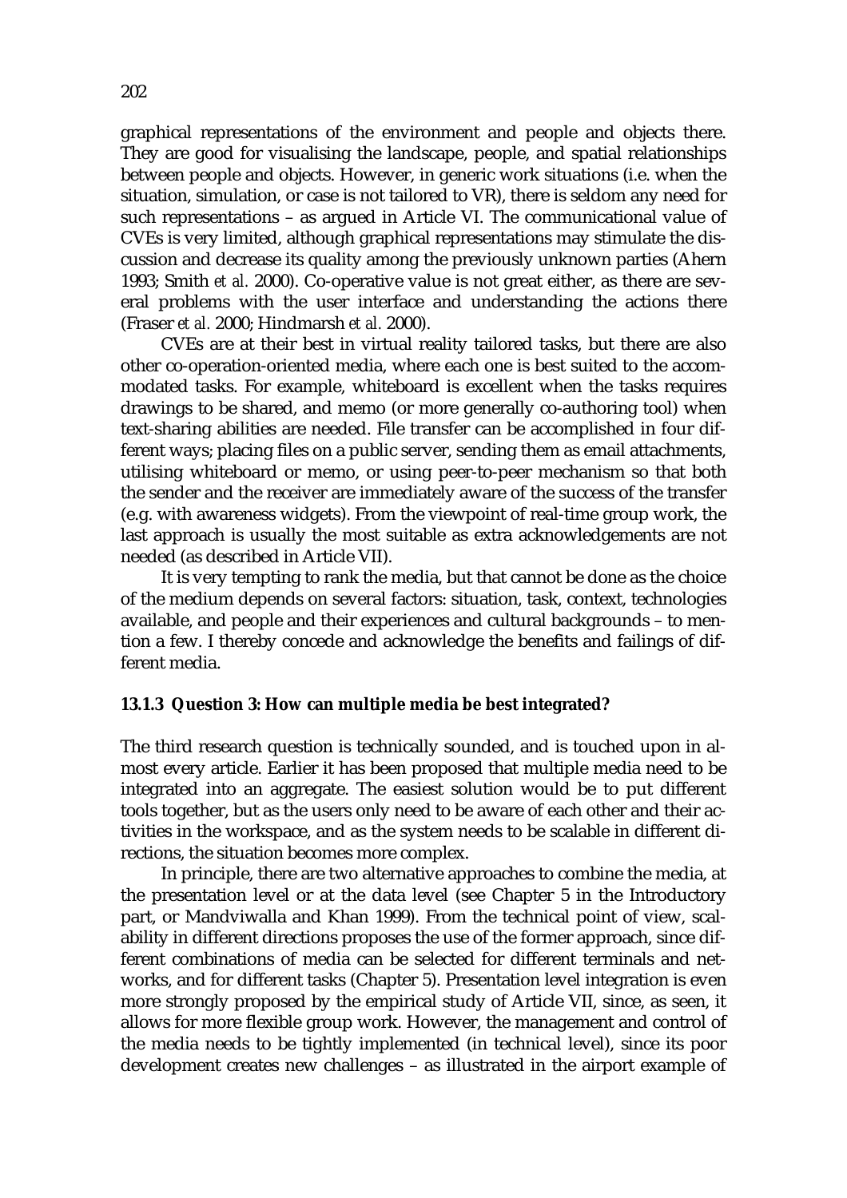graphical representations of the environment and people and objects there. They are good for visualising the landscape, people, and spatial relationships between people and objects. However, in generic work situations (i.e. when the situation, simulation, or case is not tailored to VR), there is seldom any need for such representations – as argued in Article VI. The communicational value of CVEs is very limited, although graphical representations may stimulate the discussion and decrease its quality among the previously unknown parties (Ahern 1993; Smith *et al.* 2000). Co-operative value is not great either, as there are several problems with the user interface and understanding the actions there (Fraser *et al.* 2000; Hindmarsh *et al.* 2000).

CVEs are at their best in virtual reality tailored tasks, but there are also other co-operation-oriented media, where each one is best suited to the accommodated tasks. For example, whiteboard is excellent when the tasks requires drawings to be shared, and memo (or more generally co-authoring tool) when text-sharing abilities are needed. File transfer can be accomplished in four different ways; placing files on a public server, sending them as email attachments, utilising whiteboard or memo, or using peer-to-peer mechanism so that both the sender and the receiver are immediately aware of the success of the transfer (e.g. with awareness widgets). From the viewpoint of real-time group work, the last approach is usually the most suitable as extra acknowledgements are not needed (as described in Article VII).

It is very tempting to rank the media, but that cannot be done as the choice of the medium depends on several factors: situation, task, context, technologies available, and people and their experiences and cultural backgrounds – to mention a few. I thereby concede and acknowledge the benefits and failings of different media.

### 13.1.3 Question 3: How can multiple media be best integrated?

The third research question is technically sounded, and is touched upon in almost every article. Earlier it has been proposed that multiple media need to be integrated into an aggregate. The easiest solution would be to put different tools together, but as the users only need to be aware of each other and their activities in the workspace, and as the system needs to be scalable in different directions, the situation becomes more complex.

In principle, there are two alternative approaches to combine the media, at the presentation level or at the data level (see Chapter 5 in the Introductory part, or Mandviwalla and Khan 1999). From the technical point of view, scalability in different directions proposes the use of the former approach, since different combinations of media can be selected for different terminals and networks, and for different tasks (Chapter 5). Presentation level integration is even more strongly proposed by the empirical study of Article VII, since, as seen, it allows for more flexible group work. However, the management and control of the media needs to be tightly implemented (in technical level), since its poor development creates new challenges – as illustrated in the airport example of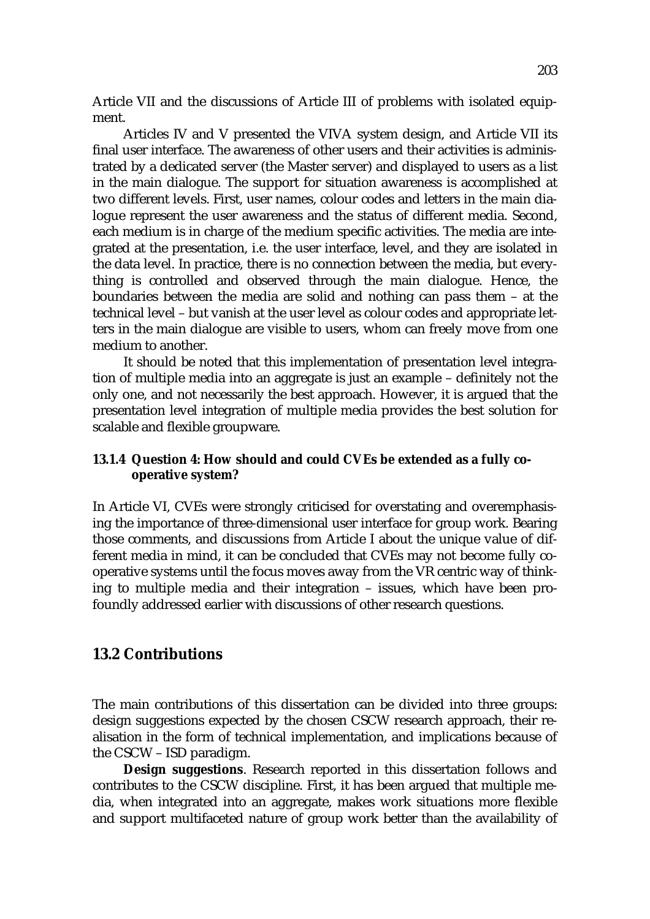Article VII and the discussions of Article III of problems with isolated equipment.

Articles IV and V presented the VIVA system design, and Article VII its final user interface. The awareness of other users and their activities is administrated by a dedicated server (the Master server) and displayed to users as a list in the main dialogue. The support for situation awareness is accomplished at two different levels. First, user names, colour codes and letters in the main dialogue represent the user awareness and the status of different media. Second, each medium is in charge of the medium specific activities. The media are integrated at the presentation, i.e. the user interface, level, and they are isolated in the data level. In practice, there is no connection between the media, but everything is controlled and observed through the main dialogue. Hence, the boundaries between the media are solid and nothing can pass them – at the technical level – but vanish at the user level as colour codes and appropriate letters in the main dialogue are visible to users, whom can freely move from one medium to another.

It should be noted that this implementation of presentation level integration of multiple media into an aggregate is just an example – definitely not the only one, and not necessarily the best approach. However, it is argued that the presentation level integration of multiple media provides the best solution for scalable and flexible groupware.

### 13.1.4 Question 4: How should and could CVEs be extended as a fully co-operative system?

In Article VI, CVEs were strongly criticised for overstating and overemphasising the importance of three-dimensional user interface for group work. Bearing those comments, and discussions from Article I about the unique value of different media in mind, it can be concluded that CVEs may not become fully co-operative systems until the focus moves away from the VR centric way of thinking to multiple media and their integration – issues, which have been profoundly addressed earlier with discussions of other research questions.

## 13.2 Contributions

The main contributions of this dissertation can be divided into three groups: design suggestions expected by the chosen CSCW research approach, their realisation in the form of technical implementation, and implications because of the CSCW – ISD paradigm.

**Design suggestions**. Research reported in this dissertation follows and contributes to the CSCW discipline. First, it has been argued that multiple media, when integrated into an aggregate, makes work situations more flexible and support multifaceted nature of group work better than the availability of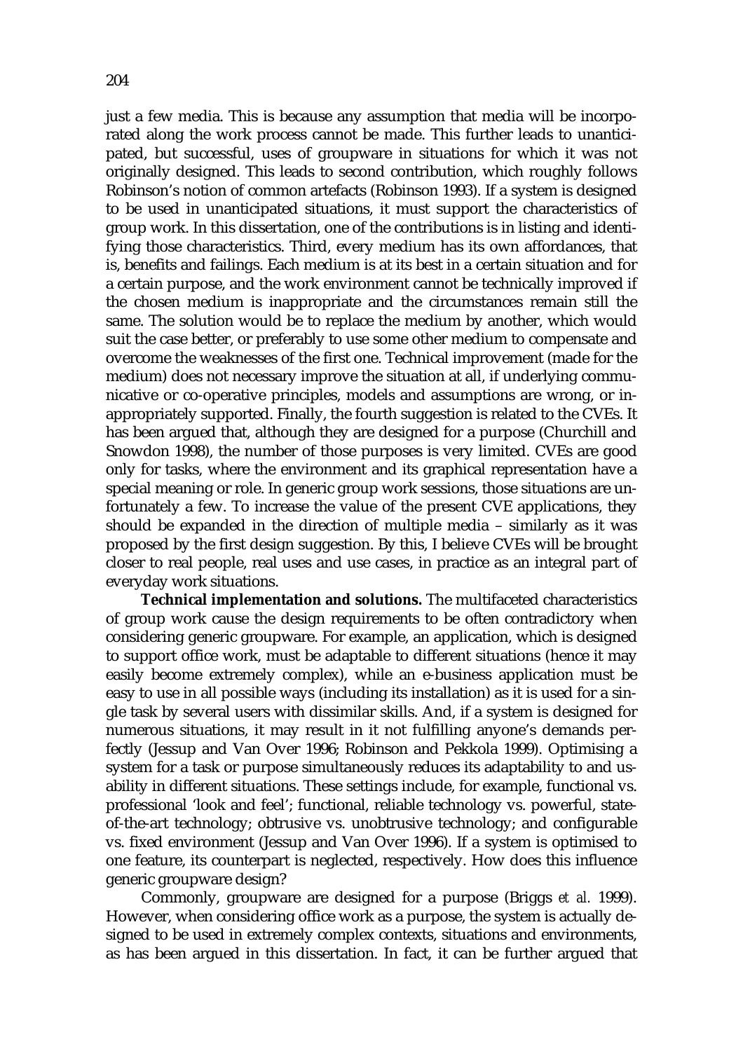just a few media. This is because any assumption that media will be incorporated along the work process cannot be made. This further leads to unanticipated, but successful, uses of groupware in situations for which it was not originally designed. This leads to second contribution, which roughly follows Robinson's notion of common artefacts (Robinson 1993). If a system is designed to be used in unanticipated situations, it must support the characteristics of group work. In this dissertation, one of the contributions is in listing and identifying those characteristics. Third, every medium has its own affordances, that is, benefits and failings. Each medium is at its best in a certain situation and for a certain purpose, and the work environment cannot be technically improved if the chosen medium is inappropriate and the circumstances remain still the same. The solution would be to replace the medium by another, which would suit the case better, or preferably to use some other medium to compensate and overcome the weaknesses of the first one. Technical improvement (made for the medium) does not necessary improve the situation at all, if underlying communicative or co-operative principles, models and assumptions are wrong, or inappropriately supported. Finally, the fourth suggestion is related to the CVEs. It has been argued that, although they are designed for a purpose (Churchill and Snowdon 1998), the number of those purposes is very limited. CVEs are good only for tasks, where the environment and its graphical representation have a special meaning or role. In generic group work sessions, those situations are unfortunately a few. To increase the value of the present CVE applications, they should be expanded in the direction of multiple media – similarly as it was proposed by the first design suggestion. By this, I believe CVEs will be brought closer to real people, real uses and use cases, in practice as an integral part of everyday work situations.

**Technical implementation and solutions.** The multifaceted characteristics of group work cause the design requirements to be often contradictory when considering generic groupware. For example, an application, which is designed to support office work, must be adaptable to different situations (hence it may easily become extremely complex), while an e-business application must be easy to use in all possible ways (including its installation) as it is used for a single task by several users with dissimilar skills. And, if a system is designed for numerous situations, it may result in it not fulfilling anyone's demands perfectly (Jessup and Van Over 1996; Robinson and Pekkola 1999). Optimising a system for a task or purpose simultaneously reduces its adaptability to and usability in different situations. These settings include, for example, functional vs. professional 'look and feel'; functional, reliable technology vs. powerful, state-of-the-art technology; obtrusive vs. unobtrusive technology; and configurable vs. fixed environment (Jessup and Van Over 1996). If a system is optimised to one feature, its counterpart is neglected, respectively. How does this influence generic groupware design?

Commonly, groupware are designed for a purpose (Briggs *et al.* 1999). However, when considering office work as a purpose, the system is actually designed to be used in extremely complex contexts, situations and environments, as has been argued in this dissertation. In fact, it can be further argued that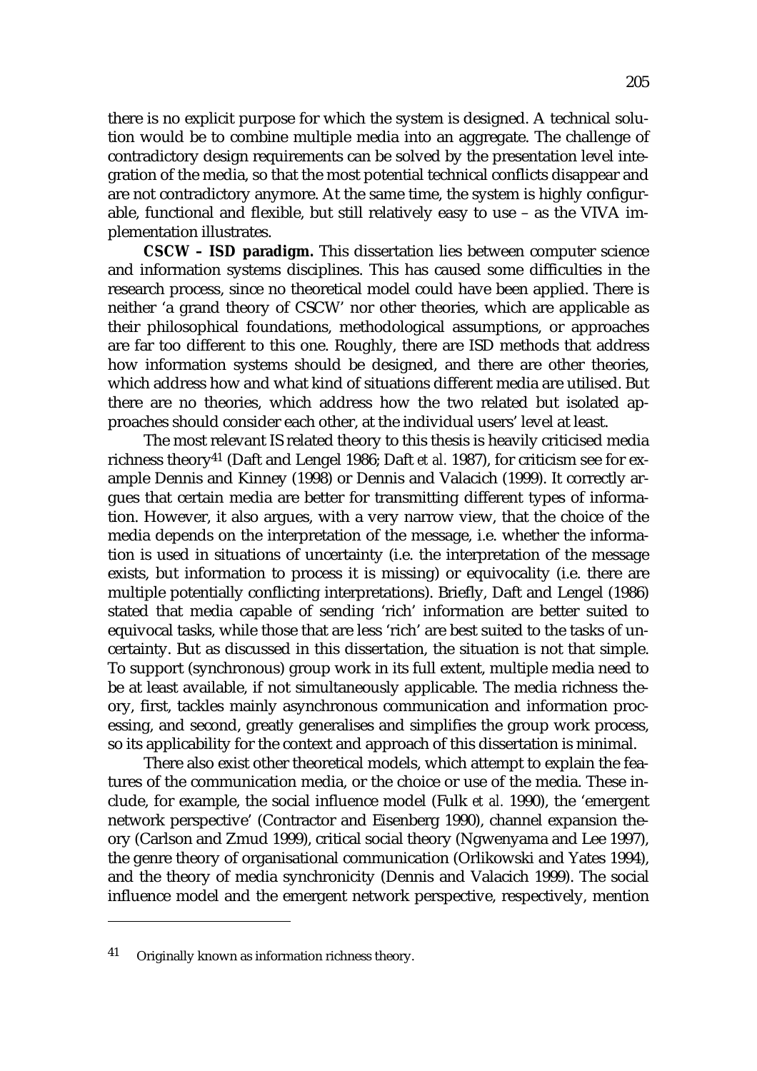there is no explicit purpose for which the system is designed. A technical solution would be to combine multiple media into an aggregate. The challenge of contradictory design requirements can be solved by the presentation level integration of the media, so that the most potential technical conflicts disappear and are not contradictory anymore. At the same time, the system is highly configurable, functional and flexible, but still relatively easy to use – as the VIVA implementation illustrates.

**CSCW – ISD paradigm.** This dissertation lies between computer science and information systems disciplines. This has caused some difficulties in the research process, since no theoretical model could have been applied. There is neither 'a grand theory of CSCW' nor other theories, which are applicable as their philosophical foundations, methodological assumptions, or approaches are far too different to this one. Roughly, there are ISD methods that address how information systems should be designed, and there are other theories, which address how and what kind of situations different media are utilised. But there are no theories, which address how the two related but isolated approaches should consider each other, at the individual users' level at least.

The most relevant IS related theory to this thesis is heavily criticised media richness theory[41] (Daft and Lengel 1986; Daft *et al.* 1987), for criticism see for example Dennis and Kinney (1998) or Dennis and Valacich (1999). It correctly argues that certain media are better for transmitting different types of information. However, it also argues, with a very narrow view, that the choice of the media depends on the interpretation of the message, i.e. whether the information is used in situations of uncertainty (i.e. the interpretation of the message exists, but information to process it is missing) or equivocality (i.e. there are multiple potentially conflicting interpretations). Briefly, Daft and Lengel (1986) stated that media capable of sending 'rich' information are better suited to equivocal tasks, while those that are less 'rich' are best suited to the tasks of uncertainty. But as discussed in this dissertation, the situation is not that simple. To support (synchronous) group work in its full extent, multiple media need to be at least available, if not simultaneously applicable. The media richness theory, first, tackles mainly asynchronous communication and information processing, and second, greatly generalises and simplifies the group work process, so its applicability for the context and approach of this dissertation is minimal.

There also exist other theoretical models, which attempt to explain the features of the communication media, or the choice or use of the media. These include, for example, the social influence model (Fulk *et al.* 1990), the 'emergent network perspective' (Contractor and Eisenberg 1990), channel expansion theory (Carlson and Zmud 1999), critical social theory (Ngwenyama and Lee 1997), the genre theory of organisational communication (Orlikowski and Yates 1994), and the theory of media synchronicity (Dennis and Valacich 1999). The social influence model and the emergent network perspective, respectively, mention

---

[41] Originally known as information richness theory.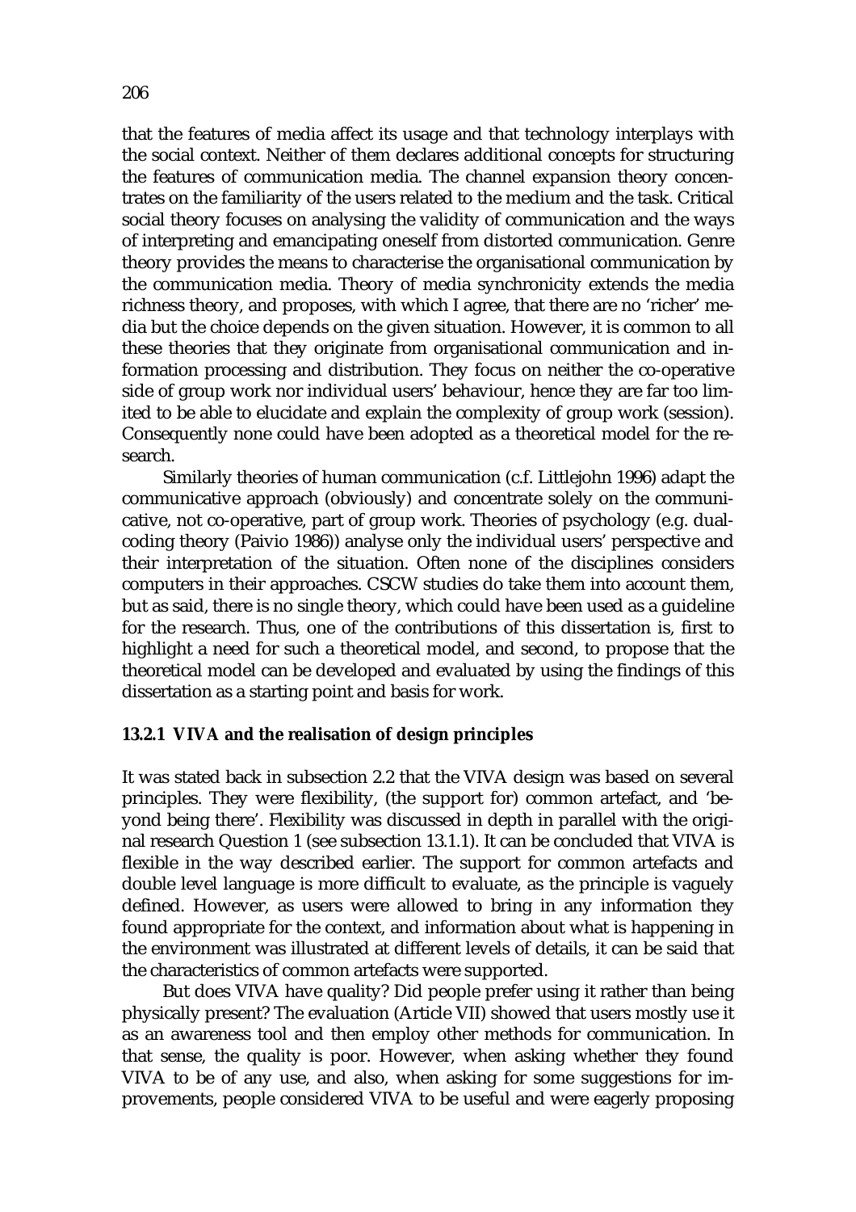that the features of media affect its usage and that technology interplays with the social context. Neither of them declares additional concepts for structuring the features of communication media. The channel expansion theory concentrates on the familiarity of the users related to the medium and the task. Critical social theory focuses on analysing the validity of communication and the ways of interpreting and emancipating oneself from distorted communication. Genre theory provides the means to characterise the organisational communication by the communication media. Theory of media synchronicity extends the media richness theory, and proposes, with which I agree, that there are no 'richer' media but the choice depends on the given situation. However, it is common to all these theories that they originate from organisational communication and information processing and distribution. They focus on neither the co-operative side of group work nor individual users' behaviour, hence they are far too limited to be able to elucidate and explain the complexity of group work (session). Consequently none could have been adopted as a theoretical model for the research.

Similarly theories of human communication (c.f. Littlejohn 1996) adapt the communicative approach (obviously) and concentrate solely on the communicative, not co-operative, part of group work. Theories of psychology (e.g. dual-coding theory (Paivio 1986)) analyse only the individual users' perspective and their interpretation of the situation. Often none of the disciplines considers computers in their approaches. CSCW studies do take them into account them, but as said, there is no single theory, which could have been used as a guideline for the research. Thus, one of the contributions of this dissertation is, first to highlight a need for such a theoretical model, and second, to propose that the theoretical model can be developed and evaluated by using the findings of this dissertation as a starting point and basis for work.

### 13.2.1 VIVA and the realisation of design principles

It was stated back in subsection 2.2 that the VIVA design was based on several principles. They were flexibility, (the support for) common artefact, and 'beyond being there'. Flexibility was discussed in depth in parallel with the original research Question 1 (see subsection 13.1.1). It can be concluded that VIVA is flexible in the way described earlier. The support for common artefacts and double level language is more difficult to evaluate, as the principle is vaguely defined. However, as users were allowed to bring in any information they found appropriate for the context, and information about what is happening in the environment was illustrated at different levels of details, it can be said that the characteristics of common artefacts were supported.

But does VIVA have quality? Did people prefer using it rather than being physically present? The evaluation (Article VII) showed that users mostly use it as an awareness tool and then employ other methods for communication. In that sense, the quality is poor. However, when asking whether they found VIVA to be of any use, and also, when asking for some suggestions for improvements, people considered VIVA to be useful and were eagerly proposing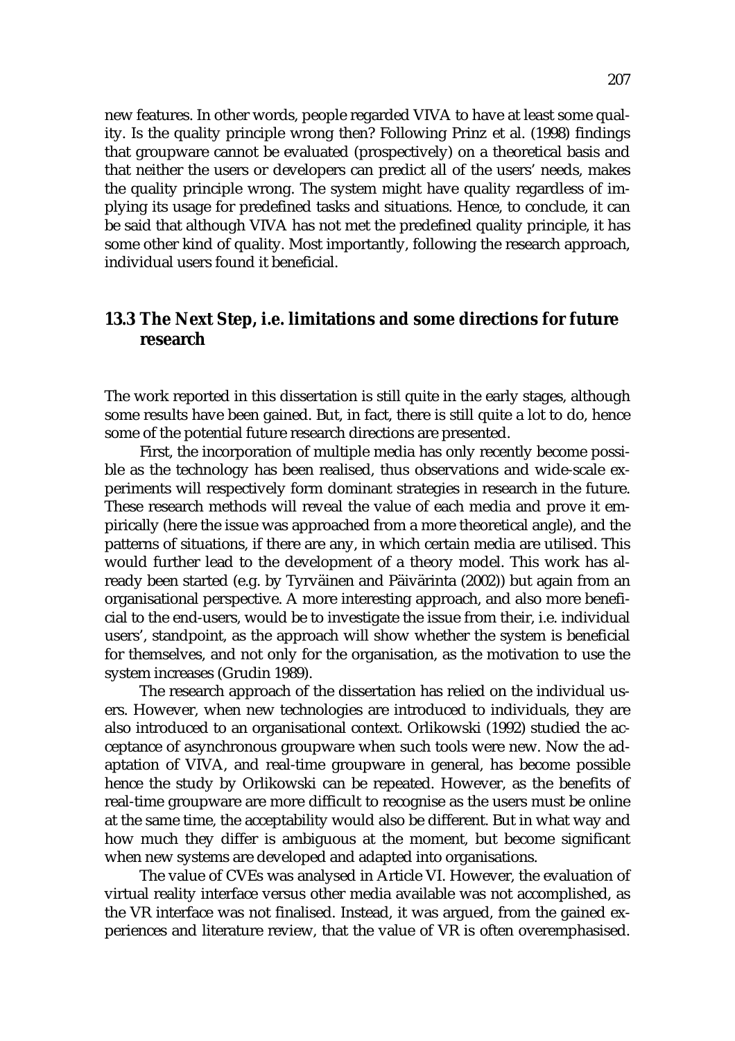new features. In other words, people regarded VIVA to have at least some quality. Is the quality principle wrong then? Following Prinz et al. (1998) findings that groupware cannot be evaluated (prospectively) on a theoretical basis and that neither the users or developers can predict all of the users' needs, makes the quality principle wrong. The system might have quality regardless of implying its usage for predefined tasks and situations. Hence, to conclude, it can be said that although VIVA has not met the predefined quality principle, it has some other kind of quality. Most importantly, following the research approach, individual users found it beneficial.

## 13.3 The Next Step, i.e. limitations and some directions for future research

The work reported in this dissertation is still quite in the early stages, although some results have been gained. But, in fact, there is still quite a lot to do, hence some of the potential future research directions are presented.

First, the incorporation of multiple media has only recently become possible as the technology has been realised, thus observations and wide-scale experiments will respectively form dominant strategies in research in the future. These research methods will reveal the value of each media and prove it empirically (here the issue was approached from a more theoretical angle), and the patterns of situations, if there are any, in which certain media are utilised. This would further lead to the development of a theory model. This work has already been started (e.g. by Tyrväinen and Päivärinta (2002)) but again from an organisational perspective. A more interesting approach, and also more beneficial to the end-users, would be to investigate the issue from their, i.e. individual users', standpoint, as the approach will show whether the system is beneficial for themselves, and not only for the organisation, as the motivation to use the system increases (Grudin 1989).

The research approach of the dissertation has relied on the individual users. However, when new technologies are introduced to individuals, they are also introduced to an organisational context. Orlikowski (1992) studied the acceptance of asynchronous groupware when such tools were new. Now the adaptation of VIVA, and real-time groupware in general, has become possible hence the study by Orlikowski can be repeated. However, as the benefits of real-time groupware are more difficult to recognise as the users must be online at the same time, the acceptability would also be different. But in what way and how much they differ is ambiguous at the moment, but become significant when new systems are developed and adapted into organisations.

The value of CVEs was analysed in Article VI. However, the evaluation of virtual reality interface versus other media available was not accomplished, as the VR interface was not finalised. Instead, it was argued, from the gained experiences and literature review, that the value of VR is often overemphasised.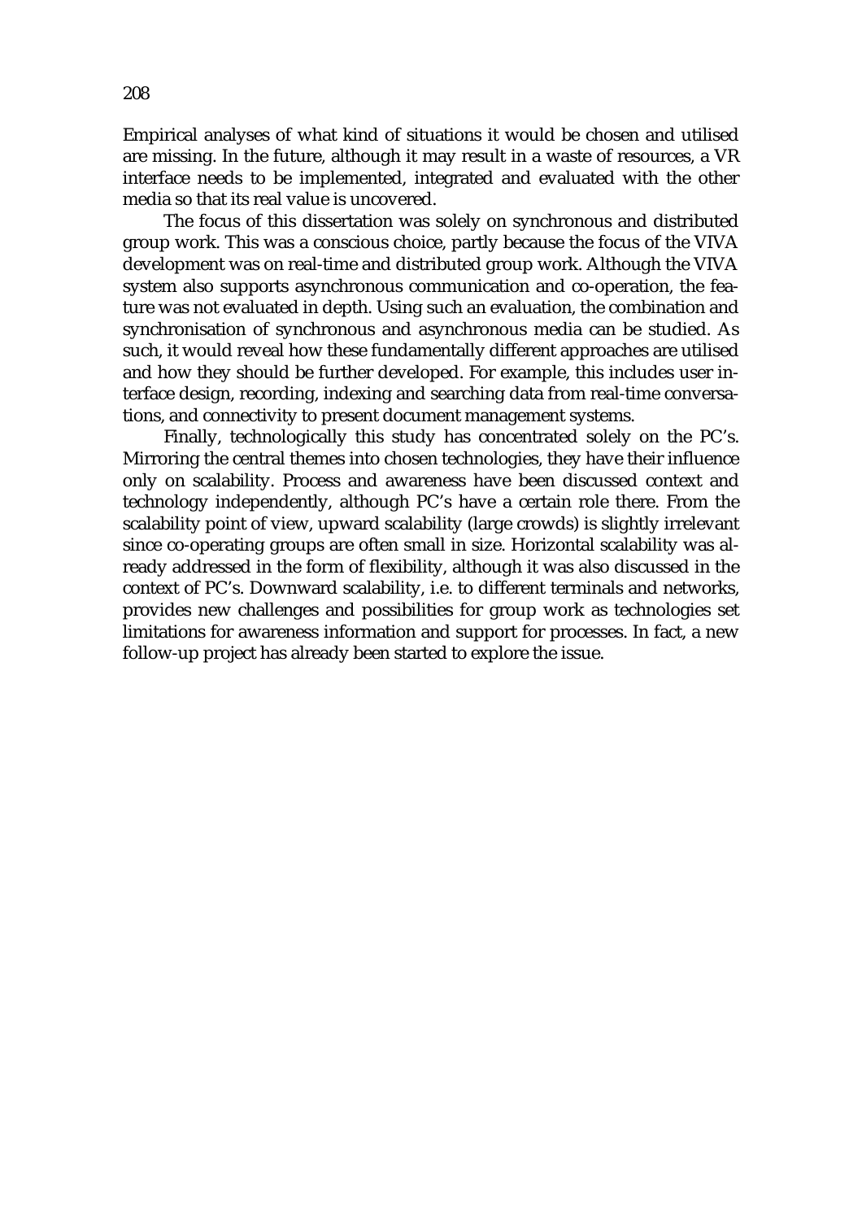Empirical analyses of what kind of situations it would be chosen and utilised are missing. In the future, although it may result in a waste of resources, a VR interface needs to be implemented, integrated and evaluated with the other media so that its real value is uncovered.

The focus of this dissertation was solely on synchronous and distributed group work. This was a conscious choice, partly because the focus of the VIVA development was on real-time and distributed group work. Although the VIVA system also supports asynchronous communication and co-operation, the feature was not evaluated in depth. Using such an evaluation, the combination and synchronisation of synchronous and asynchronous media can be studied. As such, it would reveal how these fundamentally different approaches are utilised and how they should be further developed. For example, this includes user interface design, recording, indexing and searching data from real-time conversations, and connectivity to present document management systems.

Finally, technologically this study has concentrated solely on the PC's. Mirroring the central themes into chosen technologies, they have their influence only on scalability. Process and awareness have been discussed context and technology independently, although PC's have a certain role there. From the scalability point of view, upward scalability (large crowds) is slightly irrelevant since co-operating groups are often small in size. Horizontal scalability was already addressed in the form of flexibility, although it was also discussed in the context of PC's. Downward scalability, i.e. to different terminals and networks, provides new challenges and possibilities for group work as technologies set limitations for awareness information and support for processes. In fact, a new follow-up project has already been started to explore the issue.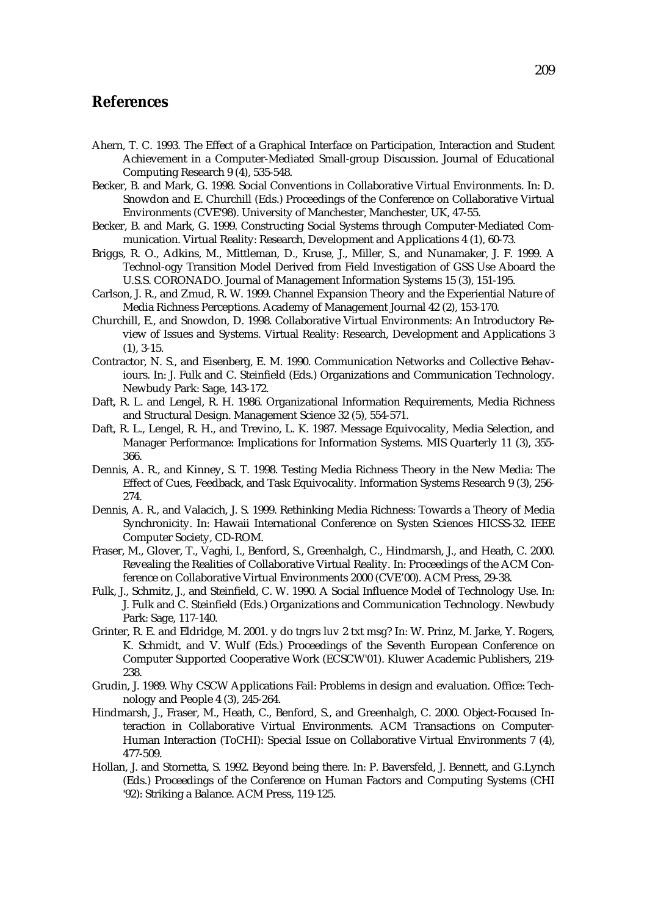# References

Ahern, T. C. 1993. The Effect of a Graphical Interface on Participation, Interaction and Student Achievement in a Computer-Mediated Small-group Discussion. Journal of Educational Computing Research 9 (4), 535-548.

Becker, B. and Mark, G. 1998. Social Conventions in Collaborative Virtual Environments. In: D. Snowdon and E. Churchill (Eds.) Proceedings of the Conference on Collaborative Virtual Environments (CVE'98). University of Manchester, Manchester, UK, 47-55.

Becker, B. and Mark, G. 1999. Constructing Social Systems through Computer-Mediated Communication. Virtual Reality: Research, Development and Applications 4 (1), 60-73.

Briggs, R. O., Adkins, M., Mittleman, D., Kruse, J., Miller, S., and Nunamaker, J. F. 1999. A Technol-ogy Transition Model Derived from Field Investigation of GSS Use Aboard the U.S.S. CORONADO. Journal of Management Information Systems 15 (3), 151-195.

Carlson, J. R., and Zmud, R. W. 1999. Channel Expansion Theory and the Experiential Nature of Media Richness Perceptions. Academy of Management Journal 42 (2), 153-170.

Churchill, E., and Snowdon, D. 1998. Collaborative Virtual Environments: An Introductory Review of Issues and Systems. Virtual Reality: Research, Development and Applications 3 (1), 3-15.

Contractor, N. S., and Eisenberg, E. M. 1990. Communication Networks and Collective Behaviours. In: J. Fulk and C. Steinfield (Eds.) Organizations and Communication Technology. Newbudy Park: Sage, 143-172.

Daft, R. L. and Lengel, R. H. 1986. Organizational Information Requirements, Media Richness and Structural Design. Management Science 32 (5), 554-571.

Daft, R. L., Lengel, R. H., and Trevino, L. K. 1987. Message Equivocality, Media Selection, and Manager Performance: Implications for Information Systems. MIS Quarterly 11 (3), 355-366.

Dennis, A. R., and Kinney, S. T. 1998. Testing Media Richness Theory in the New Media: The Effect of Cues, Feedback, and Task Equivocality. Information Systems Research 9 (3), 256-274.

Dennis, A. R., and Valacich, J. S. 1999. Rethinking Media Richness: Towards a Theory of Media Synchronicity. In: Hawaii International Conference on Systen Sciences HICSS-32. IEEE Computer Society, CD-ROM.

Fraser, M., Glover, T., Vaghi, I., Benford, S., Greenhalgh, C., Hindmarsh, J., and Heath, C. 2000. Revealing the Realities of Collaborative Virtual Reality. In: Proceedings of the ACM Conference on Collaborative Virtual Environments 2000 (CVE'00). ACM Press, 29-38.

Fulk, J., Schmitz, J., and Steinfield, C. W. 1990. A Social Influence Model of Technology Use. In: J. Fulk and C. Steinfield (Eds.) Organizations and Communication Technology. Newbudy Park: Sage, 117-140.

Grinter, R. E. and Eldridge, M. 2001. y do tngrs luv 2 txt msg? In: W. Prinz, M. Jarke, Y. Rogers, K. Schmidt, and V. Wulf (Eds.) Proceedings of the Seventh European Conference on Computer Supported Cooperative Work (ECSCW'01). Kluwer Academic Publishers, 219-238.

Grudin, J. 1989. Why CSCW Applications Fail: Problems in design and evaluation. Office: Technology and People 4 (3), 245-264.

Hindmarsh, J., Fraser, M., Heath, C., Benford, S., and Greenhalgh, C. 2000. Object-Focused Interaction in Collaborative Virtual Environments. ACM Transactions on Computer-Human Interaction (ToCHI): Special Issue on Collaborative Virtual Environments 7 (4), 477-509.

Hollan, J. and Stornetta, S. 1992. Beyond being there. In: P. Baversfeld, J. Bennett, and G.Lynch (Eds.) Proceedings of the Conference on Human Factors and Computing Systems (CHI '92): Striking a Balance. ACM Press, 119-125.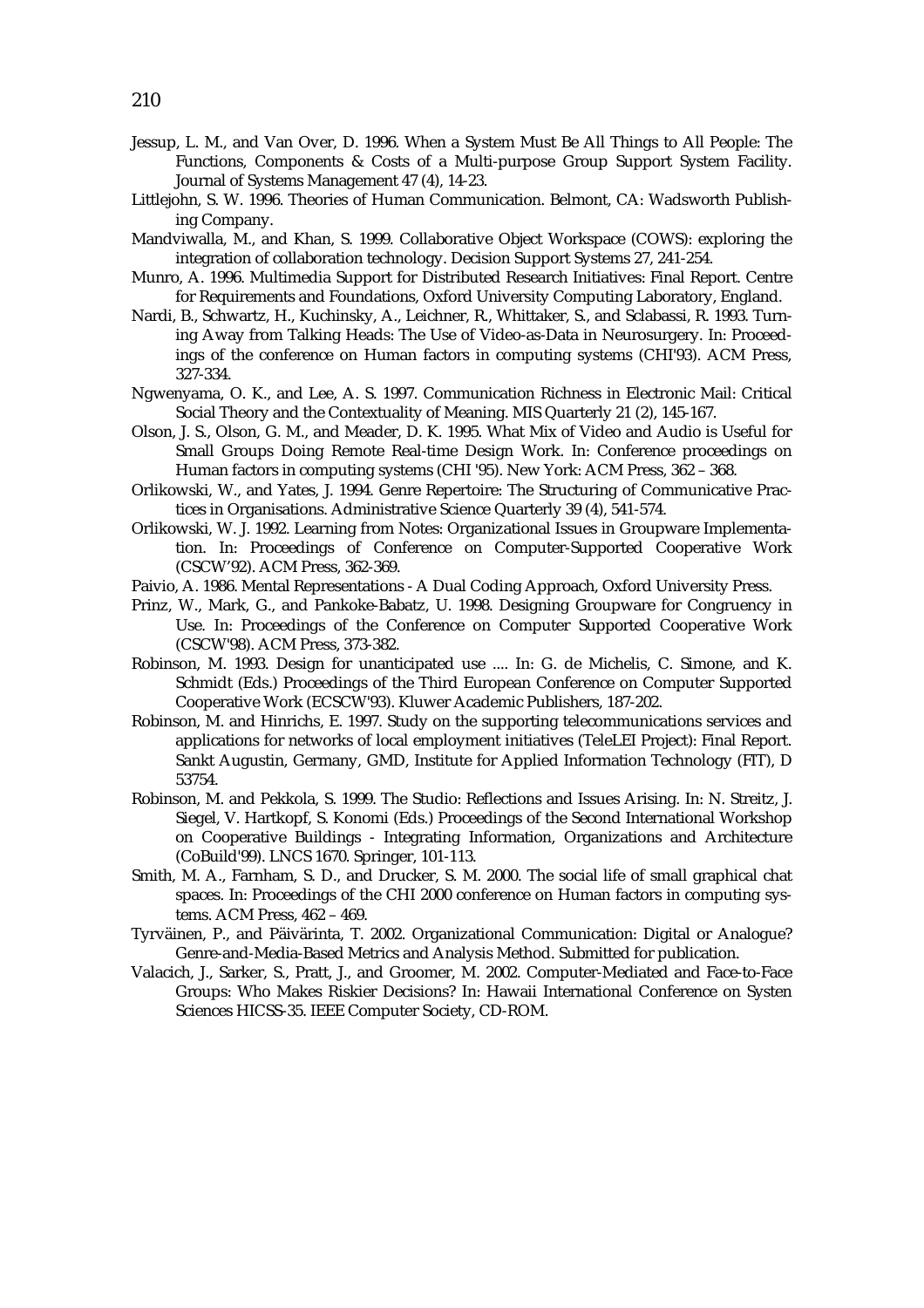Jessup, L. M., and Van Over, D. 1996. When a System Must Be All Things to All People: The Functions, Components & Costs of a Multi-purpose Group Support System Facility. Journal of Systems Management 47 (4), 14-23.

Littlejohn, S. W. 1996. Theories of Human Communication. Belmont, CA: Wadsworth Publishing Company.

Mandviwalla, M., and Khan, S. 1999. Collaborative Object Workspace (COWS): exploring the integration of collaboration technology. Decision Support Systems 27, 241-254.

Munro, A. 1996. Multimedia Support for Distributed Research Initiatives: Final Report. Centre for Requirements and Foundations, Oxford University Computing Laboratory, England.

Nardi, B., Schwartz, H., Kuchinsky, A., Leichner, R., Whittaker, S., and Sclabassi, R. 1993. Turning Away from Talking Heads: The Use of Video-as-Data in Neurosurgery. In: Proceedings of the conference on Human factors in computing systems (CHI'93). ACM Press, 327-334.

Ngwenyama, O. K., and Lee, A. S. 1997. Communication Richness in Electronic Mail: Critical Social Theory and the Contextuality of Meaning. MIS Quarterly 21 (2), 145-167.

Olson, J. S., Olson, G. M., and Meader, D. K. 1995. What Mix of Video and Audio is Useful for Small Groups Doing Remote Real-time Design Work. In: Conference proceedings on Human factors in computing systems (CHI '95). New York: ACM Press, 362 – 368.

Orlikowski, W., and Yates, J. 1994. Genre Repertoire: The Structuring of Communicative Practices in Organisations. Administrative Science Quarterly 39 (4), 541-574.

Orlikowski, W. J. 1992. Learning from Notes: Organizational Issues in Groupware Implementation. In: Proceedings of Conference on Computer-Supported Cooperative Work (CSCW'92). ACM Press, 362-369.

Paivio, A. 1986. Mental Representations - A Dual Coding Approach, Oxford University Press.

Prinz, W., Mark, G., and Pankoke-Babatz, U. 1998. Designing Groupware for Congruency in Use. In: Proceedings of the Conference on Computer Supported Cooperative Work (CSCW'98). ACM Press, 373-382.

Robinson, M. 1993. Design for unanticipated use .... In: G. de Michelis, C. Simone, and K. Schmidt (Eds.) Proceedings of the Third European Conference on Computer Supported Cooperative Work (ECSCW'93). Kluwer Academic Publishers, 187-202.

Robinson, M. and Hinrichs, E. 1997. Study on the supporting telecommunications services and applications for networks of local employment initiatives (TeleLEI Project): Final Report. Sankt Augustin, Germany, GMD, Institute for Applied Information Technology (FIT), D 53754.

Robinson, M. and Pekkola, S. 1999. The Studio: Reflections and Issues Arising. In: N. Streitz, J. Siegel, V. Hartkopf, S. Konomi (Eds.) Proceedings of the Second International Workshop on Cooperative Buildings - Integrating Information, Organizations and Architecture (CoBuild'99). LNCS 1670. Springer, 101-113.

Smith, M. A., Farnham, S. D., and Drucker, S. M. 2000. The social life of small graphical chat spaces. In: Proceedings of the CHI 2000 conference on Human factors in computing systems. ACM Press, 462 – 469.

Tyrväinen, P., and Päivärinta, T. 2002. Organizational Communication: Digital or Analogue? Genre-and-Media-Based Metrics and Analysis Method. Submitted for publication.

Valacich, J., Sarker, S., Pratt, J., and Groomer, M. 2002. Computer-Mediated and Face-to-Face Groups: Who Makes Riskier Decisions? In: Hawaii International Conference on Systen Sciences HICSS-35. IEEE Computer Society, CD-ROM.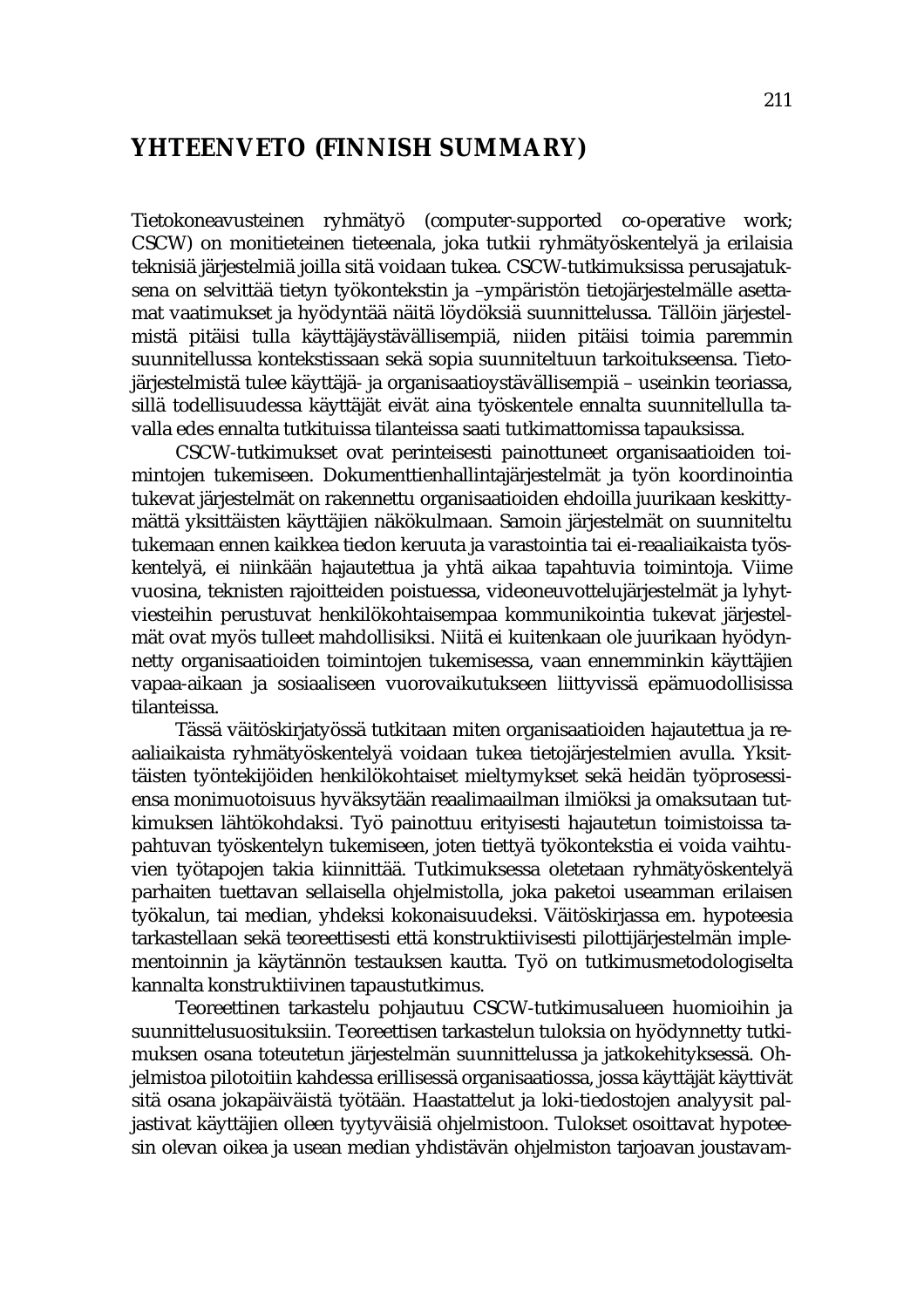# YHTEENVETO (FINNISH SUMMARY)

Tietokoneavusteinen ryhmätyö (computer-supported co-operative work; CSCW) on monitieteinen tieteenala, joka tutkii ryhmätyöskentelyä ja erilaisia teknisiä järjestelmiä joilla sitä voidaan tukea. CSCW-tutkimuksissa perusajatuksena on selvittää tietyn työkontekstin ja –ympäristön tietojärjestelmälle asettamat vaatimukset ja hyödyntää näitä löydöksiä suunnittelussa. Tällöin järjestelmistä pitäisi tulla käyttäjäystävällisempiä, niiden pitäisi toimia paremmin suunnitellussa kontekstissaan sekä sopia suunniteltuun tarkoitukseensa. Tietojärjestelmistä tulee käyttäjä- ja organisaatioystävällisempiä – useinkin teoriassa, sillä todellisuudessa käyttäjät eivät aina työskentele ennalta suunnitellulla tavalla edes ennalta tutkituissa tilanteissa saati tutkimattomissa tapauksissa.

CSCW-tutkimukset ovat perinteisesti painottuneet organisaatioiden toimintojen tukemiseen. Dokumenttienhallintajärjestelmät ja työn koordinointia tukevat järjestelmät on rakennettu organisaatioiden ehdoilla juurikaan keskittymättä yksittäisten käyttäjien näkökulmaan. Samoin järjestelmät on suunniteltu tukemaan ennen kaikkea tiedon keruuta ja varastointia tai ei-reaaliaikaista työskentelyä, ei niinkään hajautettua ja yhtä aikaa tapahtuvia toimintoja. Viime vuosina, teknisten rajoitteiden poistuessa, videoneuvottelujärjestelmät ja lyhytviesteihin perustuvat henkilökohtaisempaa kommunikointia tukevat järjestelmät ovat myös tulleet mahdollisiksi. Niitä ei kuitenkaan ole juurikaan hyödynnetty organisaatioiden toimintojen tukemisessa, vaan ennemminkin käyttäjien vapaa-aikaan ja sosiaaliseen vuorovaikutukseen liittyvissä epämuodollisissa tilanteissa.

Tässä väitöskirjatyössä tutkitaan miten organisaatioiden hajautettua ja reaaliaikaista ryhmätyöskentelyä voidaan tukea tietojärjestelmien avulla. Yksittäisten työntekijöiden henkilökohtaiset mieltymykset sekä heidän työprosessiensa monimuotoisuus hyväksytään reaalimaailman ilmiöksi ja omaksutaan tutkimuksen lähtökohdaksi. Työ painottuu erityisesti hajautetun toimistoissa tapahtuvan työskentelyn tukemiseen, joten tiettyä työkontekstia ei voida vaihtuvien työtapojen takia kiinnittää. Tutkimuksessa oletetaan ryhmätyöskentelyä parhaiten tuettavan sellaisella ohjelmistolla, joka paketoi useamman erilaisen työkalun, tai median, yhdeksi kokonaisuudeksi. Väitöskirjassa em. hypoteesia tarkastellaan sekä teoreettisesti että konstruktiivisesti pilottijärjestelmän implementoinnin ja käytännön testauksen kautta. Työ on tutkimusmetodologiselta kannalta konstruktiivinen tapaustutkimus.

Teoreettinen tarkastelu pohjautuu CSCW-tutkimusalueen huomioihin ja suunnittelusuosituksiin. Teoreettisen tarkastelun tuloksia on hyödynnetty tutkimuksen osana toteutetun järjestelmän suunnittelussa ja jatkokehityksessä. Ohjelmistoa pilotoitiin kahdessa erillisessä organisaatiossa, jossa käyttäjät käyttivät sitä osana jokapäiväistä työtään. Haastattelut ja loki-tiedostojen analyysit paljastivat käyttäjien olleen tyytyväisiä ohjelmistoon. Tulokset osoittavat hypoteesin olevan oikea ja usean median yhdistävän ohjelmiston tarjoavan joustavam-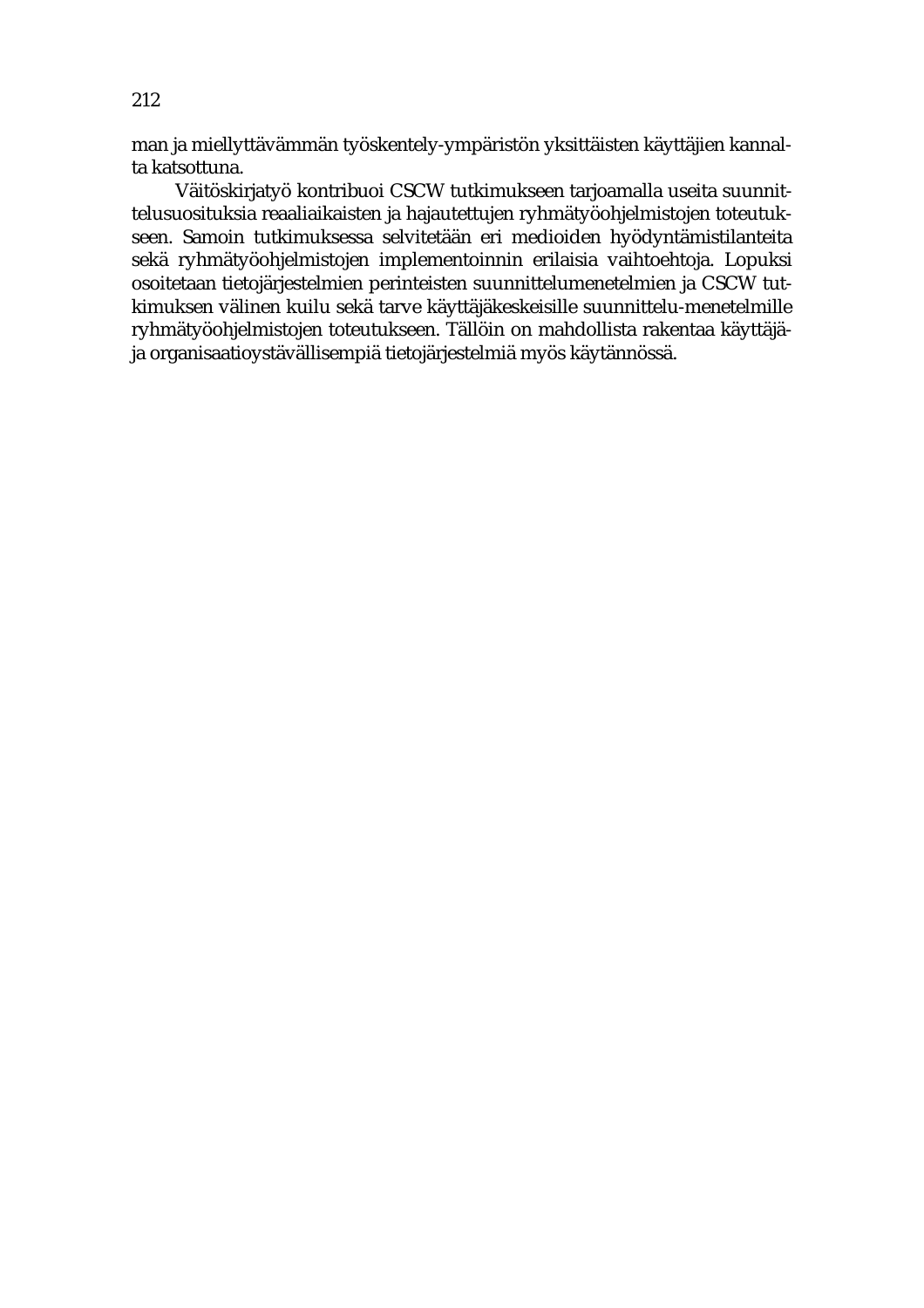man ja miellyttävämmän työskentely-ympäristön yksittäisten käyttäjien kannalta katsottuna.

Väitöskirjatyö kontribuoi CSCW tutkimukseen tarjoamalla useita suunnittelusuosituksia reaaliaikaisten ja hajautettujen ryhmätyöohjelmistojen toteutukseen. Samoin tutkimuksessa selvitetään eri medioiden hyödyntämistilanteita sekä ryhmätyöohjelmistojen implementoinnin erilaisia vaihtoehtoja. Lopuksi osoitetaan tietojärjestelmien perinteisten suunnittelumenetelmien ja CSCW tutkimuksen välinen kuilu sekä tarve käyttäjäkeskeisille suunnittelu-menetelmille ryhmätyöohjelmistojen toteutukseen. Tällöin on mahdollista rakentaa käyttäjä- ja organisaatioystävällisempiä tietojärjestelmiä myös käytännössä.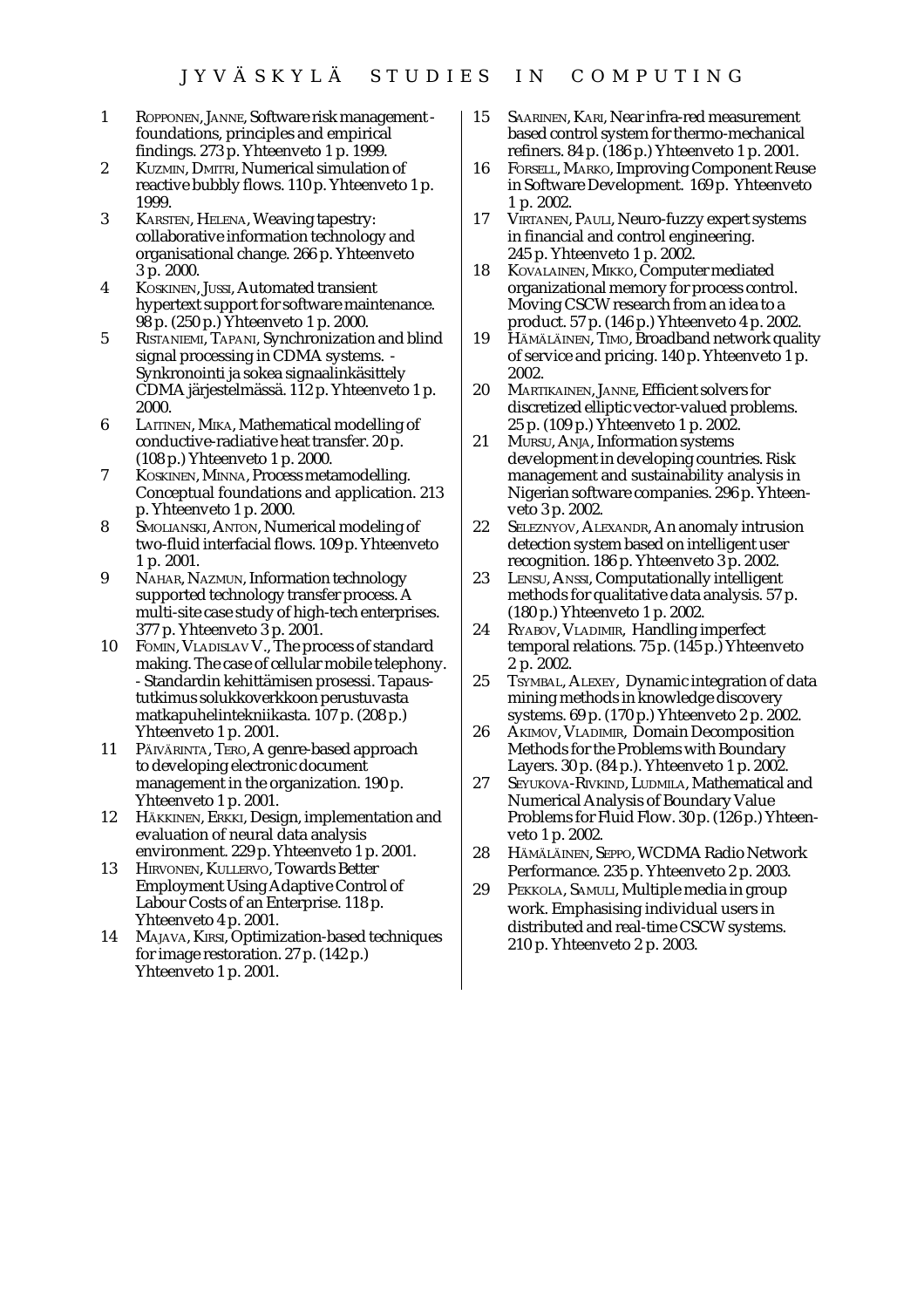# JYVÄSKYLÄ STUDIES IN COMPUTING

1 ROPPONEN, JANNE, Software risk management - foundations, principles and empirical findings. 273 p. Yhteenveto 1 p. 1999.
2 KUZMIN, DMITRI, Numerical simulation of reactive bubbly flows. 110 p. Yhteenveto 1 p. 1999.
3 KARSTEN, HELENA, Weaving tapestry: collaborative information technology and organisational change. 266 p. Yhteenveto 3 p. 2000.
4 KOSKINEN, JUSSI, Automated transient hypertext support for software maintenance. 98 p. (250 p.) Yhteenveto 1 p. 2000.
5 RISTANIEMI, TAPANI, Synchronization and blind signal processing in CDMA systems. - Synkronointi ja sokea signaalinkäsittely CDMA järjestelmässä. 112 p. Yhteenveto 1 p. 2000.
6 LAITINEN, MIKA, Mathematical modelling of conductive-radiative heat transfer. 20 p. (108 p.) Yhteenveto 1 p. 2000.
7 KOSKINEN, MINNA, Process metamodelling. Conceptual foundations and application. 213 p. Yhteenveto 1 p. 2000.
8 SMOLIANSKI, ANTON, Numerical modeling of two-fluid interfacial flows. 109 p. Yhteenveto 1 p. 2001.
9 NAHAR, NAZMUN, Information technology supported technology transfer process. A multi-site case study of high-tech enterprises. 377 p. Yhteenveto 3 p. 2001.
10 FOMIN, VLADISLAV V., The process of standard making. The case of cellular mobile telephony. - Standardin kehittämisen prosessi. Tapaustutkimus solukkoverkkoon perustuvasta matkapuhelintekniikasta. 107 p. (208 p.) Yhteenveto 1 p. 2001.
11 PÄIVÄRINTA, TERO, A genre-based approach to developing electronic document management in the organization. 190 p. Yhteenveto 1 p. 2001.
12 HÄKKINEN, ERKKI, Design, implementation and evaluation of neural data analysis environment. 229 p. Yhteenveto 1 p. 2001.
13 HIRVONEN, KULLERVO, Towards Better Employment Using Adaptive Control of Labour Costs of an Enterprise. 118 p. Yhteenveto 4 p. 2001.
14 MAJAVA, KIRSI, Optimization-based techniques for image restoration. 27 p. (142 p.) Yhteenveto 1 p. 2001.
15 SAARINEN, KARI, Near infra-red measurement based control system for thermo-mechanical refiners. 84 p. (186 p.) Yhteenveto 1 p. 2001.
16 FORSELL, MARKO, Improving Component Reuse in Software Development. 169 p. Yhteenveto 1 p. 2002.
17 VIRTANEN, PAULI, Neuro-fuzzy expert systems in financial and control engineering. 245 p. Yhteenveto 1 p. 2002.
18 KOVALAINEN, MIKKO, Computer mediated organizational memory for process control. Moving CSCW research from an idea to a product. 57 p. (146 p.) Yhteenveto 4 p. 2002.
19 HÄMÄLÄINEN, TIMO, Broadband network quality of service and pricing. 140 p. Yhteenveto 1 p. 2002.
20 MARTIKAINEN, JANNE, Efficient solvers for discretized elliptic vector-valued problems. 25 p. (109 p.) Yhteenveto 1 p. 2002.
21 MURSU, ANJA, Information systems development in developing countries. Risk management and sustainability analysis in Nigerian software companies. 296 p. Yhteenveto 3 p. 2002.
22 SELEZNYOV, ALEXANDR, An anomaly intrusion detection system based on intelligent user recognition. 186 p. Yhteenveto 3 p. 2002.
23 LENSU, ANSSI, Computationally intelligent methods for qualitative data analysis. 57 p. (180 p.) Yhteenveto 1 p. 2002.
24 RYABOV, VLADIMIR, Handling imperfect temporal relations. 75 p. (145 p.) Yhteenveto 2 p. 2002.
25 TSYMBAL, ALEXEY, Dynamic integration of data mining methods in knowledge discovery systems. 69 p. (170 p.) Yhteenveto 2 p. 2002.
26 AKIMOV, VLADIMIR, Domain Decomposition Methods for the Problems with Boundary Layers. 30 p. (84 p.). Yhteenveto 1 p. 2002.
27 SEYUKOVA-RIVKIND, LUDMILA, Mathematical and Numerical Analysis of Boundary Value Problems for Fluid Flow. 30 p. (126 p.) Yhteenveto 1 p. 2002.
28 HÄMÄLÄINEN, SEPPO, WCDMA Radio Network Performance. 235 p. Yhteenveto 2 p. 2003.
29 PEKKOLA, SAMULI, Multiple media in group work. Emphasising individual users in distributed and real-time CSCW systems. 210 p. Yhteenveto 2 p. 2003.